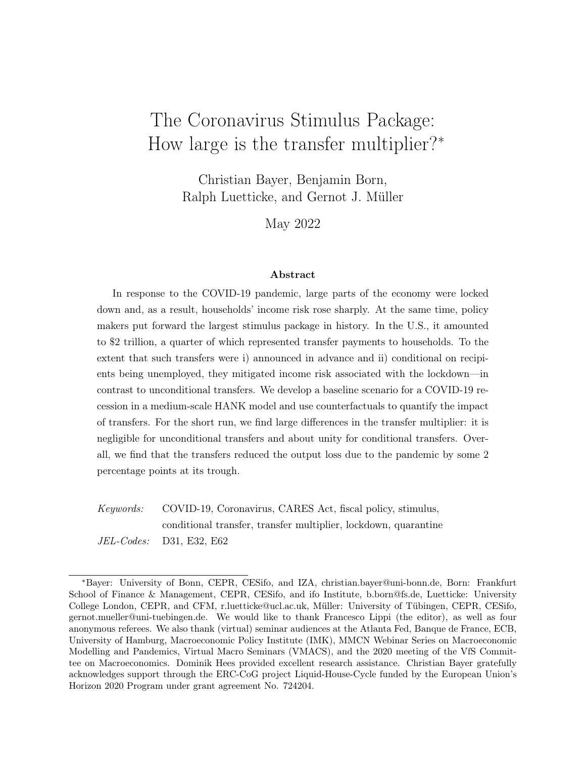# The Coronavirus Stimulus Package: How large is the transfer multiplier?*

Christian Bayer, Benjamin Born, Ralph Luetticke, and Gernot J. Müller

May 2022

## Abstract

In response to the COVID-19 pandemic, large parts of the economy were locked down and, as a result, households' income risk rose sharply. At the same time, policy makers put forward the largest stimulus package in history. In the U.S., it amounted to \$2 trillion, a quarter of which represented transfer payments to households. To the extent that such transfers were i) announced in advance and ii) conditional on recipients being unemployed, they mitigated income risk associated with the lockdown—in contrast to unconditional transfers. We develop a baseline scenario for a COVID-19 recession in a medium-scale HANK model and use counterfactuals to quantify the impact of transfers. For the short run, we find large differences in the transfer multiplier: it is negligible for unconditional transfers and about unity for conditional transfers. Overall, we find that the transfers reduced the output loss due to the pandemic by some 2 percentage points at its trough.

*Keywords:* COVID-19, Coronavirus, CARES Act, fiscal policy, stimulus, conditional transfer, transfer multiplier, lockdown, quarantine

*JEL-Codes:* D31, E32, E62

---

*Bayer: University of Bonn, CEPR, CESifo, and IZA, christian.bayer@uni-bonn.de, Born: Frankfurt School of Finance & Management, CEPR, CESifo, and ifo Institute, b.born@fs.de, Luetticke: University College London, CEPR, and CFM, r.luetticke@ucl.ac.uk, Müller: University of Tübingen, CEPR, CESifo, gernot.mueller@uni-tuebingen.de. We would like to thank Francesco Lippi (the editor), as well as four anonymous referees. We also thank (virtual) seminar audiences at the Atlanta Fed, Banque de France, ECB, University of Hamburg, Macroeconomic Policy Institute (IMK), MMCN Webinar Series on Macroeconomic Modelling and Pandemics, Virtual Macro Seminars (VMACS), and the 2020 meeting of the VfS Committee on Macroeconomics. Dominik Hees provided excellent research assistance. Christian Bayer gratefully acknowledges support through the ERC-CoG project Liquid-House-Cycle funded by the European Union's Horizon 2020 Program under grant agreement No. 724204.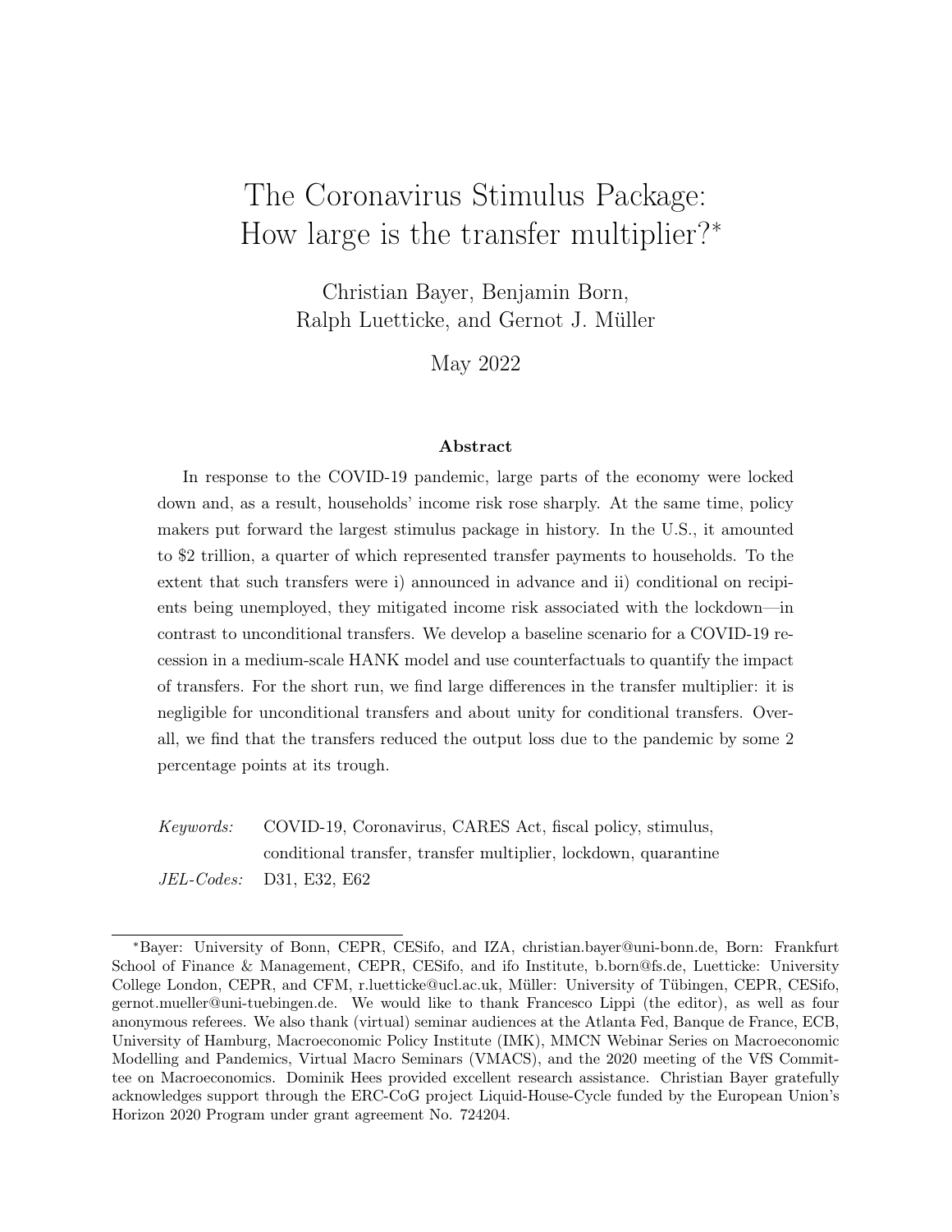# The Coronavirus Stimulus Package: How large is the transfer multiplier?*

Christian Bayer, Benjamin Born, Ralph Luetticke, and Gernot J. Müller

May 2022

### Abstract

In response to the COVID-19 pandemic, large parts of the economy were locked down and, as a result, households' income risk rose sharply. At the same time, policy makers put forward the largest stimulus package in history. In the U.S., it amounted to $2 trillion, a quarter of which represented transfer payments to households. To the extent that such transfers were i) announced in advance and ii) conditional on recipients being unemployed, they mitigated income risk associated with the lockdown—in contrast to unconditional transfers. We develop a baseline scenario for a COVID-19 recession in a medium-scale HANK model and use counterfactuals to quantify the impact of transfers. For the short run, we find large differences in the transfer multiplier: it is negligible for unconditional transfers and about unity for conditional transfers. Overall, we find that the transfers reduced the output loss due to the pandemic by some 2 percentage points at its trough.

*Keywords:* COVID-19, Coronavirus, CARES Act, fiscal policy, stimulus, conditional transfer, transfer multiplier, lockdown, quarantine

*JEL-Codes:* D31, E32, E62

---

*Bayer: University of Bonn, CEPR, CESifo, and IZA, christian.bayer@uni-bonn.de, Born: Frankfurt School of Finance & Management, CEPR, CESifo, and ifo Institute, b.born@fs.de, Luetticke: University College London, CEPR, and CFM, r.luetticke@ucl.ac.uk, Müller: University of Tübingen, CEPR, CESifo, gernot.mueller@uni-tuebingen.de. We would like to thank Francesco Lippi (the editor), as well as four anonymous referees. We also thank (virtual) seminar audiences at the Atlanta Fed, Banque de France, ECB, University of Hamburg, Macroeconomic Policy Institute (IMK), MMCN Webinar Series on Macroeconomic Modelling and Pandemics, Virtual Macro Seminars (VMACS), and the 2020 meeting of the VfS Committee on Macroeconomics. Dominik Hees provided excellent research assistance. Christian Bayer gratefully acknowledges support through the ERC-CoG project Liquid-House-Cycle funded by the European Union's Horizon 2020 Program under grant agreement No. 724204.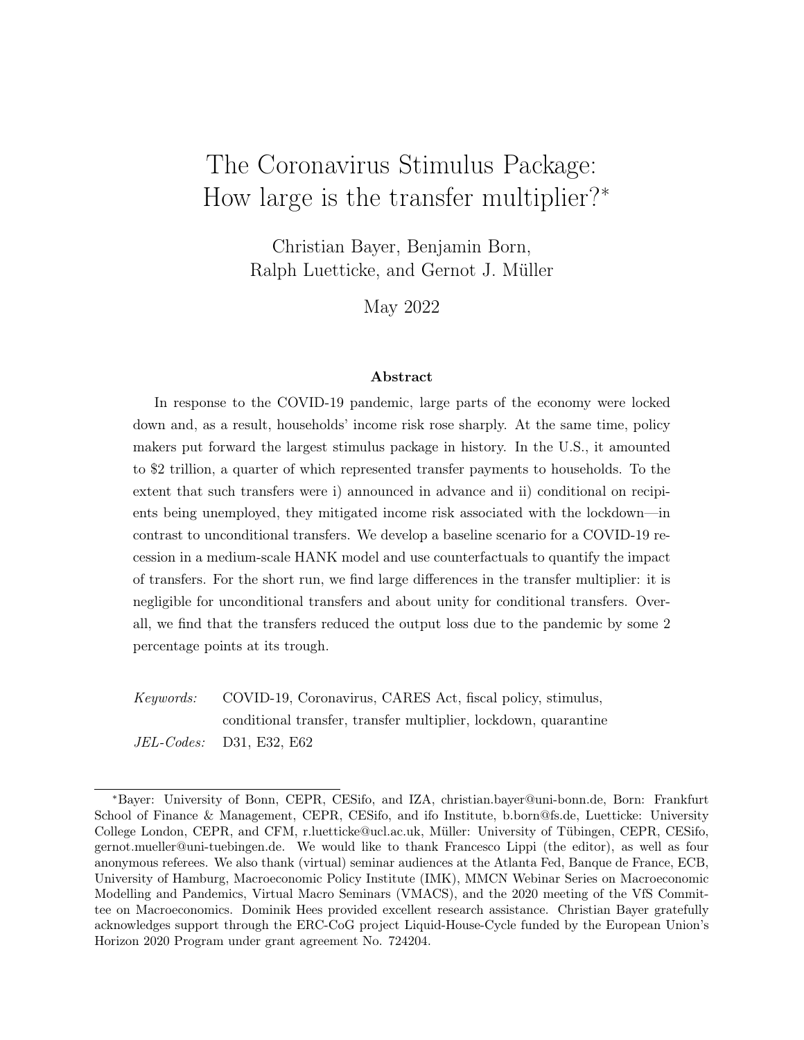# The Coronavirus Stimulus Package: How large is the transfer multiplier?*

Christian Bayer, Benjamin Born,
Ralph Luetticke, and Gernot J. Müller

May 2022

## Abstract

In response to the COVID-19 pandemic, large parts of the economy were locked down and, as a result, households' income risk rose sharply. At the same time, policy makers put forward the largest stimulus package in history. In the U.S., it amounted to $2 trillion, a quarter of which represented transfer payments to households. To the extent that such transfers were i) announced in advance and ii) conditional on recipients being unemployed, they mitigated income risk associated with the lockdown—in contrast to unconditional transfers. We develop a baseline scenario for a COVID-19 recession in a medium-scale HANK model and use counterfactuals to quantify the impact of transfers. For the short run, we find large differences in the transfer multiplier: it is negligible for unconditional transfers and about unity for conditional transfers. Overall, we find that the transfers reduced the output loss due to the pandemic by some 2 percentage points at its trough.

*Keywords:* COVID-19, Coronavirus, CARES Act, fiscal policy, stimulus, conditional transfer, transfer multiplier, lockdown, quarantine

*JEL-Codes:* D31, E32, E62

---

*Bayer: University of Bonn, CEPR, CESifo, and IZA, christian.bayer@uni-bonn.de, Born: Frankfurt School of Finance & Management, CEPR, CESifo, and ifo Institute, b.born@fs.de, Luetticke: University College London, CEPR, and CFM, r.luetticke@ucl.ac.uk, Müller: University of Tübingen, CEPR, CESifo, gernot.mueller@uni-tuebingen.de. We would like to thank Francesco Lippi (the editor), as well as four anonymous referees. We also thank (virtual) seminar audiences at the Atlanta Fed, Banque de France, ECB, University of Hamburg, Macroeconomic Policy Institute (IMK), MMCN Webinar Series on Macroeconomic Modelling and Pandemics, Virtual Macro Seminars (VMACS), and the 2020 meeting of the VfS Committee on Macroeconomics. Dominik Hees provided excellent research assistance. Christian Bayer gratefully acknowledges support through the ERC-CoG project Liquid-House-Cycle funded by the European Union's Horizon 2020 Program under grant agreement No. 724204.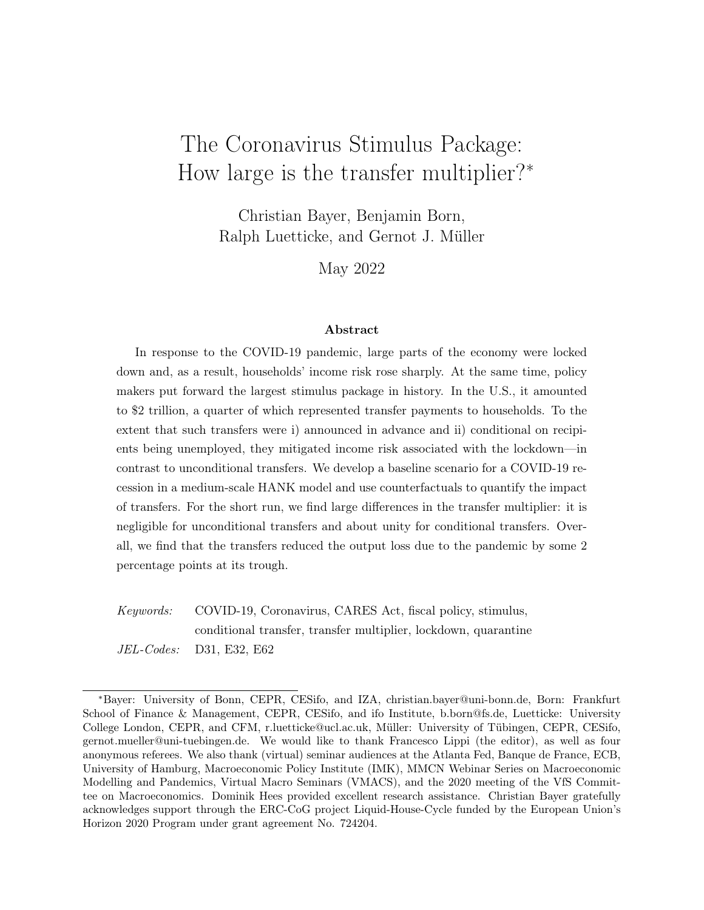# The Coronavirus Stimulus Package: How large is the transfer multiplier?*

Christian Bayer, Benjamin Born, Ralph Luetticke, and Gernot J. Müller

May 2022

### Abstract

In response to the COVID-19 pandemic, large parts of the economy were locked down and, as a result, households' income risk rose sharply. At the same time, policy makers put forward the largest stimulus package in history. In the U.S., it amounted to \$2 trillion, a quarter of which represented transfer payments to households. To the extent that such transfers were i) announced in advance and ii) conditional on recipients being unemployed, they mitigated income risk associated with the lockdown—in contrast to unconditional transfers. We develop a baseline scenario for a COVID-19 recession in a medium-scale HANK model and use counterfactuals to quantify the impact of transfers. For the short run, we find large differences in the transfer multiplier: it is negligible for unconditional transfers and about unity for conditional transfers. Overall, we find that the transfers reduced the output loss due to the pandemic by some 2 percentage points at its trough.

*Keywords:* COVID-19, Coronavirus, CARES Act, fiscal policy, stimulus, conditional transfer, transfer multiplier, lockdown, quarantine

*JEL-Codes:* D31, E32, E62

---

*Bayer: University of Bonn, CEPR, CESifo, and IZA, christian.bayer@uni-bonn.de, Born: Frankfurt School of Finance & Management, CEPR, CESifo, and ifo Institute, b.born@fs.de, Luetticke: University College London, CEPR, and CFM, r.luetticke@ucl.ac.uk, Müller: University of Tübingen, CEPR, CESifo, gernot.mueller@uni-tuebingen.de. We would like to thank Francesco Lippi (the editor), as well as four anonymous referees. We also thank (virtual) seminar audiences at the Atlanta Fed, Banque de France, ECB, University of Hamburg, Macroeconomic Policy Institute (IMK), MMCN Webinar Series on Macroeconomic Modelling and Pandemics, Virtual Macro Seminars (VMACS), and the 2020 meeting of the VfS Committee on Macroeconomics. Dominik Hees provided excellent research assistance. Christian Bayer gratefully acknowledges support through the ERC-CoG project Liquid-House-Cycle funded by the European Union's Horizon 2020 Program under grant agreement No. 724204.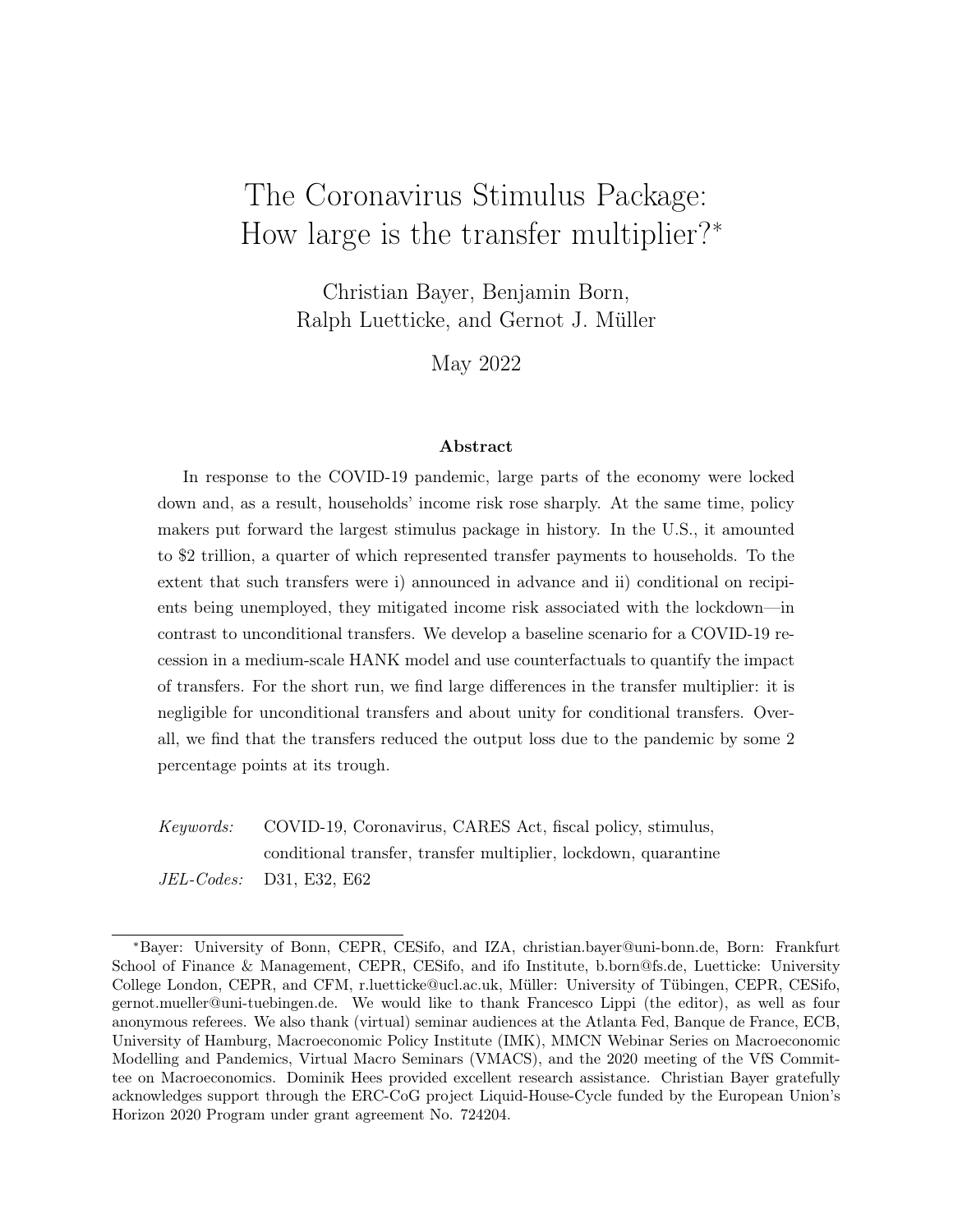# The Coronavirus Stimulus Package: How large is the transfer multiplier?*

Christian Bayer, Benjamin Born,
Ralph Luetticke, and Gernot J. Müller

May 2022

### Abstract

In response to the COVID-19 pandemic, large parts of the economy were locked down and, as a result, households' income risk rose sharply. At the same time, policy makers put forward the largest stimulus package in history. In the U.S., it amounted to \$2 trillion, a quarter of which represented transfer payments to households. To the extent that such transfers were i) announced in advance and ii) conditional on recipients being unemployed, they mitigated income risk associated with the lockdown—in contrast to unconditional transfers. We develop a baseline scenario for a COVID-19 recession in a medium-scale HANK model and use counterfactuals to quantify the impact of transfers. For the short run, we find large differences in the transfer multiplier: it is negligible for unconditional transfers and about unity for conditional transfers. Overall, we find that the transfers reduced the output loss due to the pandemic by some 2 percentage points at its trough.

*Keywords:* COVID-19, Coronavirus, CARES Act, fiscal policy, stimulus, conditional transfer, transfer multiplier, lockdown, quarantine

*JEL-Codes:* D31, E32, E62

---

*Bayer: University of Bonn, CEPR, CESifo, and IZA, christian.bayer@uni-bonn.de, Born: Frankfurt School of Finance & Management, CEPR, CESifo, and ifo Institute, b.born@fs.de, Luetticke: University College London, CEPR, and CFM, r.luetticke@ucl.ac.uk, Müller: University of Tübingen, CEPR, CESifo, gernot.mueller@uni-tuebingen.de. We would like to thank Francesco Lippi (the editor), as well as four anonymous referees. We also thank (virtual) seminar audiences at the Atlanta Fed, Banque de France, ECB, University of Hamburg, Macroeconomic Policy Institute (IMK), MMCN Webinar Series on Macroeconomic Modelling and Pandemics, Virtual Macro Seminars (VMACS), and the 2020 meeting of the VfS Committee on Macroeconomics. Dominik Hees provided excellent research assistance. Christian Bayer gratefully acknowledges support through the ERC-CoG project Liquid-House-Cycle funded by the European Union's Horizon 2020 Program under grant agreement No. 724204.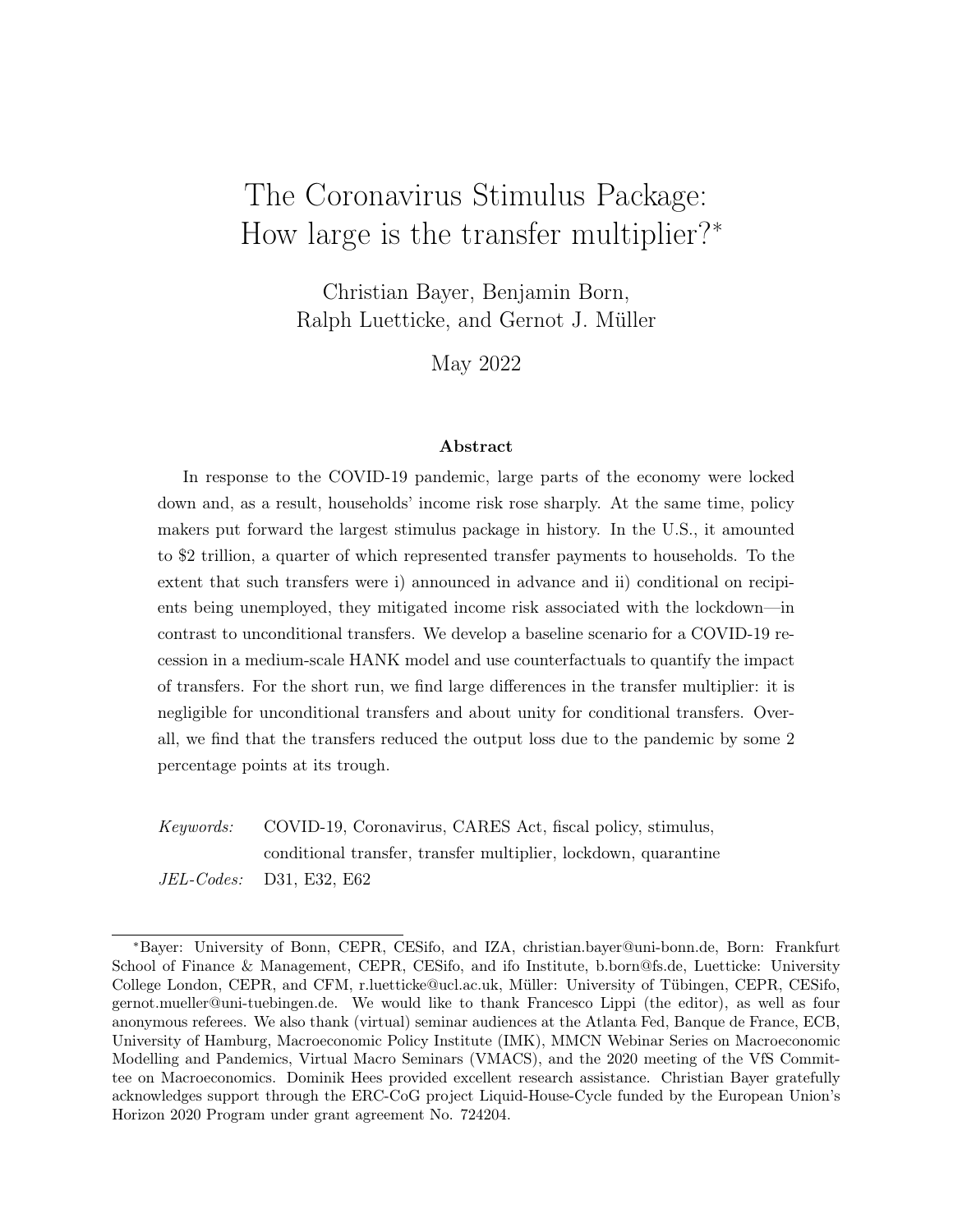# The Coronavirus Stimulus Package: How large is the transfer multiplier?*

Christian Bayer, Benjamin Born, Ralph Luetticke, and Gernot J. Müller

May 2022

### Abstract

In response to the COVID-19 pandemic, large parts of the economy were locked down and, as a result, households' income risk rose sharply. At the same time, policy makers put forward the largest stimulus package in history. In the U.S., it amounted to \$2 trillion, a quarter of which represented transfer payments to households. To the extent that such transfers were i) announced in advance and ii) conditional on recipients being unemployed, they mitigated income risk associated with the lockdown—in contrast to unconditional transfers. We develop a baseline scenario for a COVID-19 recession in a medium-scale HANK model and use counterfactuals to quantify the impact of transfers. For the short run, we find large differences in the transfer multiplier: it is negligible for unconditional transfers and about unity for conditional transfers. Overall, we find that the transfers reduced the output loss due to the pandemic by some 2 percentage points at its trough.

*Keywords:* COVID-19, Coronavirus, CARES Act, fiscal policy, stimulus, conditional transfer, transfer multiplier, lockdown, quarantine

*JEL-Codes:* D31, E32, E62

---

*Bayer: University of Bonn, CEPR, CESifo, and IZA, christian.bayer@uni-bonn.de, Born: Frankfurt School of Finance & Management, CEPR, CESifo, and ifo Institute, b.born@fs.de, Luetticke: University College London, CEPR, and CFM, r.luetticke@ucl.ac.uk, Müller: University of Tübingen, CEPR, CESifo, gernot.mueller@uni-tuebingen.de. We would like to thank Francesco Lippi (the editor), as well as four anonymous referees. We also thank (virtual) seminar audiences at the Atlanta Fed, Banque de France, ECB, University of Hamburg, Macroeconomic Policy Institute (IMK), MMCN Webinar Series on Macroeconomic Modelling and Pandemics, Virtual Macro Seminars (VMACS), and the 2020 meeting of the VfS Committee on Macroeconomics. Dominik Hees provided excellent research assistance. Christian Bayer gratefully acknowledges support through the ERC-CoG project Liquid-House-Cycle funded by the European Union's Horizon 2020 Program under grant agreement No. 724204.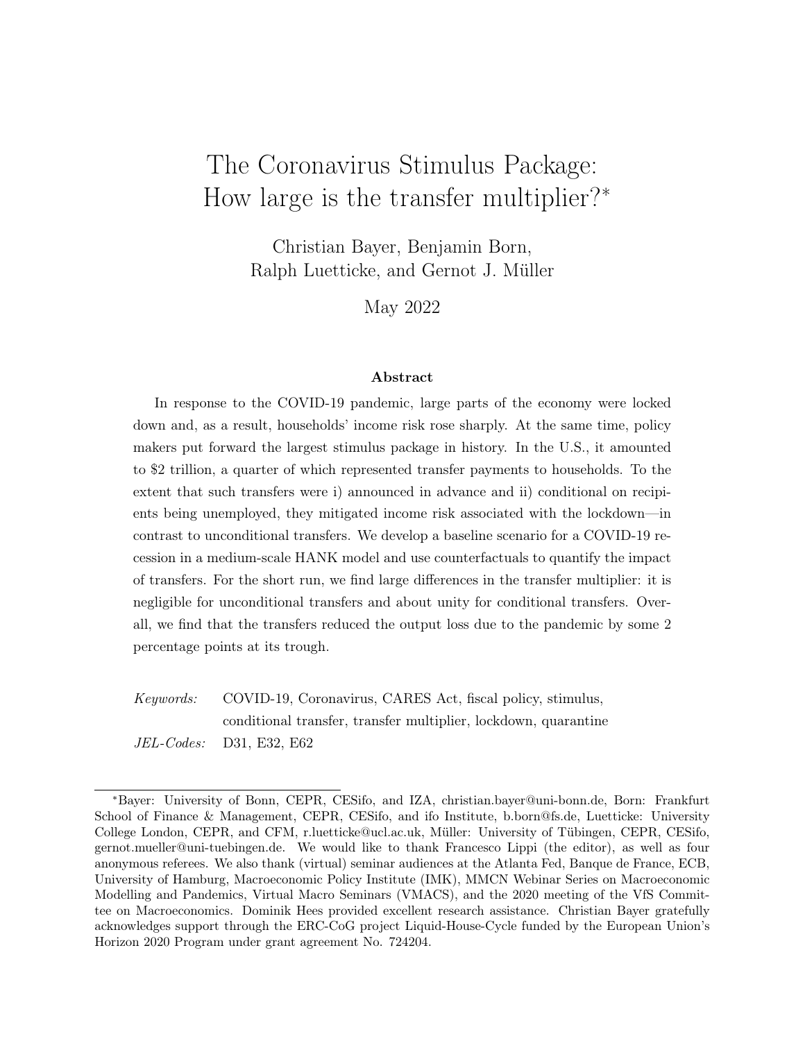# The Coronavirus Stimulus Package: How large is the transfer multiplier?*

Christian Bayer, Benjamin Born, Ralph Luetticke, and Gernot J. Müller

May 2022

### Abstract

In response to the COVID-19 pandemic, large parts of the economy were locked down and, as a result, households' income risk rose sharply. At the same time, policy makers put forward the largest stimulus package in history. In the U.S., it amounted to $2 trillion, a quarter of which represented transfer payments to households. To the extent that such transfers were i) announced in advance and ii) conditional on recipients being unemployed, they mitigated income risk associated with the lockdown—in contrast to unconditional transfers. We develop a baseline scenario for a COVID-19 recession in a medium-scale HANK model and use counterfactuals to quantify the impact of transfers. For the short run, we find large differences in the transfer multiplier: it is negligible for unconditional transfers and about unity for conditional transfers. Overall, we find that the transfers reduced the output loss due to the pandemic by some 2 percentage points at its trough.

*Keywords:* COVID-19, Coronavirus, CARES Act, fiscal policy, stimulus, conditional transfer, transfer multiplier, lockdown, quarantine

*JEL-Codes:* D31, E32, E62

---

*Bayer: University of Bonn, CEPR, CESifo, and IZA, christian.bayer@uni-bonn.de, Born: Frankfurt School of Finance & Management, CEPR, CESifo, and ifo Institute, b.born@fs.de, Luetticke: University College London, CEPR, and CFM, r.luetticke@ucl.ac.uk, Müller: University of Tübingen, CEPR, CESifo, gernot.mueller@uni-tuebingen.de. We would like to thank Francesco Lippi (the editor), as well as four anonymous referees. We also thank (virtual) seminar audiences at the Atlanta Fed, Banque de France, ECB, University of Hamburg, Macroeconomic Policy Institute (IMK), MMCN Webinar Series on Macroeconomic Modelling and Pandemics, Virtual Macro Seminars (VMACS), and the 2020 meeting of the VfS Committee on Macroeconomics. Dominik Hees provided excellent research assistance. Christian Bayer gratefully acknowledges support through the ERC-CoG project Liquid-House-Cycle funded by the European Union's Horizon 2020 Program under grant agreement No. 724204.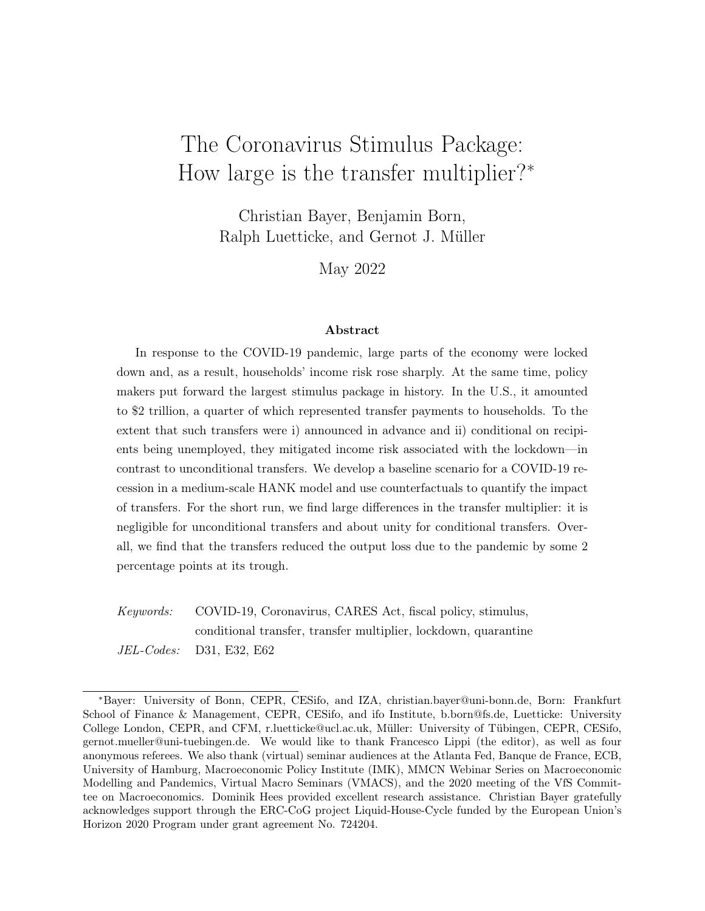// The Coronavirus Stimulus Package:
How large is the transfer multiplier?[*]

Christian Bayer, Benjamin Born,
Ralph Luetticke, and Gernot J. Müller

May 2022

## Abstract

In response to the COVID-19 pandemic, large parts of the economy were locked down and, as a result, households' income risk rose sharply. At the same time, policy makers put forward the largest stimulus package in history. In the U.S., it amounted to $2 trillion, a quarter of which represented transfer payments to households. To the extent that such transfers were i) announced in advance and ii) conditional on recipients being unemployed, they mitigated income risk associated with the lockdown—in contrast to unconditional transfers. We develop a baseline scenario for a COVID-19 recession in a medium-scale HANK model and use counterfactuals to quantify the impact of transfers. For the short run, we find large differences in the transfer multiplier: it is negligible for unconditional transfers and about unity for conditional transfers. Overall, we find that the transfers reduced the output loss due to the pandemic by some 2 percentage points at its trough.

*Keywords:* COVID-19, Coronavirus, CARES Act, fiscal policy, stimulus, conditional transfer, transfer multiplier, lockdown, quarantine

*JEL-Codes:* D31, E32, E62

---

[*]Bayer: University of Bonn, CEPR, CESifo, and IZA, christian.bayer@uni-bonn.de, Born: Frankfurt School of Finance & Management, CEPR, CESifo, and ifo Institute, b.born@fs.de, Luetticke: University College London, CEPR, and CFM, r.luetticke@ucl.ac.uk, Müller: University of Tübingen, CEPR, CESifo, gernot.mueller@uni-tuebingen.de. We would like to thank Francesco Lippi (the editor), as well as four anonymous referees. We also thank (virtual) seminar audiences at the Atlanta Fed, Banque de France, ECB, University of Hamburg, Macroeconomic Policy Institute (IMK), MMCN Webinar Series on Macroeconomic Modelling and Pandemics, Virtual Macro Seminars (VMACS), and the 2020 meeting of the VfS Committee on Macroeconomics. Dominik Hees provided excellent research assistance. Christian Bayer gratefully acknowledges support through the ERC-CoG project Liquid-House-Cycle funded by the European Union's Horizon 2020 Program under grant agreement No. 724204.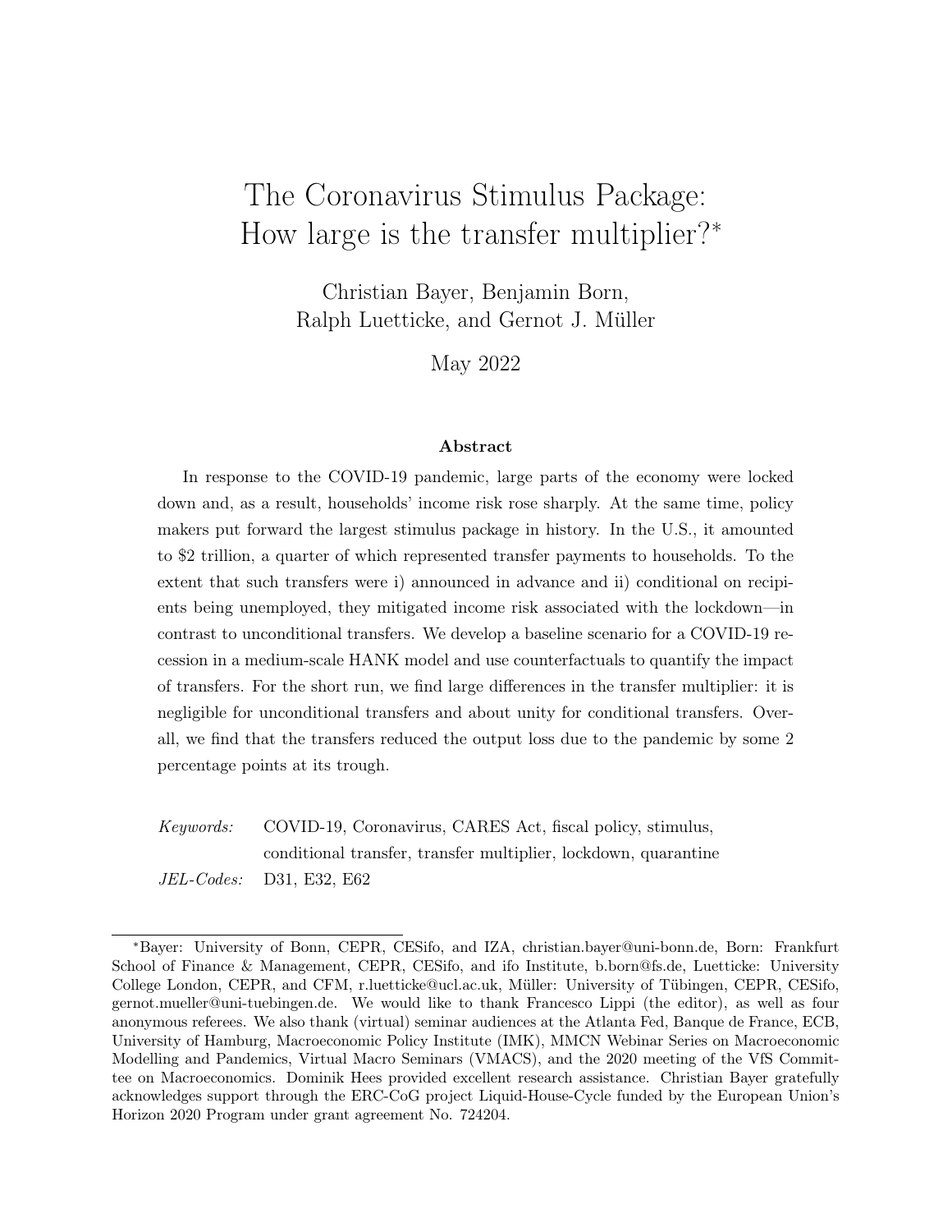# The Coronavirus Stimulus Package: How large is the transfer multiplier?*

Christian Bayer, Benjamin Born, Ralph Luetticke, and Gernot J. Müller

May 2022

### Abstract

In response to the COVID-19 pandemic, large parts of the economy were locked down and, as a result, households' income risk rose sharply. At the same time, policy makers put forward the largest stimulus package in history. In the U.S., it amounted to $2 trillion, a quarter of which represented transfer payments to households. To the extent that such transfers were i) announced in advance and ii) conditional on recipients being unemployed, they mitigated income risk associated with the lockdown—in contrast to unconditional transfers. We develop a baseline scenario for a COVID-19 recession in a medium-scale HANK model and use counterfactuals to quantify the impact of transfers. For the short run, we find large differences in the transfer multiplier: it is negligible for unconditional transfers and about unity for conditional transfers. Overall, we find that the transfers reduced the output loss due to the pandemic by some 2 percentage points at its trough.

*Keywords:* COVID-19, Coronavirus, CARES Act, fiscal policy, stimulus, conditional transfer, transfer multiplier, lockdown, quarantine

*JEL-Codes:* D31, E32, E62

---

*Bayer: University of Bonn, CEPR, CESifo, and IZA, christian.bayer@uni-bonn.de, Born: Frankfurt School of Finance & Management, CEPR, CESifo, and ifo Institute, b.born@fs.de, Luetticke: University College London, CEPR, and CFM, r.luetticke@ucl.ac.uk, Müller: University of Tübingen, CEPR, CESifo, gernot.mueller@uni-tuebingen.de. We would like to thank Francesco Lippi (the editor), as well as four anonymous referees. We also thank (virtual) seminar audiences at the Atlanta Fed, Banque de France, ECB, University of Hamburg, Macroeconomic Policy Institute (IMK), MMCN Webinar Series on Macroeconomic Modelling and Pandemics, Virtual Macro Seminars (VMACS), and the 2020 meeting of the VfS Committee on Macroeconomics. Dominik Hees provided excellent research assistance. Christian Bayer gratefully acknowledges support through the ERC-CoG project Liquid-House-Cycle funded by the European Union's Horizon 2020 Program under grant agreement No. 724204.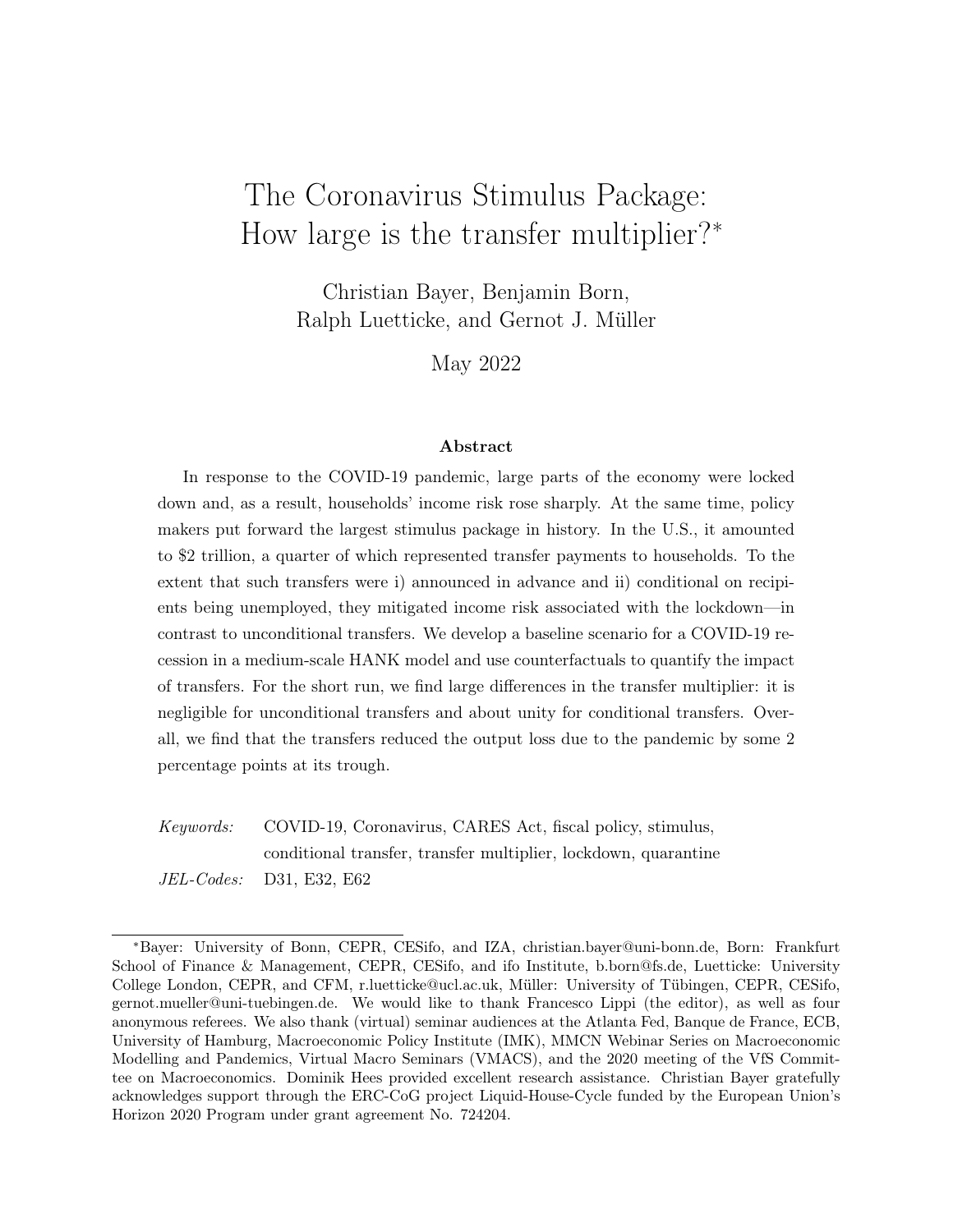# The Coronavirus Stimulus Package: How large is the transfer multiplier?[*]

Christian Bayer, Benjamin Born, Ralph Luetticke, and Gernot J. Müller

May 2022

### Abstract

In response to the COVID-19 pandemic, large parts of the economy were locked down and, as a result, households' income risk rose sharply. At the same time, policy makers put forward the largest stimulus package in history. In the U.S., it amounted to $2 trillion, a quarter of which represented transfer payments to households. To the extent that such transfers were i) announced in advance and ii) conditional on recipients being unemployed, they mitigated income risk associated with the lockdown—in contrast to unconditional transfers. We develop a baseline scenario for a COVID-19 recession in a medium-scale HANK model and use counterfactuals to quantify the impact of transfers. For the short run, we find large differences in the transfer multiplier: it is negligible for unconditional transfers and about unity for conditional transfers. Overall, we find that the transfers reduced the output loss due to the pandemic by some 2 percentage points at its trough.

*Keywords:* COVID-19, Coronavirus, CARES Act, fiscal policy, stimulus, conditional transfer, transfer multiplier, lockdown, quarantine

*JEL-Codes:* D31, E32, E62

---

[*]Bayer: University of Bonn, CEPR, CESifo, and IZA, christian.bayer@uni-bonn.de, Born: Frankfurt School of Finance & Management, CEPR, CESifo, and ifo Institute, b.born@fs.de, Luetticke: University College London, CEPR, and CFM, r.luetticke@ucl.ac.uk, Müller: University of Tübingen, CEPR, CESifo, gernot.mueller@uni-tuebingen.de. We would like to thank Francesco Lippi (the editor), as well as four anonymous referees. We also thank (virtual) seminar audiences at the Atlanta Fed, Banque de France, ECB, University of Hamburg, Macroeconomic Policy Institute (IMK), MMCN Webinar Series on Macroeconomic Modelling and Pandemics, Virtual Macro Seminars (VMACS), and the 2020 meeting of the VfS Committee on Macroeconomics. Dominik Hees provided excellent research assistance. Christian Bayer gratefully acknowledges support through the ERC-CoG project Liquid-House-Cycle funded by the European Union's Horizon 2020 Program under grant agreement No. 724204.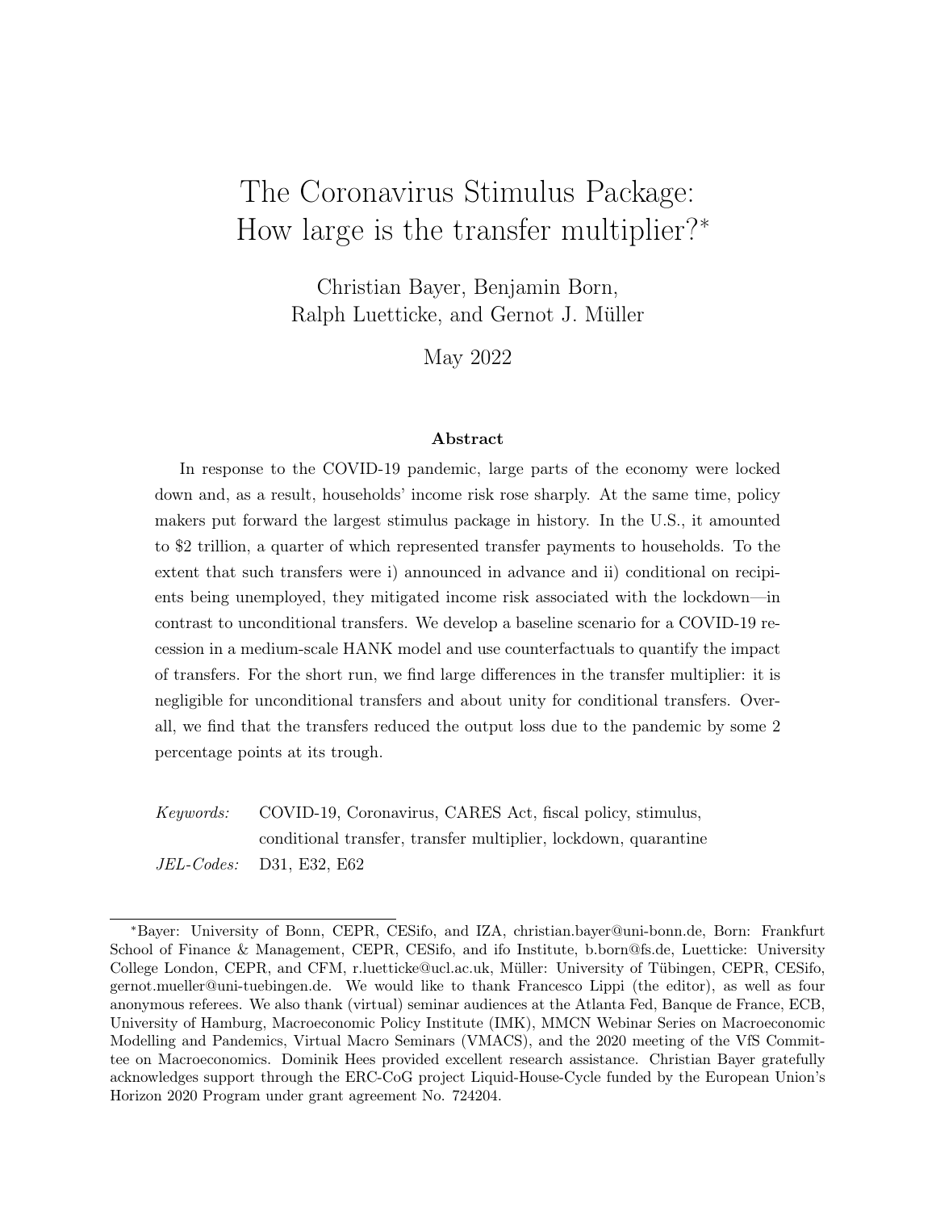# The Coronavirus Stimulus Package: How large is the transfer multiplier?[*]

Christian Bayer, Benjamin Born, Ralph Luetticke, and Gernot J. Müller

May 2022

### Abstract

In response to the COVID-19 pandemic, large parts of the economy were locked down and, as a result, households' income risk rose sharply. At the same time, policy makers put forward the largest stimulus package in history. In the U.S., it amounted to \$2 trillion, a quarter of which represented transfer payments to households. To the extent that such transfers were i) announced in advance and ii) conditional on recipients being unemployed, they mitigated income risk associated with the lockdown—in contrast to unconditional transfers. We develop a baseline scenario for a COVID-19 recession in a medium-scale HANK model and use counterfactuals to quantify the impact of transfers. For the short run, we find large differences in the transfer multiplier: it is negligible for unconditional transfers and about unity for conditional transfers. Overall, we find that the transfers reduced the output loss due to the pandemic by some 2 percentage points at its trough.

*Keywords:* COVID-19, Coronavirus, CARES Act, fiscal policy, stimulus, conditional transfer, transfer multiplier, lockdown, quarantine

*JEL-Codes:* D31, E32, E62

---

[*]Bayer: University of Bonn, CEPR, CESifo, and IZA, christian.bayer@uni-bonn.de, Born: Frankfurt School of Finance & Management, CEPR, CESifo, and ifo Institute, b.born@fs.de, Luetticke: University College London, CEPR, and CFM, r.luetticke@ucl.ac.uk, Müller: University of Tübingen, CEPR, CESifo, gernot.mueller@uni-tuebingen.de. We would like to thank Francesco Lippi (the editor), as well as four anonymous referees. We also thank (virtual) seminar audiences at the Atlanta Fed, Banque de France, ECB, University of Hamburg, Macroeconomic Policy Institute (IMK), MMCN Webinar Series on Macroeconomic Modelling and Pandemics, Virtual Macro Seminars (VMACS), and the 2020 meeting of the VfS Committee on Macroeconomics. Dominik Hees provided excellent research assistance. Christian Bayer gratefully acknowledges support through the ERC-CoG project Liquid-House-Cycle funded by the European Union's Horizon 2020 Program under grant agreement No. 724204.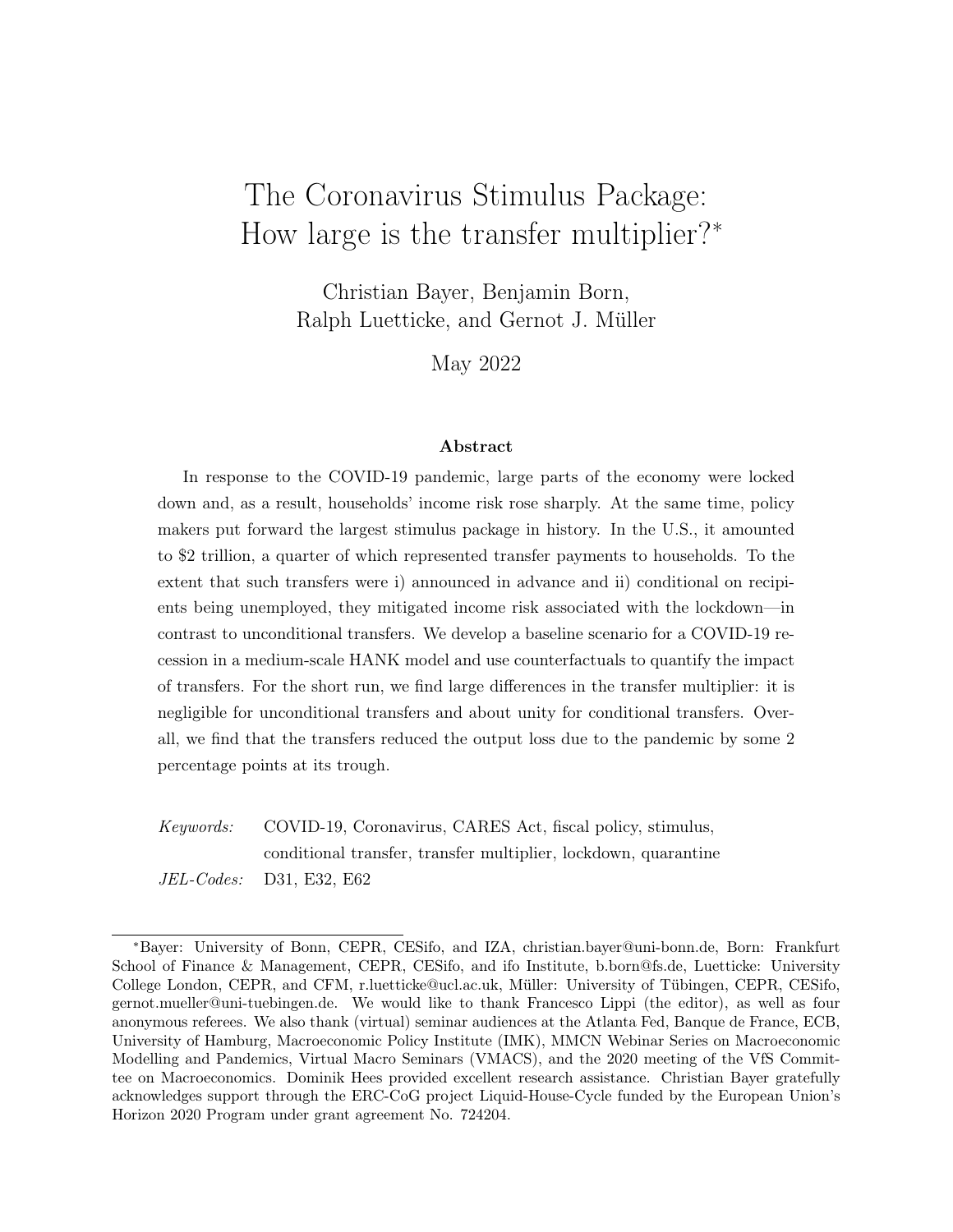# The Coronavirus Stimulus Package: How large is the transfer multiplier?*

Christian Bayer, Benjamin Born, Ralph Luetticke, and Gernot J. Müller

May 2022

### Abstract

In response to the COVID-19 pandemic, large parts of the economy were locked down and, as a result, households' income risk rose sharply. At the same time, policy makers put forward the largest stimulus package in history. In the U.S., it amounted to $2 trillion, a quarter of which represented transfer payments to households. To the extent that such transfers were i) announced in advance and ii) conditional on recipients being unemployed, they mitigated income risk associated with the lockdown—in contrast to unconditional transfers. We develop a baseline scenario for a COVID-19 recession in a medium-scale HANK model and use counterfactuals to quantify the impact of transfers. For the short run, we find large differences in the transfer multiplier: it is negligible for unconditional transfers and about unity for conditional transfers. Overall, we find that the transfers reduced the output loss due to the pandemic by some 2 percentage points at its trough.

*Keywords:* COVID-19, Coronavirus, CARES Act, fiscal policy, stimulus, conditional transfer, transfer multiplier, lockdown, quarantine

*JEL-Codes:* D31, E32, E62

---

*Bayer: University of Bonn, CEPR, CESifo, and IZA, christian.bayer@uni-bonn.de, Born: Frankfurt School of Finance & Management, CEPR, CESifo, and ifo Institute, b.born@fs.de, Luetticke: University College London, CEPR, and CFM, r.luetticke@ucl.ac.uk, Müller: University of Tübingen, CEPR, CESifo, gernot.mueller@uni-tuebingen.de. We would like to thank Francesco Lippi (the editor), as well as four anonymous referees. We also thank (virtual) seminar audiences at the Atlanta Fed, Banque de France, ECB, University of Hamburg, Macroeconomic Policy Institute (IMK), MMCN Webinar Series on Macroeconomic Modelling and Pandemics, Virtual Macro Seminars (VMACS), and the 2020 meeting of the VfS Committee on Macroeconomics. Dominik Hees provided excellent research assistance. Christian Bayer gratefully acknowledges support through the ERC-CoG project Liquid-House-Cycle funded by the European Union's Horizon 2020 Program under grant agreement No. 724204.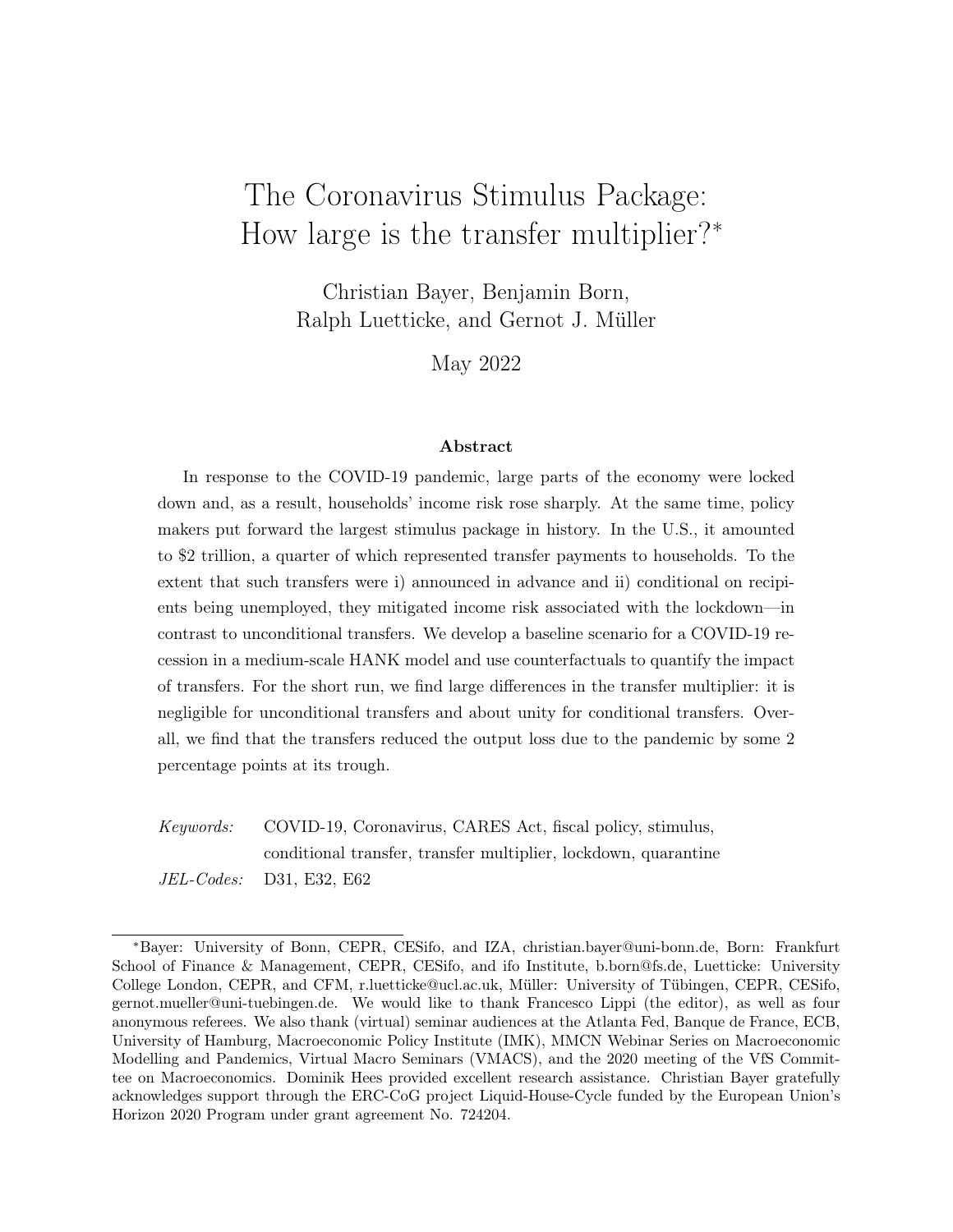# The Coronavirus Stimulus Package: How large is the transfer multiplier?*

Christian Bayer, Benjamin Born, Ralph Luetticke, and Gernot J. Müller

May 2022

## Abstract

In response to the COVID-19 pandemic, large parts of the economy were locked down and, as a result, households' income risk rose sharply. At the same time, policy makers put forward the largest stimulus package in history. In the U.S., it amounted to $2 trillion, a quarter of which represented transfer payments to households. To the extent that such transfers were i) announced in advance and ii) conditional on recipients being unemployed, they mitigated income risk associated with the lockdown—in contrast to unconditional transfers. We develop a baseline scenario for a COVID-19 recession in a medium-scale HANK model and use counterfactuals to quantify the impact of transfers. For the short run, we find large differences in the transfer multiplier: it is negligible for unconditional transfers and about unity for conditional transfers. Overall, we find that the transfers reduced the output loss due to the pandemic by some 2 percentage points at its trough.

*Keywords:* COVID-19, Coronavirus, CARES Act, fiscal policy, stimulus, conditional transfer, transfer multiplier, lockdown, quarantine

*JEL-Codes:* D31, E32, E62

---

*Bayer: University of Bonn, CEPR, CESifo, and IZA, christian.bayer@uni-bonn.de, Born: Frankfurt School of Finance & Management, CEPR, CESifo, and ifo Institute, b.born@fs.de, Luetticke: University College London, CEPR, and CFM, r.luetticke@ucl.ac.uk, Müller: University of Tübingen, CEPR, CESifo, gernot.mueller@uni-tuebingen.de. We would like to thank Francesco Lippi (the editor), as well as four anonymous referees. We also thank (virtual) seminar audiences at the Atlanta Fed, Banque de France, ECB, University of Hamburg, Macroeconomic Policy Institute (IMK), MMCN Webinar Series on Macroeconomic Modelling and Pandemics, Virtual Macro Seminars (VMACS), and the 2020 meeting of the VfS Committee on Macroeconomics. Dominik Hees provided excellent research assistance. Christian Bayer gratefully acknowledges support through the ERC-CoG project Liquid-House-Cycle funded by the European Union's Horizon 2020 Program under grant agreement No. 724204.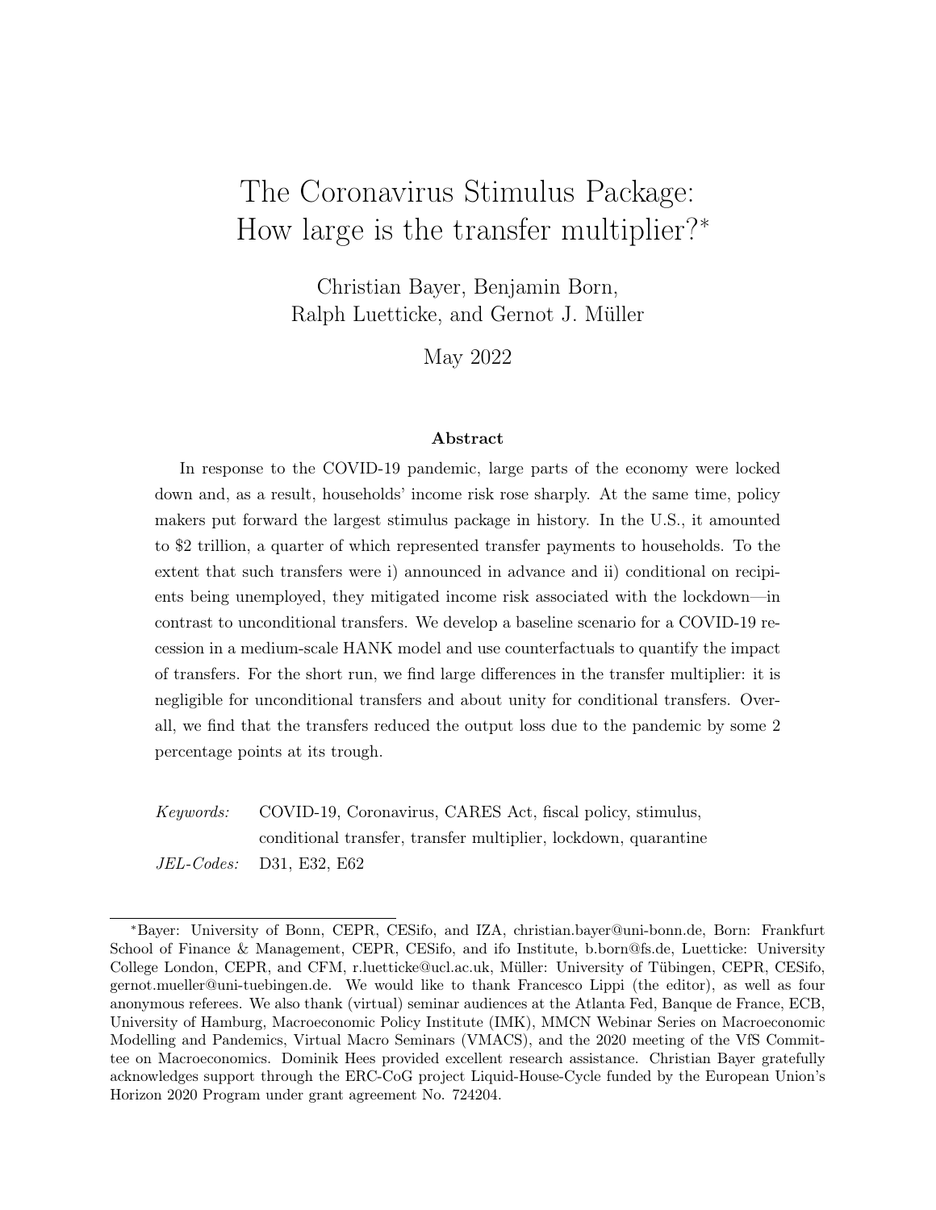# The Coronavirus Stimulus Package: How large is the transfer multiplier?*

Christian Bayer, Benjamin Born, Ralph Luetticke, and Gernot J. Müller

May 2022

### Abstract

In response to the COVID-19 pandemic, large parts of the economy were locked down and, as a result, households' income risk rose sharply. At the same time, policy makers put forward the largest stimulus package in history. In the U.S., it amounted to \$2 trillion, a quarter of which represented transfer payments to households. To the extent that such transfers were i) announced in advance and ii) conditional on recipients being unemployed, they mitigated income risk associated with the lockdown—in contrast to unconditional transfers. We develop a baseline scenario for a COVID-19 recession in a medium-scale HANK model and use counterfactuals to quantify the impact of transfers. For the short run, we find large differences in the transfer multiplier: it is negligible for unconditional transfers and about unity for conditional transfers. Overall, we find that the transfers reduced the output loss due to the pandemic by some 2 percentage points at its trough.

*Keywords:* COVID-19, Coronavirus, CARES Act, fiscal policy, stimulus, conditional transfer, transfer multiplier, lockdown, quarantine

*JEL-Codes:* D31, E32, E62

---

*Bayer: University of Bonn, CEPR, CESifo, and IZA, christian.bayer@uni-bonn.de, Born: Frankfurt School of Finance & Management, CEPR, CESifo, and ifo Institute, b.born@fs.de, Luetticke: University College London, CEPR, and CFM, r.luetticke@ucl.ac.uk, Müller: University of Tübingen, CEPR, CESifo, gernot.mueller@uni-tuebingen.de. We would like to thank Francesco Lippi (the editor), as well as four anonymous referees. We also thank (virtual) seminar audiences at the Atlanta Fed, Banque de France, ECB, University of Hamburg, Macroeconomic Policy Institute (IMK), MMCN Webinar Series on Macroeconomic Modelling and Pandemics, Virtual Macro Seminars (VMACS), and the 2020 meeting of the VfS Committee on Macroeconomics. Dominik Hees provided excellent research assistance. Christian Bayer gratefully acknowledges support through the ERC-CoG project Liquid-House-Cycle funded by the European Union's Horizon 2020 Program under grant agreement No. 724204.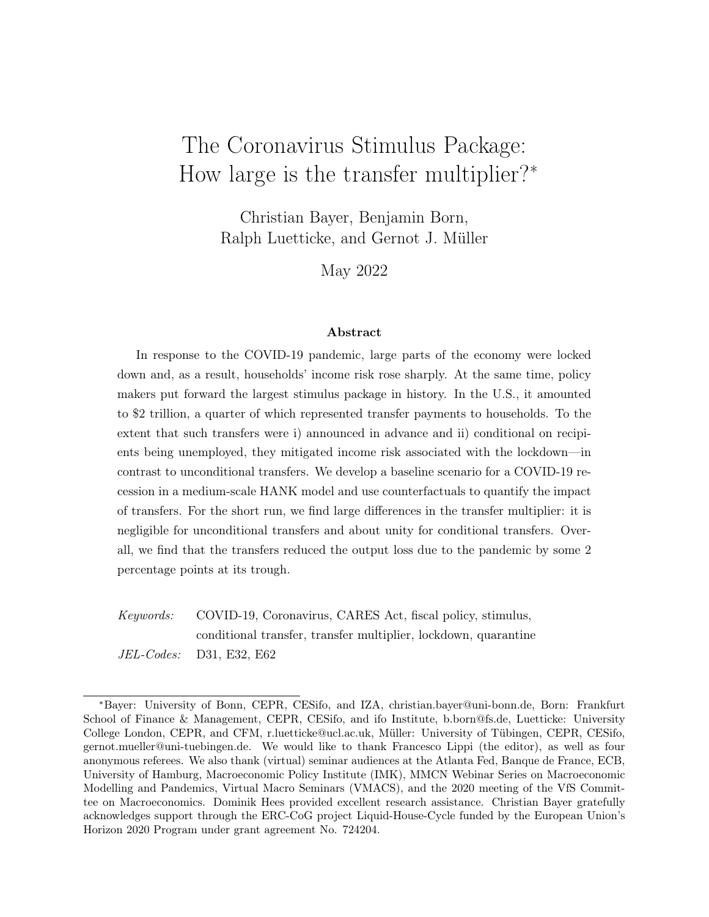# The Coronavirus Stimulus Package: How large is the transfer multiplier?*

Christian Bayer, Benjamin Born, Ralph Luetticke, and Gernot J. Müller

May 2022

### Abstract

In response to the COVID-19 pandemic, large parts of the economy were locked down and, as a result, households' income risk rose sharply. At the same time, policy makers put forward the largest stimulus package in history. In the U.S., it amounted to \$2 trillion, a quarter of which represented transfer payments to households. To the extent that such transfers were i) announced in advance and ii) conditional on recipients being unemployed, they mitigated income risk associated with the lockdown—in contrast to unconditional transfers. We develop a baseline scenario for a COVID-19 recession in a medium-scale HANK model and use counterfactuals to quantify the impact of transfers. For the short run, we find large differences in the transfer multiplier: it is negligible for unconditional transfers and about unity for conditional transfers. Overall, we find that the transfers reduced the output loss due to the pandemic by some 2 percentage points at its trough.

*Keywords:* COVID-19, Coronavirus, CARES Act, fiscal policy, stimulus, conditional transfer, transfer multiplier, lockdown, quarantine

*JEL-Codes:* D31, E32, E62

---

*Bayer: University of Bonn, CEPR, CESifo, and IZA, christian.bayer@uni-bonn.de, Born: Frankfurt School of Finance & Management, CEPR, CESifo, and ifo Institute, b.born@fs.de, Luetticke: University College London, CEPR, and CFM, r.luetticke@ucl.ac.uk, Müller: University of Tübingen, CEPR, CESifo, gernot.mueller@uni-tuebingen.de. We would like to thank Francesco Lippi (the editor), as well as four anonymous referees. We also thank (virtual) seminar audiences at the Atlanta Fed, Banque de France, ECB, University of Hamburg, Macroeconomic Policy Institute (IMK), MMCN Webinar Series on Macroeconomic Modelling and Pandemics, Virtual Macro Seminars (VMACS), and the 2020 meeting of the VfS Committee on Macroeconomics. Dominik Hees provided excellent research assistance. Christian Bayer gratefully acknowledges support through the ERC-CoG project Liquid-House-Cycle funded by the European Union's Horizon 2020 Program under grant agreement No. 724204.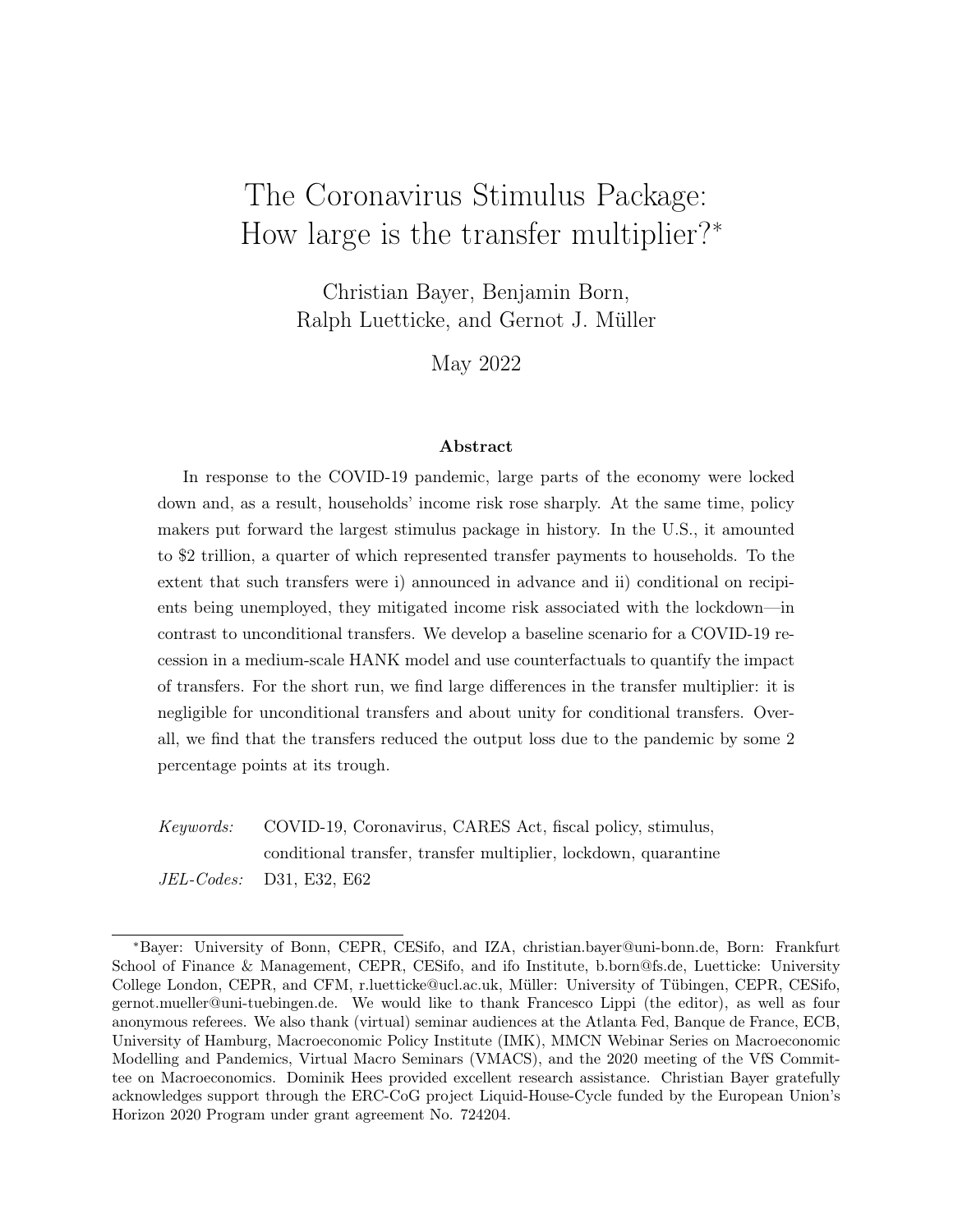# The Coronavirus Stimulus Package: How large is the transfer multiplier?*

Christian Bayer, Benjamin Born, Ralph Luetticke, and Gernot J. Müller

May 2022

### Abstract

In response to the COVID-19 pandemic, large parts of the economy were locked down and, as a result, households' income risk rose sharply. At the same time, policy makers put forward the largest stimulus package in history. In the U.S., it amounted to $2 trillion, a quarter of which represented transfer payments to households. To the extent that such transfers were i) announced in advance and ii) conditional on recipients being unemployed, they mitigated income risk associated with the lockdown—in contrast to unconditional transfers. We develop a baseline scenario for a COVID-19 recession in a medium-scale HANK model and use counterfactuals to quantify the impact of transfers. For the short run, we find large differences in the transfer multiplier: it is negligible for unconditional transfers and about unity for conditional transfers. Overall, we find that the transfers reduced the output loss due to the pandemic by some 2 percentage points at its trough.

*Keywords:* COVID-19, Coronavirus, CARES Act, fiscal policy, stimulus, conditional transfer, transfer multiplier, lockdown, quarantine

*JEL-Codes:* D31, E32, E62

---

*Bayer: University of Bonn, CEPR, CESifo, and IZA, christian.bayer@uni-bonn.de, Born: Frankfurt School of Finance & Management, CEPR, CESifo, and ifo Institute, b.born@fs.de, Luetticke: University College London, CEPR, and CFM, r.luetticke@ucl.ac.uk, Müller: University of Tübingen, CEPR, CESifo, gernot.mueller@uni-tuebingen.de. We would like to thank Francesco Lippi (the editor), as well as four anonymous referees. We also thank (virtual) seminar audiences at the Atlanta Fed, Banque de France, ECB, University of Hamburg, Macroeconomic Policy Institute (IMK), MMCN Webinar Series on Macroeconomic Modelling and Pandemics, Virtual Macro Seminars (VMACS), and the 2020 meeting of the VfS Committee on Macroeconomics. Dominik Hees provided excellent research assistance. Christian Bayer gratefully acknowledges support through the ERC-CoG project Liquid-House-Cycle funded by the European Union's Horizon 2020 Program under grant agreement No. 724204.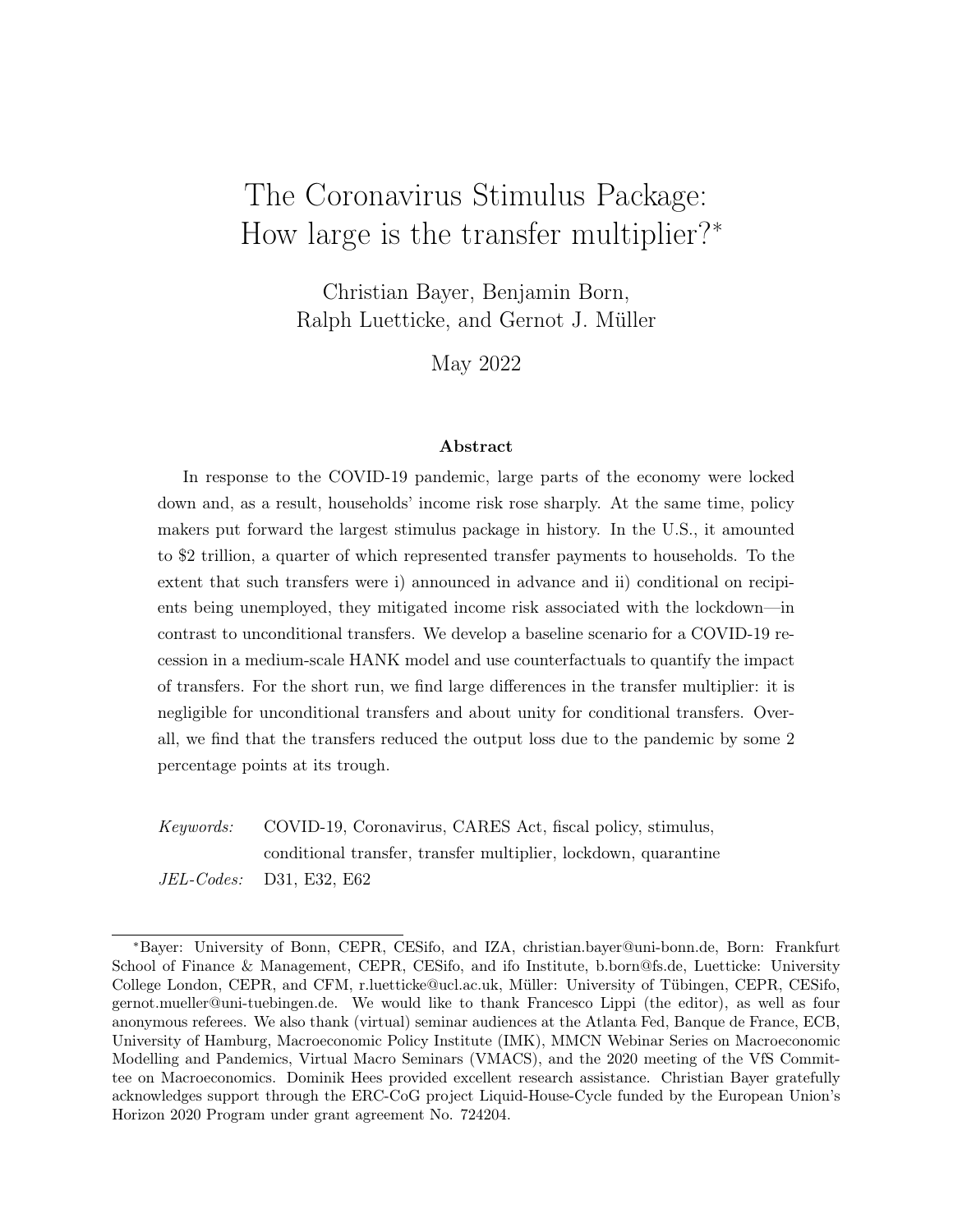# The Coronavirus Stimulus Package: How large is the transfer multiplier?*

Christian Bayer, Benjamin Born, Ralph Luetticke, and Gernot J. Müller

May 2022

### Abstract

In response to the COVID-19 pandemic, large parts of the economy were locked down and, as a result, households' income risk rose sharply. At the same time, policy makers put forward the largest stimulus package in history. In the U.S., it amounted to \$2 trillion, a quarter of which represented transfer payments to households. To the extent that such transfers were i) announced in advance and ii) conditional on recipients being unemployed, they mitigated income risk associated with the lockdown—in contrast to unconditional transfers. We develop a baseline scenario for a COVID-19 recession in a medium-scale HANK model and use counterfactuals to quantify the impact of transfers. For the short run, we find large differences in the transfer multiplier: it is negligible for unconditional transfers and about unity for conditional transfers. Overall, we find that the transfers reduced the output loss due to the pandemic by some 2 percentage points at its trough.

*Keywords:* COVID-19, Coronavirus, CARES Act, fiscal policy, stimulus, conditional transfer, transfer multiplier, lockdown, quarantine

*JEL-Codes:* D31, E32, E62

*Bayer: University of Bonn, CEPR, CESifo, and IZA, christian.bayer@uni-bonn.de, Born: Frankfurt School of Finance & Management, CEPR, CESifo, and ifo Institute, b.born@fs.de, Luetticke: University College London, CEPR, and CFM, r.luetticke@ucl.ac.uk, Müller: University of Tübingen, CEPR, CESifo, gernot.mueller@uni-tuebingen.de. We would like to thank Francesco Lippi (the editor), as well as four anonymous referees. We also thank (virtual) seminar audiences at the Atlanta Fed, Banque de France, ECB, University of Hamburg, Macroeconomic Policy Institute (IMK), MMCN Webinar Series on Macroeconomic Modelling and Pandemics, Virtual Macro Seminars (VMACS), and the 2020 meeting of the VfS Committee on Macroeconomics. Dominik Hees provided excellent research assistance. Christian Bayer gratefully acknowledges support through the ERC-CoG project Liquid-House-Cycle funded by the European Union's Horizon 2020 Program under grant agreement No. 724204.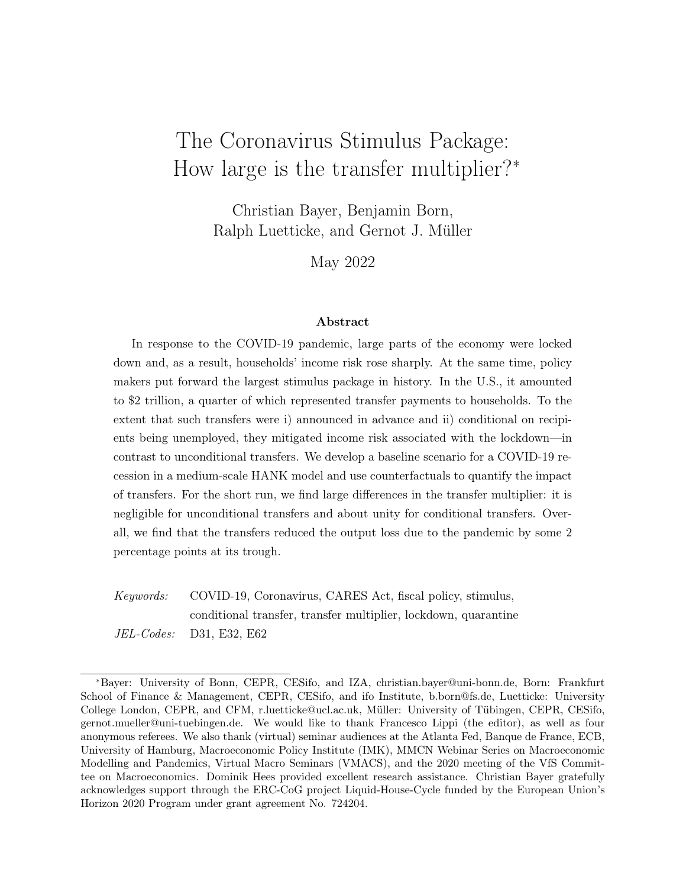# The Coronavirus Stimulus Package: How large is the transfer multiplier?*

Christian Bayer, Benjamin Born, Ralph Luetticke, and Gernot J. Müller

May 2022

### Abstract

In response to the COVID-19 pandemic, large parts of the economy were locked down and, as a result, households' income risk rose sharply. At the same time, policy makers put forward the largest stimulus package in history. In the U.S., it amounted to \$2 trillion, a quarter of which represented transfer payments to households. To the extent that such transfers were i) announced in advance and ii) conditional on recipients being unemployed, they mitigated income risk associated with the lockdown—in contrast to unconditional transfers. We develop a baseline scenario for a COVID-19 recession in a medium-scale HANK model and use counterfactuals to quantify the impact of transfers. For the short run, we find large differences in the transfer multiplier: it is negligible for unconditional transfers and about unity for conditional transfers. Overall, we find that the transfers reduced the output loss due to the pandemic by some 2 percentage points at its trough.

*Keywords:* COVID-19, Coronavirus, CARES Act, fiscal policy, stimulus, conditional transfer, transfer multiplier, lockdown, quarantine

*JEL-Codes:* D31, E32, E62

---

*Bayer: University of Bonn, CEPR, CESifo, and IZA, christian.bayer@uni-bonn.de, Born: Frankfurt School of Finance & Management, CEPR, CESifo, and ifo Institute, b.born@fs.de, Luetticke: University College London, CEPR, and CFM, r.luetticke@ucl.ac.uk, Müller: University of Tübingen, CEPR, CESifo, gernot.mueller@uni-tuebingen.de. We would like to thank Francesco Lippi (the editor), as well as four anonymous referees. We also thank (virtual) seminar audiences at the Atlanta Fed, Banque de France, ECB, University of Hamburg, Macroeconomic Policy Institute (IMK), MMCN Webinar Series on Macroeconomic Modelling and Pandemics, Virtual Macro Seminars (VMACS), and the 2020 meeting of the VfS Committee on Macroeconomics. Dominik Hees provided excellent research assistance. Christian Bayer gratefully acknowledges support through the ERC-CoG project Liquid-House-Cycle funded by the European Union's Horizon 2020 Program under grant agreement No. 724204.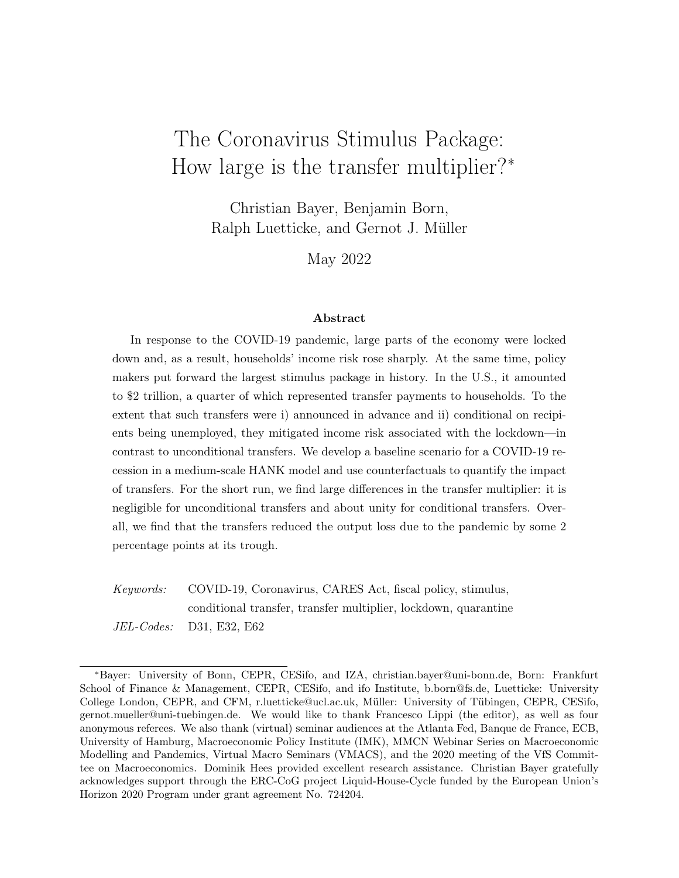# The Coronavirus Stimulus Package: How large is the transfer multiplier?[*]

Christian Bayer, Benjamin Born, Ralph Luetticke, and Gernot J. Müller

May 2022

### Abstract

In response to the COVID-19 pandemic, large parts of the economy were locked down and, as a result, households' income risk rose sharply. At the same time, policy makers put forward the largest stimulus package in history. In the U.S., it amounted to $2 trillion, a quarter of which represented transfer payments to households. To the extent that such transfers were i) announced in advance and ii) conditional on recipients being unemployed, they mitigated income risk associated with the lockdown—in contrast to unconditional transfers. We develop a baseline scenario for a COVID-19 recession in a medium-scale HANK model and use counterfactuals to quantify the impact of transfers. For the short run, we find large differences in the transfer multiplier: it is negligible for unconditional transfers and about unity for conditional transfers. Overall, we find that the transfers reduced the output loss due to the pandemic by some 2 percentage points at its trough.

*Keywords:* COVID-19, Coronavirus, CARES Act, fiscal policy, stimulus, conditional transfer, transfer multiplier, lockdown, quarantine

*JEL-Codes:* D31, E32, E62

---

[*] Bayer: University of Bonn, CEPR, CESifo, and IZA, christian.bayer@uni-bonn.de, Born: Frankfurt School of Finance & Management, CEPR, CESifo, and ifo Institute, b.born@fs.de, Luetticke: University College London, CEPR, and CFM, r.luetticke@ucl.ac.uk, Müller: University of Tübingen, CEPR, CESifo, gernot.mueller@uni-tuebingen.de. We would like to thank Francesco Lippi (the editor), as well as four anonymous referees. We also thank (virtual) seminar audiences at the Atlanta Fed, Banque de France, ECB, University of Hamburg, Macroeconomic Policy Institute (IMK), MMCN Webinar Series on Macroeconomic Modelling and Pandemics, Virtual Macro Seminars (VMACS), and the 2020 meeting of the VfS Committee on Macroeconomics. Dominik Hees provided excellent research assistance. Christian Bayer gratefully acknowledges support through the ERC-CoG project Liquid-House-Cycle funded by the European Union's Horizon 2020 Program under grant agreement No. 724204.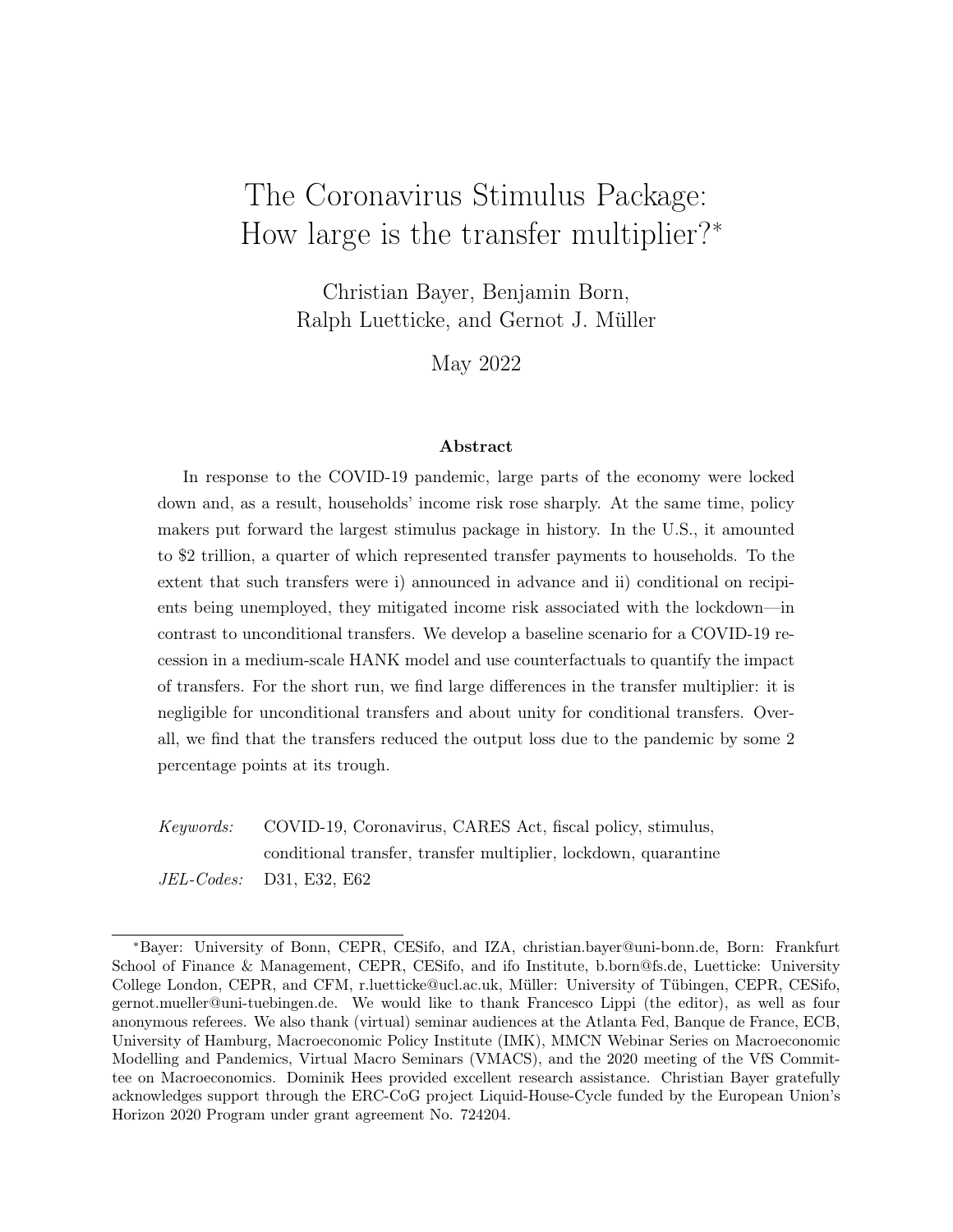# The Coronavirus Stimulus Package: How large is the transfer multiplier?*

Christian Bayer, Benjamin Born, Ralph Luetticke, and Gernot J. Müller

May 2022

### Abstract

In response to the COVID-19 pandemic, large parts of the economy were locked down and, as a result, households' income risk rose sharply. At the same time, policy makers put forward the largest stimulus package in history. In the U.S., it amounted to \$2 trillion, a quarter of which represented transfer payments to households. To the extent that such transfers were i) announced in advance and ii) conditional on recipients being unemployed, they mitigated income risk associated with the lockdown—in contrast to unconditional transfers. We develop a baseline scenario for a COVID-19 recession in a medium-scale HANK model and use counterfactuals to quantify the impact of transfers. For the short run, we find large differences in the transfer multiplier: it is negligible for unconditional transfers and about unity for conditional transfers. Overall, we find that the transfers reduced the output loss due to the pandemic by some 2 percentage points at its trough.

*Keywords:* COVID-19, Coronavirus, CARES Act, fiscal policy, stimulus, conditional transfer, transfer multiplier, lockdown, quarantine

*JEL-Codes:* D31, E32, E62

---

*Bayer: University of Bonn, CEPR, CESifo, and IZA, christian.bayer@uni-bonn.de, Born: Frankfurt School of Finance & Management, CEPR, CESifo, and ifo Institute, b.born@fs.de, Luetticke: University College London, CEPR, and CFM, r.luetticke@ucl.ac.uk, Müller: University of Tübingen, CEPR, CESifo, gernot.mueller@uni-tuebingen.de. We would like to thank Francesco Lippi (the editor), as well as four anonymous referees. We also thank (virtual) seminar audiences at the Atlanta Fed, Banque de France, ECB, University of Hamburg, Macroeconomic Policy Institute (IMK), MMCN Webinar Series on Macroeconomic Modelling and Pandemics, Virtual Macro Seminars (VMACS), and the 2020 meeting of the VfS Committee on Macroeconomics. Dominik Hees provided excellent research assistance. Christian Bayer gratefully acknowledges support through the ERC-CoG project Liquid-House-Cycle funded by the European Union's Horizon 2020 Program under grant agreement No. 724204.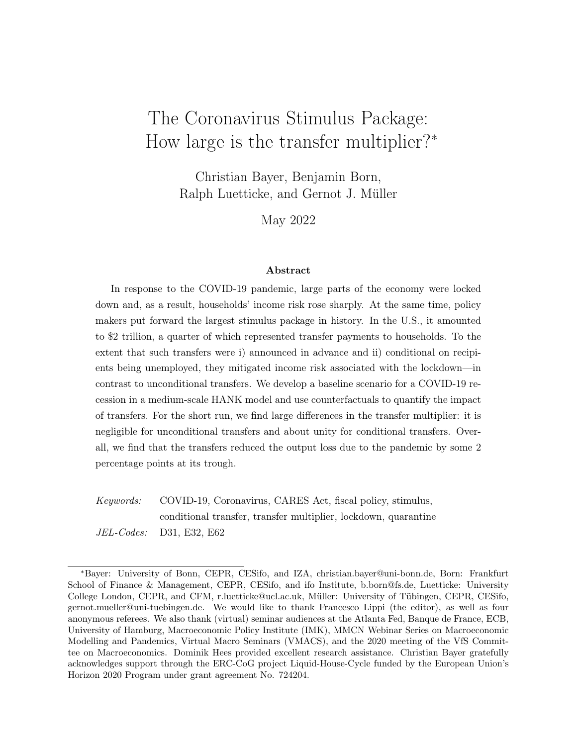# The Coronavirus Stimulus Package: How large is the transfer multiplier?*

Christian Bayer, Benjamin Born, Ralph Luetticke, and Gernot J. Müller

May 2022

### Abstract

In response to the COVID-19 pandemic, large parts of the economy were locked down and, as a result, households' income risk rose sharply. At the same time, policy makers put forward the largest stimulus package in history. In the U.S., it amounted to $2 trillion, a quarter of which represented transfer payments to households. To the extent that such transfers were i) announced in advance and ii) conditional on recipients being unemployed, they mitigated income risk associated with the lockdown—in contrast to unconditional transfers. We develop a baseline scenario for a COVID-19 recession in a medium-scale HANK model and use counterfactuals to quantify the impact of transfers. For the short run, we find large differences in the transfer multiplier: it is negligible for unconditional transfers and about unity for conditional transfers. Overall, we find that the transfers reduced the output loss due to the pandemic by some 2 percentage points at its trough.

*Keywords:* COVID-19, Coronavirus, CARES Act, fiscal policy, stimulus, conditional transfer, transfer multiplier, lockdown, quarantine

*JEL-Codes:* D31, E32, E62

---

*Bayer: University of Bonn, CEPR, CESifo, and IZA, christian.bayer@uni-bonn.de, Born: Frankfurt School of Finance & Management, CEPR, CESifo, and ifo Institute, b.born@fs.de, Luetticke: University College London, CEPR, and CFM, r.luetticke@ucl.ac.uk, Müller: University of Tübingen, CEPR, CESifo, gernot.mueller@uni-tuebingen.de. We would like to thank Francesco Lippi (the editor), as well as four anonymous referees. We also thank (virtual) seminar audiences at the Atlanta Fed, Banque de France, ECB, University of Hamburg, Macroeconomic Policy Institute (IMK), MMCN Webinar Series on Macroeconomic Modelling and Pandemics, Virtual Macro Seminars (VMACS), and the 2020 meeting of the VfS Committee on Macroeconomics. Dominik Hees provided excellent research assistance. Christian Bayer gratefully acknowledges support through the ERC-CoG project Liquid-House-Cycle funded by the European Union's Horizon 2020 Program under grant agreement No. 724204.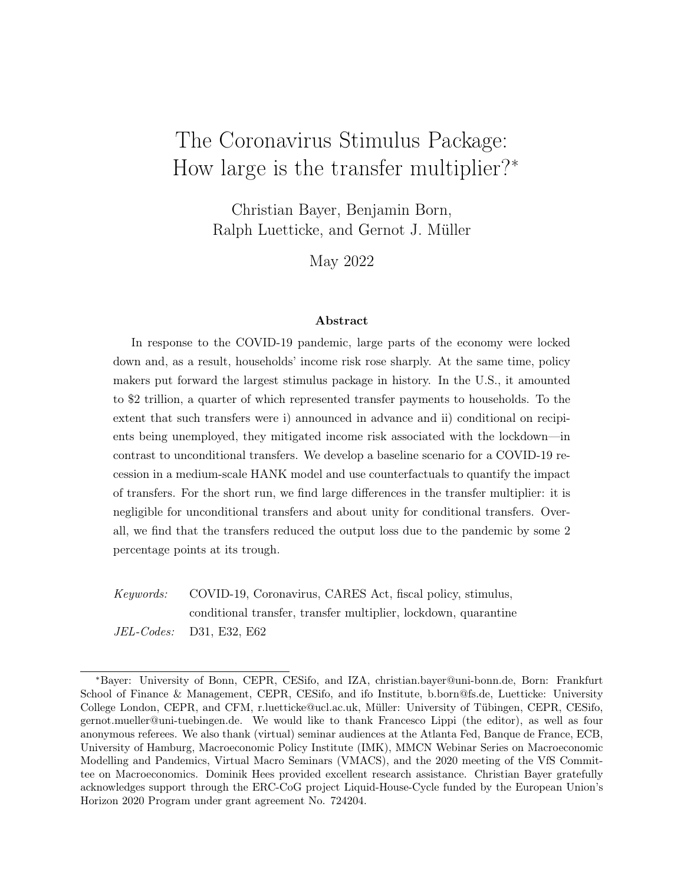# The Coronavirus Stimulus Package: How large is the transfer multiplier?*

Christian Bayer, Benjamin Born, Ralph Luetticke, and Gernot J. Müller

May 2022

### Abstract

In response to the COVID-19 pandemic, large parts of the economy were locked down and, as a result, households' income risk rose sharply. At the same time, policy makers put forward the largest stimulus package in history. In the U.S., it amounted to $2 trillion, a quarter of which represented transfer payments to households. To the extent that such transfers were i) announced in advance and ii) conditional on recipients being unemployed, they mitigated income risk associated with the lockdown—in contrast to unconditional transfers. We develop a baseline scenario for a COVID-19 recession in a medium-scale HANK model and use counterfactuals to quantify the impact of transfers. For the short run, we find large differences in the transfer multiplier: it is negligible for unconditional transfers and about unity for conditional transfers. Overall, we find that the transfers reduced the output loss due to the pandemic by some 2 percentage points at its trough.

*Keywords:* COVID-19, Coronavirus, CARES Act, fiscal policy, stimulus, conditional transfer, transfer multiplier, lockdown, quarantine

*JEL-Codes:* D31, E32, E62

---

*Bayer: University of Bonn, CEPR, CESifo, and IZA, christian.bayer@uni-bonn.de, Born: Frankfurt School of Finance & Management, CEPR, CESifo, and ifo Institute, b.born@fs.de, Luetticke: University College London, CEPR, and CFM, r.luetticke@ucl.ac.uk, Müller: University of Tübingen, CEPR, CESifo, gernot.mueller@uni-tuebingen.de. We would like to thank Francesco Lippi (the editor), as well as four anonymous referees. We also thank (virtual) seminar audiences at the Atlanta Fed, Banque de France, ECB, University of Hamburg, Macroeconomic Policy Institute (IMK), MMCN Webinar Series on Macroeconomic Modelling and Pandemics, Virtual Macro Seminars (VMACS), and the 2020 meeting of the VfS Committee on Macroeconomics. Dominik Hees provided excellent research assistance. Christian Bayer gratefully acknowledges support through the ERC-CoG project Liquid-House-Cycle funded by the European Union's Horizon 2020 Program under grant agreement No. 724204.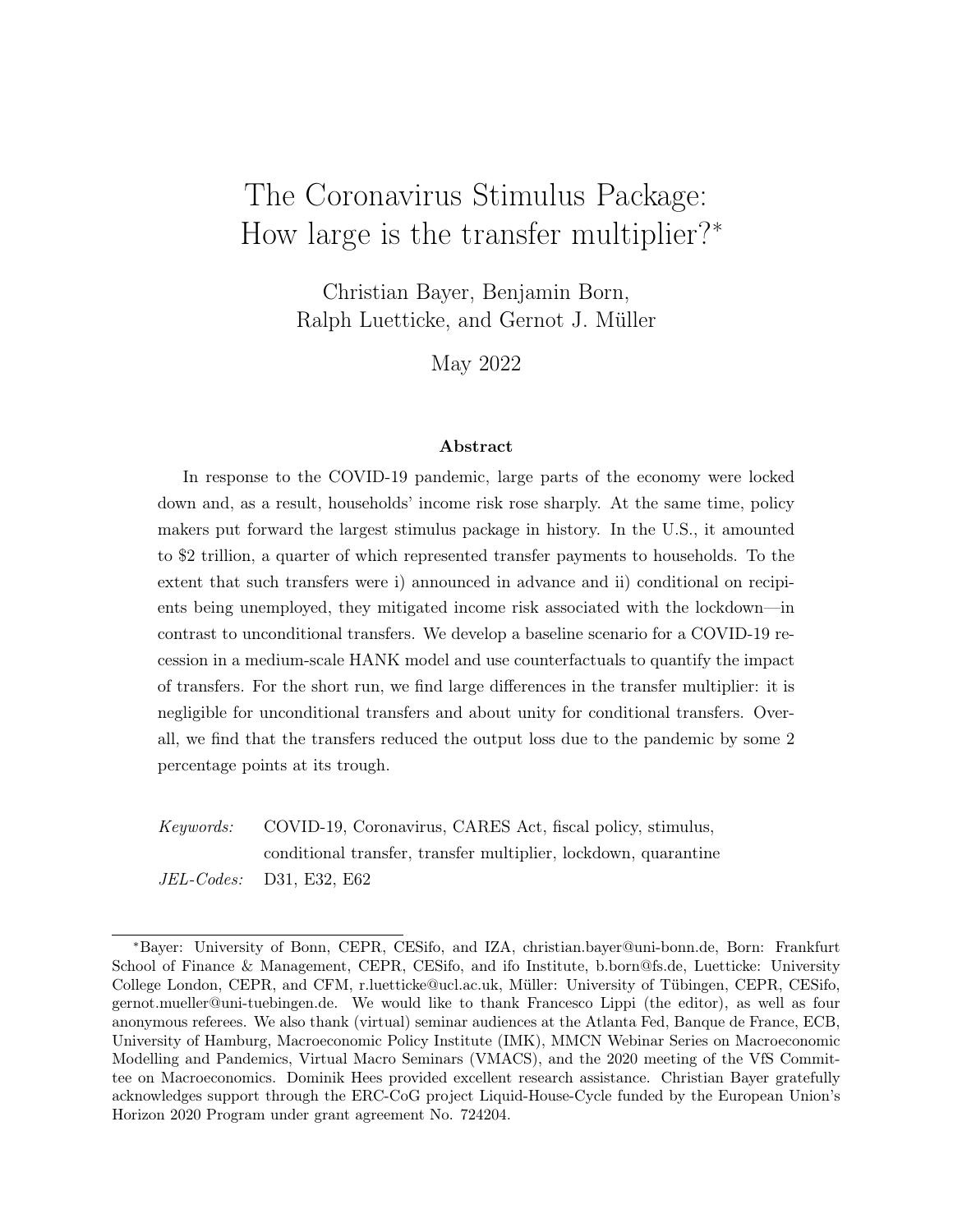# The Coronavirus Stimulus Package: How large is the transfer multiplier?*

Christian Bayer, Benjamin Born, Ralph Luetticke, and Gernot J. Müller

May 2022

### Abstract

In response to the COVID-19 pandemic, large parts of the economy were locked down and, as a result, households' income risk rose sharply. At the same time, policy makers put forward the largest stimulus package in history. In the U.S., it amounted to \$2 trillion, a quarter of which represented transfer payments to households. To the extent that such transfers were i) announced in advance and ii) conditional on recipients being unemployed, they mitigated income risk associated with the lockdown—in contrast to unconditional transfers. We develop a baseline scenario for a COVID-19 recession in a medium-scale HANK model and use counterfactuals to quantify the impact of transfers. For the short run, we find large differences in the transfer multiplier: it is negligible for unconditional transfers and about unity for conditional transfers. Overall, we find that the transfers reduced the output loss due to the pandemic by some 2 percentage points at its trough.

*Keywords:* COVID-19, Coronavirus, CARES Act, fiscal policy, stimulus, conditional transfer, transfer multiplier, lockdown, quarantine

*JEL-Codes:* D31, E32, E62

---

*Bayer: University of Bonn, CEPR, CESifo, and IZA, christian.bayer@uni-bonn.de, Born: Frankfurt School of Finance & Management, CEPR, CESifo, and ifo Institute, b.born@fs.de, Luetticke: University College London, CEPR, and CFM, r.luetticke@ucl.ac.uk, Müller: University of Tübingen, CEPR, CESifo, gernot.mueller@uni-tuebingen.de. We would like to thank Francesco Lippi (the editor), as well as four anonymous referees. We also thank (virtual) seminar audiences at the Atlanta Fed, Banque de France, ECB, University of Hamburg, Macroeconomic Policy Institute (IMK), MMCN Webinar Series on Macroeconomic Modelling and Pandemics, Virtual Macro Seminars (VMACS), and the 2020 meeting of the VfS Committee on Macroeconomics. Dominik Hees provided excellent research assistance. Christian Bayer gratefully acknowledges support through the ERC-CoG project Liquid-House-Cycle funded by the European Union's Horizon 2020 Program under grant agreement No. 724204.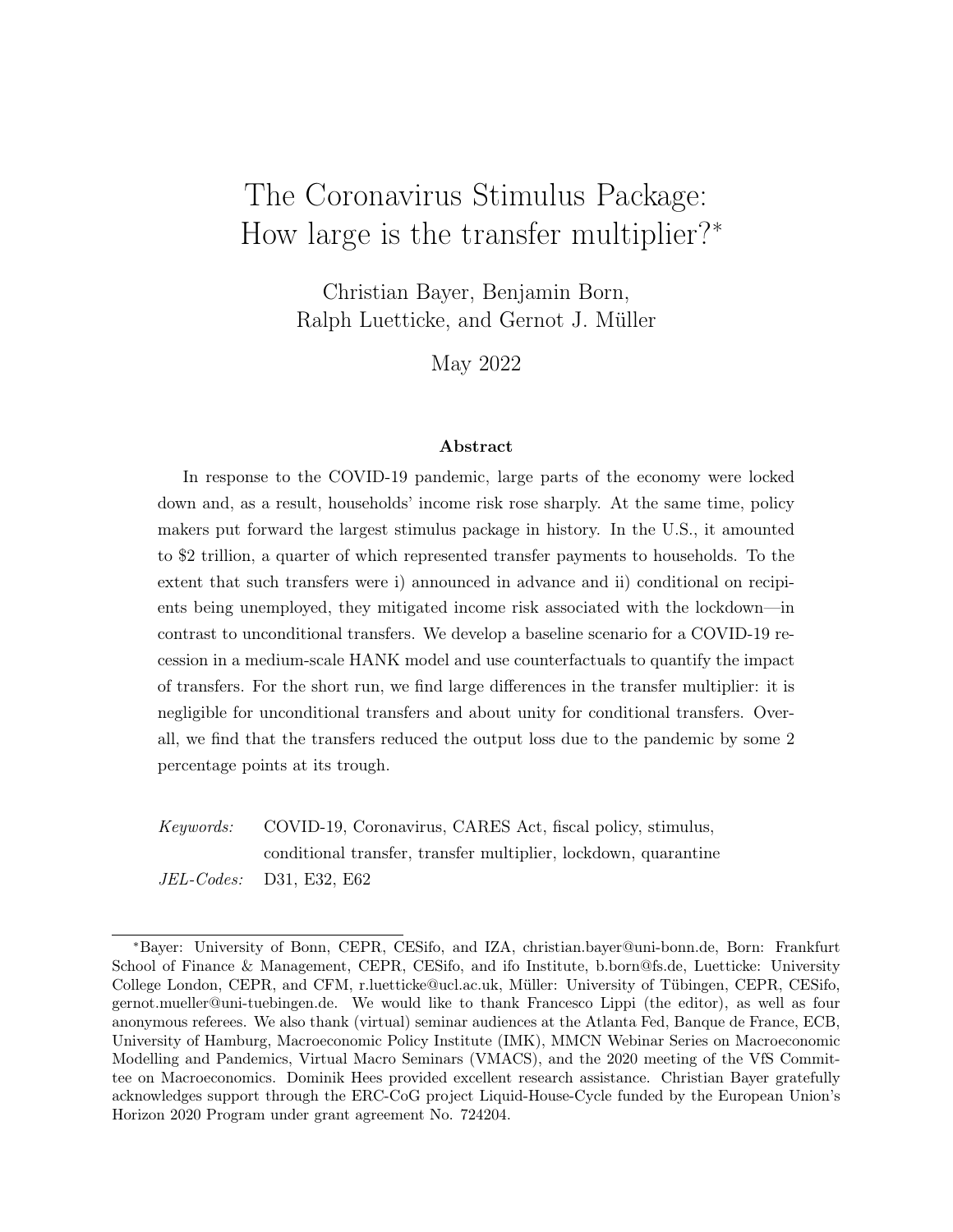# The Coronavirus Stimulus Package: How large is the transfer multiplier?*

Christian Bayer, Benjamin Born, Ralph Luetticke, and Gernot J. Müller

May 2022

### Abstract

In response to the COVID-19 pandemic, large parts of the economy were locked down and, as a result, households' income risk rose sharply. At the same time, policy makers put forward the largest stimulus package in history. In the U.S., it amounted to \$2 trillion, a quarter of which represented transfer payments to households. To the extent that such transfers were i) announced in advance and ii) conditional on recipients being unemployed, they mitigated income risk associated with the lockdown—in contrast to unconditional transfers. We develop a baseline scenario for a COVID-19 recession in a medium-scale HANK model and use counterfactuals to quantify the impact of transfers. For the short run, we find large differences in the transfer multiplier: it is negligible for unconditional transfers and about unity for conditional transfers. Overall, we find that the transfers reduced the output loss due to the pandemic by some 2 percentage points at its trough.

*Keywords:* COVID-19, Coronavirus, CARES Act, fiscal policy, stimulus, conditional transfer, transfer multiplier, lockdown, quarantine

*JEL-Codes:* D31, E32, E62

---

*Bayer: University of Bonn, CEPR, CESifo, and IZA, christian.bayer@uni-bonn.de, Born: Frankfurt School of Finance & Management, CEPR, CESifo, and ifo Institute, b.born@fs.de, Luetticke: University College London, CEPR, and CFM, r.luetticke@ucl.ac.uk, Müller: University of Tübingen, CEPR, CESifo, gernot.mueller@uni-tuebingen.de. We would like to thank Francesco Lippi (the editor), as well as four anonymous referees. We also thank (virtual) seminar audiences at the Atlanta Fed, Banque de France, ECB, University of Hamburg, Macroeconomic Policy Institute (IMK), MMCN Webinar Series on Macroeconomic Modelling and Pandemics, Virtual Macro Seminars (VMACS), and the 2020 meeting of the VfS Committee on Macroeconomics. Dominik Hees provided excellent research assistance. Christian Bayer gratefully acknowledges support through the ERC-CoG project Liquid-House-Cycle funded by the European Union's Horizon 2020 Program under grant agreement No. 724204.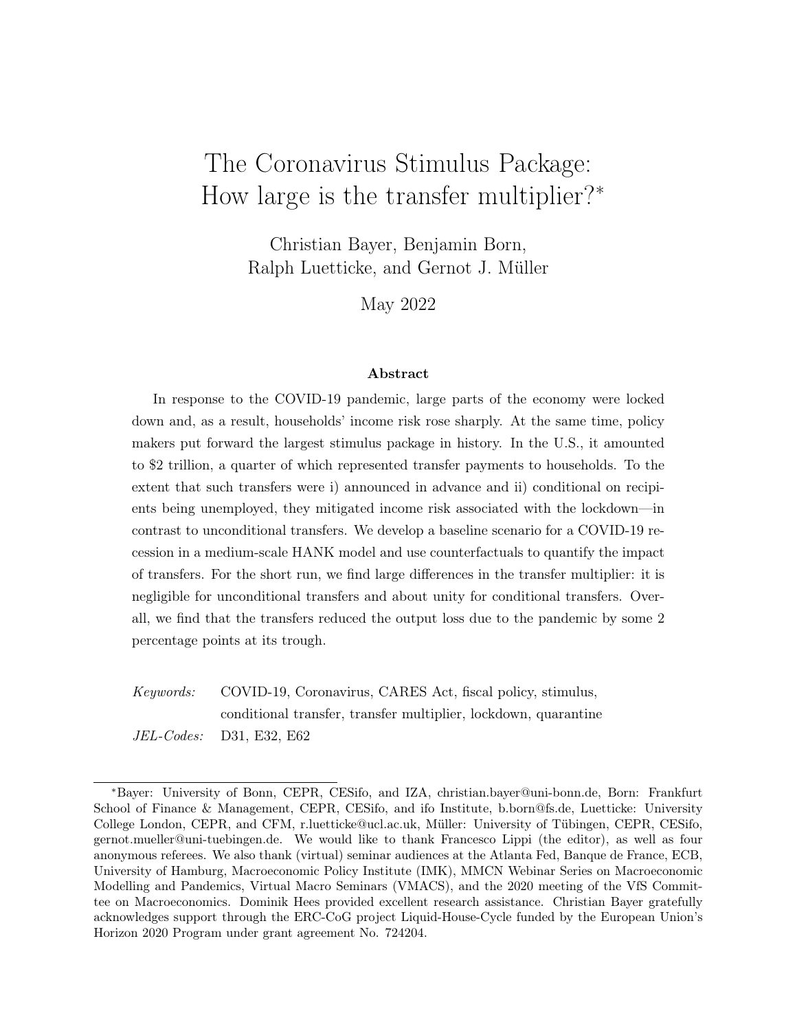# The Coronavirus Stimulus Package: How large is the transfer multiplier?*

Christian Bayer, Benjamin Born, Ralph Luetticke, and Gernot J. Müller

May 2022

### Abstract

In response to the COVID-19 pandemic, large parts of the economy were locked down and, as a result, households' income risk rose sharply. At the same time, policy makers put forward the largest stimulus package in history. In the U.S., it amounted to $2 trillion, a quarter of which represented transfer payments to households. To the extent that such transfers were i) announced in advance and ii) conditional on recipients being unemployed, they mitigated income risk associated with the lockdown—in contrast to unconditional transfers. We develop a baseline scenario for a COVID-19 recession in a medium-scale HANK model and use counterfactuals to quantify the impact of transfers. For the short run, we find large differences in the transfer multiplier: it is negligible for unconditional transfers and about unity for conditional transfers. Overall, we find that the transfers reduced the output loss due to the pandemic by some 2 percentage points at its trough.

*Keywords:* COVID-19, Coronavirus, CARES Act, fiscal policy, stimulus, conditional transfer, transfer multiplier, lockdown, quarantine

*JEL-Codes:* D31, E32, E62

---

*Bayer: University of Bonn, CEPR, CESifo, and IZA, christian.bayer@uni-bonn.de, Born: Frankfurt School of Finance & Management, CEPR, CESifo, and ifo Institute, b.born@fs.de, Luetticke: University College London, CEPR, and CFM, r.luetticke@ucl.ac.uk, Müller: University of Tübingen, CEPR, CESifo, gernot.mueller@uni-tuebingen.de. We would like to thank Francesco Lippi (the editor), as well as four anonymous referees. We also thank (virtual) seminar audiences at the Atlanta Fed, Banque de France, ECB, University of Hamburg, Macroeconomic Policy Institute (IMK), MMCN Webinar Series on Macroeconomic Modelling and Pandemics, Virtual Macro Seminars (VMACS), and the 2020 meeting of the VfS Committee on Macroeconomics. Dominik Hees provided excellent research assistance. Christian Bayer gratefully acknowledges support through the ERC-CoG project Liquid-House-Cycle funded by the European Union's Horizon 2020 Program under grant agreement No. 724204.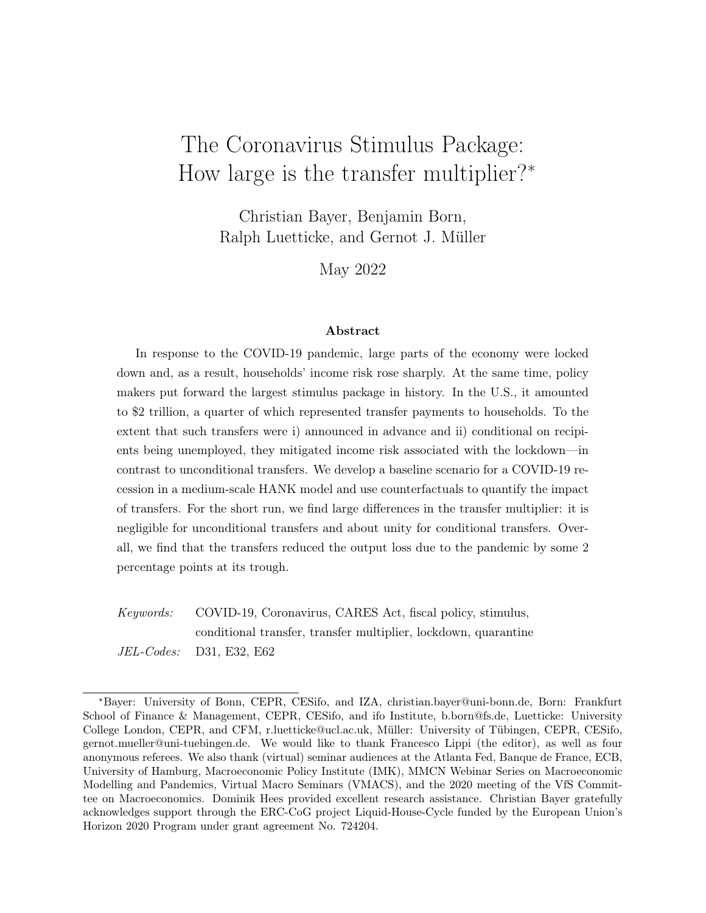# The Coronavirus Stimulus Package: How large is the transfer multiplier?*

Christian Bayer, Benjamin Born, Ralph Luetticke, and Gernot J. Müller

May 2022

### Abstract

In response to the COVID-19 pandemic, large parts of the economy were locked down and, as a result, households' income risk rose sharply. At the same time, policy makers put forward the largest stimulus package in history. In the U.S., it amounted to $2 trillion, a quarter of which represented transfer payments to households. To the extent that such transfers were i) announced in advance and ii) conditional on recipients being unemployed, they mitigated income risk associated with the lockdown—in contrast to unconditional transfers. We develop a baseline scenario for a COVID-19 recession in a medium-scale HANK model and use counterfactuals to quantify the impact of transfers. For the short run, we find large differences in the transfer multiplier: it is negligible for unconditional transfers and about unity for conditional transfers. Overall, we find that the transfers reduced the output loss due to the pandemic by some 2 percentage points at its trough.

*Keywords:* COVID-19, Coronavirus, CARES Act, fiscal policy, stimulus, conditional transfer, transfer multiplier, lockdown, quarantine

*JEL-Codes:* D31, E32, E62

---

*Bayer: University of Bonn, CEPR, CESifo, and IZA, christian.bayer@uni-bonn.de, Born: Frankfurt School of Finance & Management, CEPR, CESifo, and ifo Institute, b.born@fs.de, Luetticke: University College London, CEPR, and CFM, r.luetticke@ucl.ac.uk, Müller: University of Tübingen, CEPR, CESifo, gernot.mueller@uni-tuebingen.de. We would like to thank Francesco Lippi (the editor), as well as four anonymous referees. We also thank (virtual) seminar audiences at the Atlanta Fed, Banque de France, ECB, University of Hamburg, Macroeconomic Policy Institute (IMK), MMCN Webinar Series on Macroeconomic Modelling and Pandemics, Virtual Macro Seminars (VMACS), and the 2020 meeting of the VfS Committee on Macroeconomics. Dominik Hees provided excellent research assistance. Christian Bayer gratefully acknowledges support through the ERC-CoG project Liquid-House-Cycle funded by the European Union's Horizon 2020 Program under grant agreement No. 724204.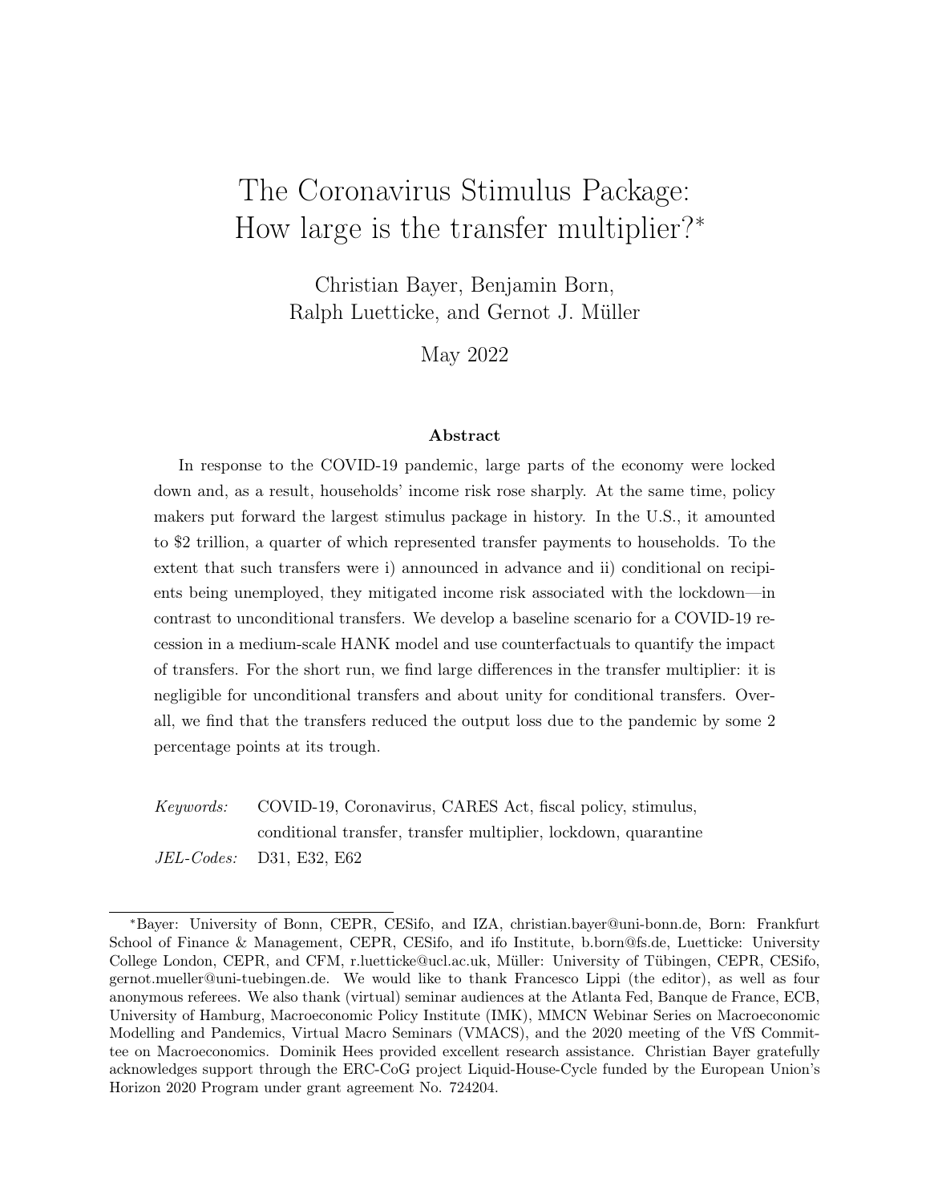# The Coronavirus Stimulus Package: How large is the transfer multiplier?*

Christian Bayer, Benjamin Born, Ralph Luetticke, and Gernot J. Müller

May 2022

### Abstract

In response to the COVID-19 pandemic, large parts of the economy were locked down and, as a result, households' income risk rose sharply. At the same time, policy makers put forward the largest stimulus package in history. In the U.S., it amounted to $2 trillion, a quarter of which represented transfer payments to households. To the extent that such transfers were i) announced in advance and ii) conditional on recipients being unemployed, they mitigated income risk associated with the lockdown—in contrast to unconditional transfers. We develop a baseline scenario for a COVID-19 recession in a medium-scale HANK model and use counterfactuals to quantify the impact of transfers. For the short run, we find large differences in the transfer multiplier: it is negligible for unconditional transfers and about unity for conditional transfers. Overall, we find that the transfers reduced the output loss due to the pandemic by some 2 percentage points at its trough.

*Keywords:* COVID-19, Coronavirus, CARES Act, fiscal policy, stimulus, conditional transfer, transfer multiplier, lockdown, quarantine

*JEL-Codes:* D31, E32, E62

---

*Bayer: University of Bonn, CEPR, CESifo, and IZA, christian.bayer@uni-bonn.de, Born: Frankfurt School of Finance & Management, CEPR, CESifo, and ifo Institute, b.born@fs.de, Luetticke: University College London, CEPR, and CFM, r.luetticke@ucl.ac.uk, Müller: University of Tübingen, CEPR, CESifo, gernot.mueller@uni-tuebingen.de. We would like to thank Francesco Lippi (the editor), as well as four anonymous referees. We also thank (virtual) seminar audiences at the Atlanta Fed, Banque de France, ECB, University of Hamburg, Macroeconomic Policy Institute (IMK), MMCN Webinar Series on Macroeconomic Modelling and Pandemics, Virtual Macro Seminars (VMACS), and the 2020 meeting of the VfS Committee on Macroeconomics. Dominik Hees provided excellent research assistance. Christian Bayer gratefully acknowledges support through the ERC-CoG project Liquid-House-Cycle funded by the European Union's Horizon 2020 Program under grant agreement No. 724204.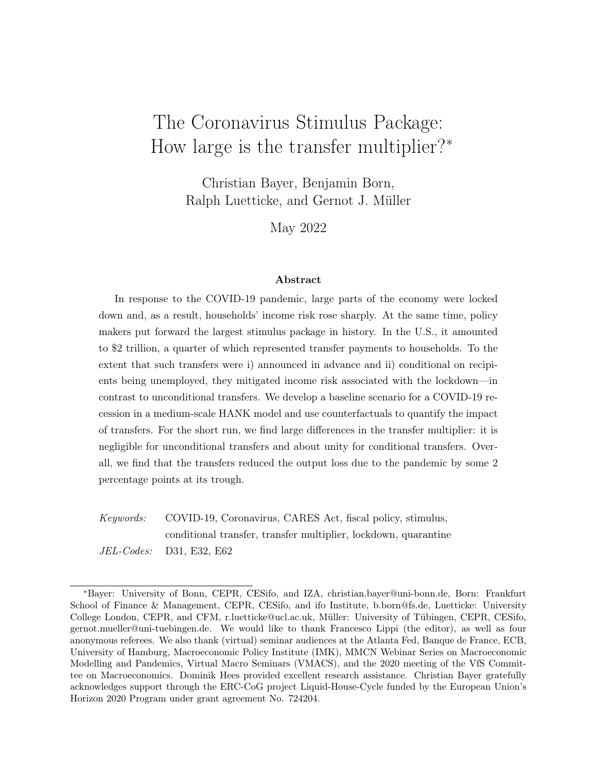# The Coronavirus Stimulus Package: How large is the transfer multiplier?*

Christian Bayer, Benjamin Born, Ralph Luetticke, and Gernot J. Müller

May 2022

### Abstract

In response to the COVID-19 pandemic, large parts of the economy were locked down and, as a result, households' income risk rose sharply. At the same time, policy makers put forward the largest stimulus package in history. In the U.S., it amounted to $2 trillion, a quarter of which represented transfer payments to households. To the extent that such transfers were i) announced in advance and ii) conditional on recipients being unemployed, they mitigated income risk associated with the lockdown—in contrast to unconditional transfers. We develop a baseline scenario for a COVID-19 recession in a medium-scale HANK model and use counterfactuals to quantify the impact of transfers. For the short run, we find large differences in the transfer multiplier: it is negligible for unconditional transfers and about unity for conditional transfers. Overall, we find that the transfers reduced the output loss due to the pandemic by some 2 percentage points at its trough.

*Keywords:* COVID-19, Coronavirus, CARES Act, fiscal policy, stimulus, conditional transfer, transfer multiplier, lockdown, quarantine

*JEL-Codes:* D31, E32, E62

---

*Bayer: University of Bonn, CEPR, CESifo, and IZA, christian.bayer@uni-bonn.de, Born: Frankfurt School of Finance & Management, CEPR, CESifo, and ifo Institute, b.born@fs.de, Luetticke: University College London, CEPR, and CFM, r.luetticke@ucl.ac.uk, Müller: University of Tübingen, CEPR, CESifo, gernot.mueller@uni-tuebingen.de. We would like to thank Francesco Lippi (the editor), as well as four anonymous referees. We also thank (virtual) seminar audiences at the Atlanta Fed, Banque de France, ECB, University of Hamburg, Macroeconomic Policy Institute (IMK), MMCN Webinar Series on Macroeconomic Modelling and Pandemics, Virtual Macro Seminars (VMACS), and the 2020 meeting of the VfS Committee on Macroeconomics. Dominik Hees provided excellent research assistance. Christian Bayer gratefully acknowledges support through the ERC-CoG project Liquid-House-Cycle funded by the European Union's Horizon 2020 Program under grant agreement No. 724204.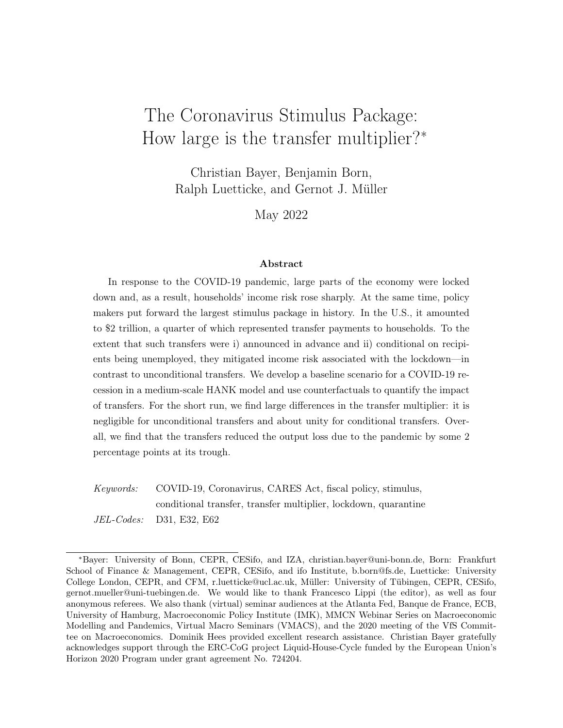# The Coronavirus Stimulus Package: How large is the transfer multiplier?*

Christian Bayer, Benjamin Born, Ralph Luetticke, and Gernot J. Müller

May 2022

### Abstract

In response to the COVID-19 pandemic, large parts of the economy were locked down and, as a result, households' income risk rose sharply. At the same time, policy makers put forward the largest stimulus package in history. In the U.S., it amounted to $2 trillion, a quarter of which represented transfer payments to households. To the extent that such transfers were i) announced in advance and ii) conditional on recipients being unemployed, they mitigated income risk associated with the lockdown—in contrast to unconditional transfers. We develop a baseline scenario for a COVID-19 recession in a medium-scale HANK model and use counterfactuals to quantify the impact of transfers. For the short run, we find large differences in the transfer multiplier: it is negligible for unconditional transfers and about unity for conditional transfers. Overall, we find that the transfers reduced the output loss due to the pandemic by some 2 percentage points at its trough.

*Keywords:* COVID-19, Coronavirus, CARES Act, fiscal policy, stimulus, conditional transfer, transfer multiplier, lockdown, quarantine

*JEL-Codes:* D31, E32, E62

---

*Bayer: University of Bonn, CEPR, CESifo, and IZA, christian.bayer@uni-bonn.de, Born: Frankfurt School of Finance & Management, CEPR, CESifo, and ifo Institute, b.born@fs.de, Luetticke: University College London, CEPR, and CFM, r.luetticke@ucl.ac.uk, Müller: University of Tübingen, CEPR, CESifo, gernot.mueller@uni-tuebingen.de. We would like to thank Francesco Lippi (the editor), as well as four anonymous referees. We also thank (virtual) seminar audiences at the Atlanta Fed, Banque de France, ECB, University of Hamburg, Macroeconomic Policy Institute (IMK), MMCN Webinar Series on Macroeconomic Modelling and Pandemics, Virtual Macro Seminars (VMACS), and the 2020 meeting of the VfS Committee on Macroeconomics. Dominik Hees provided excellent research assistance. Christian Bayer gratefully acknowledges support through the ERC-CoG project Liquid-House-Cycle funded by the European Union's Horizon 2020 Program under grant agreement No. 724204.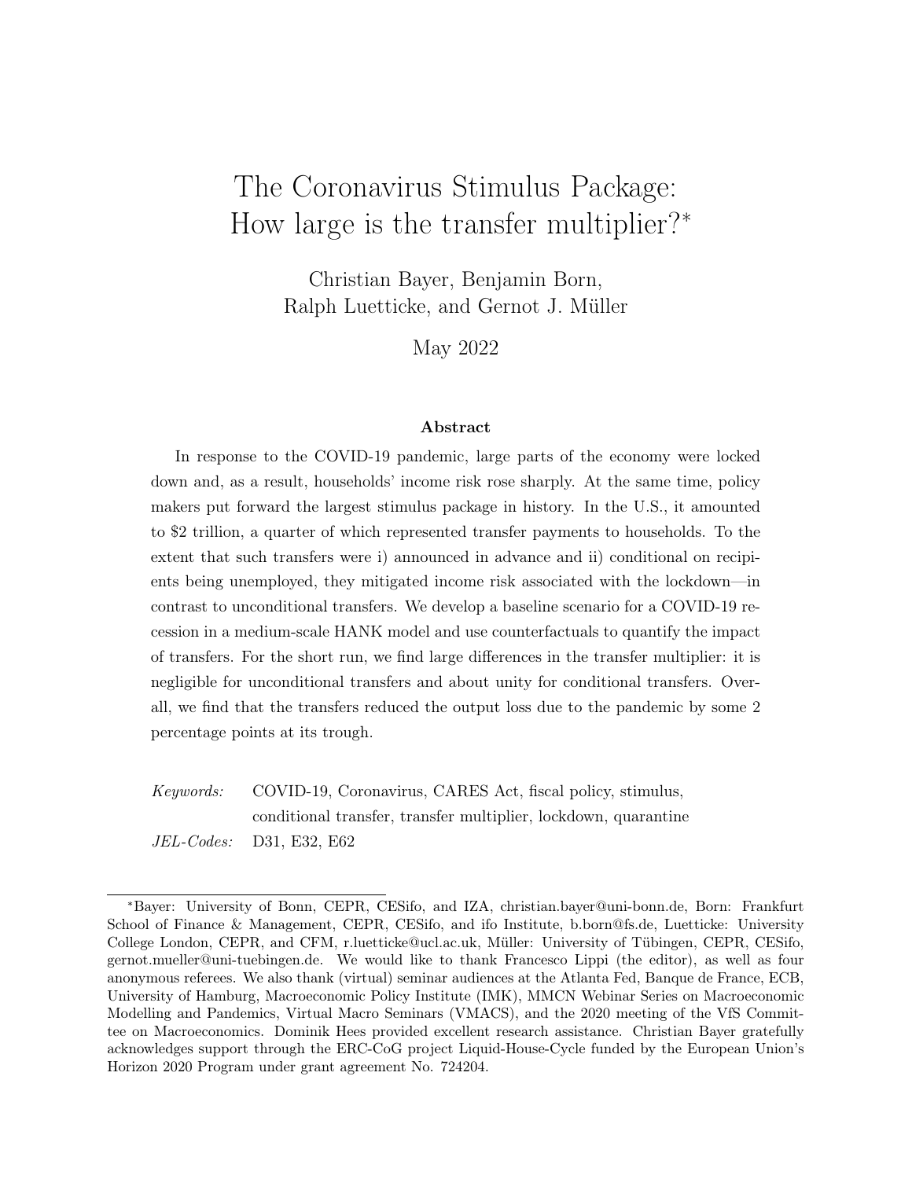# The Coronavirus Stimulus Package: How large is the transfer multiplier?*

Christian Bayer, Benjamin Born, Ralph Luetticke, and Gernot J. Müller

May 2022

### Abstract

In response to the COVID-19 pandemic, large parts of the economy were locked down and, as a result, households' income risk rose sharply. At the same time, policy makers put forward the largest stimulus package in history. In the U.S., it amounted to \$2 trillion, a quarter of which represented transfer payments to households. To the extent that such transfers were i) announced in advance and ii) conditional on recipients being unemployed, they mitigated income risk associated with the lockdown—in contrast to unconditional transfers. We develop a baseline scenario for a COVID-19 recession in a medium-scale HANK model and use counterfactuals to quantify the impact of transfers. For the short run, we find large differences in the transfer multiplier: it is negligible for unconditional transfers and about unity for conditional transfers. Overall, we find that the transfers reduced the output loss due to the pandemic by some 2 percentage points at its trough.

*Keywords:* COVID-19, Coronavirus, CARES Act, fiscal policy, stimulus, conditional transfer, transfer multiplier, lockdown, quarantine

*JEL-Codes:* D31, E32, E62

---

*Bayer: University of Bonn, CEPR, CESifo, and IZA, christian.bayer@uni-bonn.de, Born: Frankfurt School of Finance & Management, CEPR, CESifo, and ifo Institute, b.born@fs.de, Luetticke: University College London, CEPR, and CFM, r.luetticke@ucl.ac.uk, Müller: University of Tübingen, CEPR, CESifo, gernot.mueller@uni-tuebingen.de. We would like to thank Francesco Lippi (the editor), as well as four anonymous referees. We also thank (virtual) seminar audiences at the Atlanta Fed, Banque de France, ECB, University of Hamburg, Macroeconomic Policy Institute (IMK), MMCN Webinar Series on Macroeconomic Modelling and Pandemics, Virtual Macro Seminars (VMACS), and the 2020 meeting of the VfS Committee on Macroeconomics. Dominik Hees provided excellent research assistance. Christian Bayer gratefully acknowledges support through the ERC-CoG project Liquid-House-Cycle funded by the European Union's Horizon 2020 Program under grant agreement No. 724204.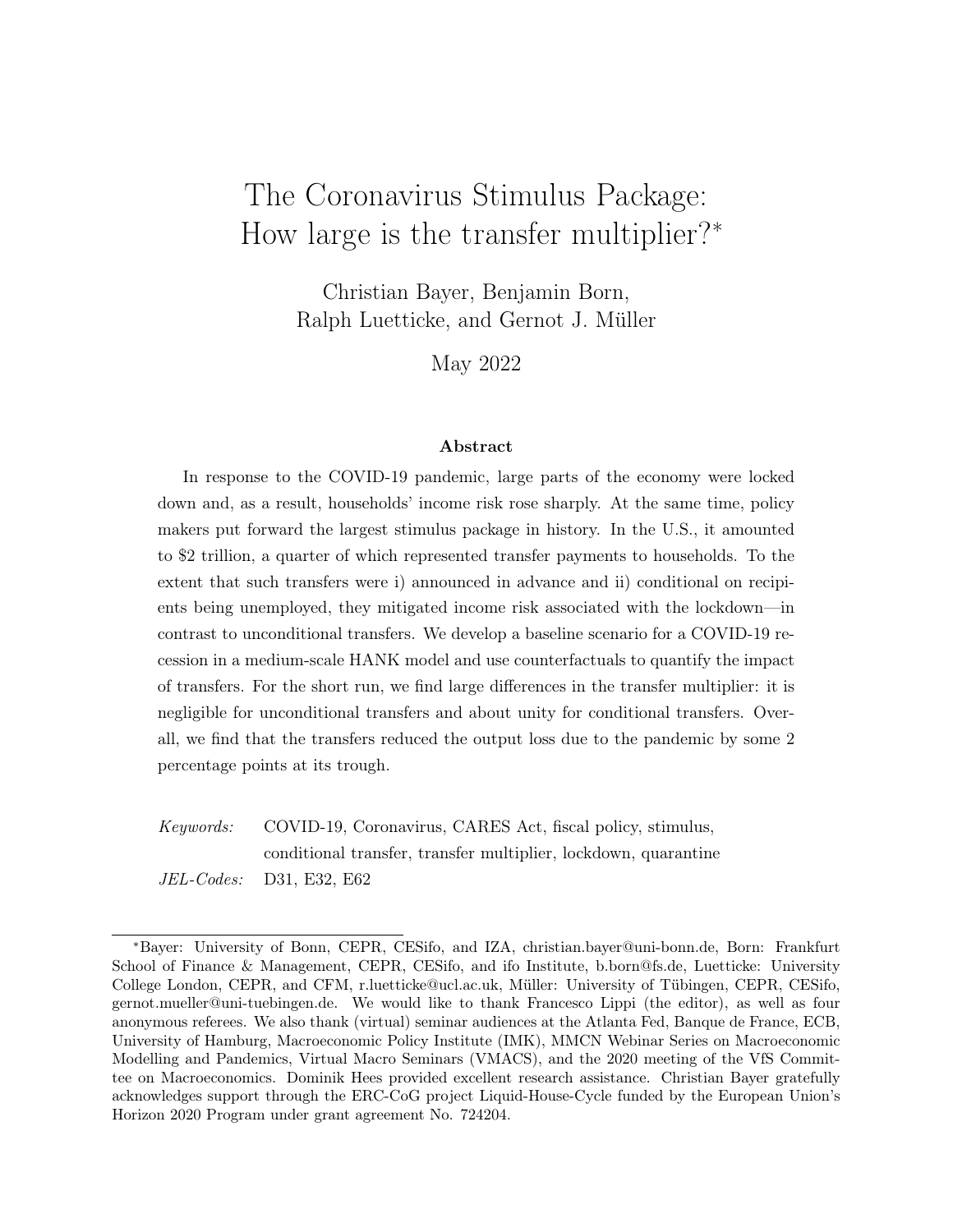# The Coronavirus Stimulus Package: How large is the transfer multiplier?*

Christian Bayer, Benjamin Born, Ralph Luetticke, and Gernot J. Müller

May 2022

### Abstract

In response to the COVID-19 pandemic, large parts of the economy were locked down and, as a result, households' income risk rose sharply. At the same time, policy makers put forward the largest stimulus package in history. In the U.S., it amounted to $2 trillion, a quarter of which represented transfer payments to households. To the extent that such transfers were i) announced in advance and ii) conditional on recipients being unemployed, they mitigated income risk associated with the lockdown—in contrast to unconditional transfers. We develop a baseline scenario for a COVID-19 recession in a medium-scale HANK model and use counterfactuals to quantify the impact of transfers. For the short run, we find large differences in the transfer multiplier: it is negligible for unconditional transfers and about unity for conditional transfers. Overall, we find that the transfers reduced the output loss due to the pandemic by some 2 percentage points at its trough.

*Keywords:* COVID-19, Coronavirus, CARES Act, fiscal policy, stimulus, conditional transfer, transfer multiplier, lockdown, quarantine

*JEL-Codes:* D31, E32, E62

---

*Bayer: University of Bonn, CEPR, CESifo, and IZA, christian.bayer@uni-bonn.de, Born: Frankfurt School of Finance & Management, CEPR, CESifo, and ifo Institute, b.born@fs.de, Luetticke: University College London, CEPR, and CFM, r.luetticke@ucl.ac.uk, Müller: University of Tübingen, CEPR, CESifo, gernot.mueller@uni-tuebingen.de. We would like to thank Francesco Lippi (the editor), as well as four anonymous referees. We also thank (virtual) seminar audiences at the Atlanta Fed, Banque de France, ECB, University of Hamburg, Macroeconomic Policy Institute (IMK), MMCN Webinar Series on Macroeconomic Modelling and Pandemics, Virtual Macro Seminars (VMACS), and the 2020 meeting of the VfS Committee on Macroeconomics. Dominik Hees provided excellent research assistance. Christian Bayer gratefully acknowledges support through the ERC-CoG project Liquid-House-Cycle funded by the European Union's Horizon 2020 Program under grant agreement No. 724204.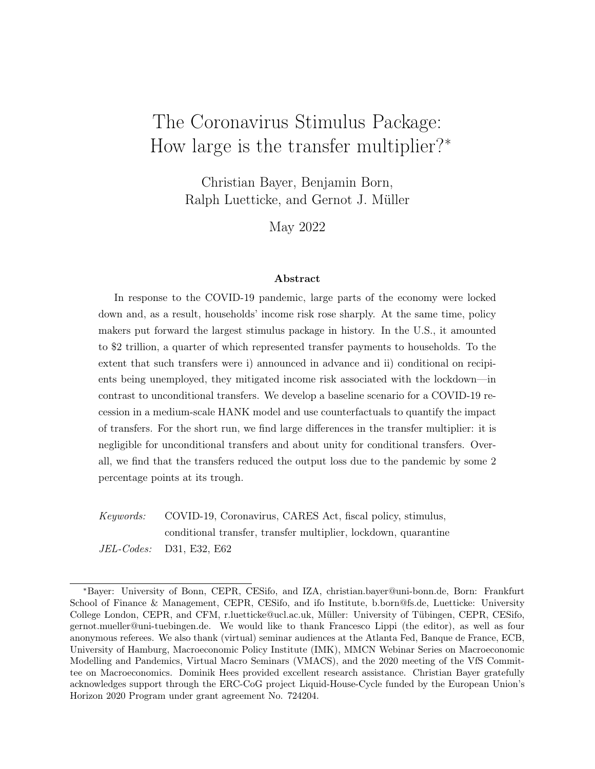# The Coronavirus Stimulus Package: How large is the transfer multiplier?*

Christian Bayer, Benjamin Born, Ralph Luetticke, and Gernot J. Müller

May 2022

### Abstract

In response to the COVID-19 pandemic, large parts of the economy were locked down and, as a result, households' income risk rose sharply. At the same time, policy makers put forward the largest stimulus package in history. In the U.S., it amounted to $2 trillion, a quarter of which represented transfer payments to households. To the extent that such transfers were i) announced in advance and ii) conditional on recipients being unemployed, they mitigated income risk associated with the lockdown—in contrast to unconditional transfers. We develop a baseline scenario for a COVID-19 recession in a medium-scale HANK model and use counterfactuals to quantify the impact of transfers. For the short run, we find large differences in the transfer multiplier: it is negligible for unconditional transfers and about unity for conditional transfers. Overall, we find that the transfers reduced the output loss due to the pandemic by some 2 percentage points at its trough.

*Keywords:* COVID-19, Coronavirus, CARES Act, fiscal policy, stimulus, conditional transfer, transfer multiplier, lockdown, quarantine

*JEL-Codes:* D31, E32, E62

---

*Bayer: University of Bonn, CEPR, CESifo, and IZA, christian.bayer@uni-bonn.de, Born: Frankfurt School of Finance & Management, CEPR, CESifo, and ifo Institute, b.born@fs.de, Luetticke: University College London, CEPR, and CFM, r.luetticke@ucl.ac.uk, Müller: University of Tübingen, CEPR, CESifo, gernot.mueller@uni-tuebingen.de. We would like to thank Francesco Lippi (the editor), as well as four anonymous referees. We also thank (virtual) seminar audiences at the Atlanta Fed, Banque de France, ECB, University of Hamburg, Macroeconomic Policy Institute (IMK), MMCN Webinar Series on Macroeconomic Modelling and Pandemics, Virtual Macro Seminars (VMACS), and the 2020 meeting of the VfS Committee on Macroeconomics. Dominik Hees provided excellent research assistance. Christian Bayer gratefully acknowledges support through the ERC-CoG project Liquid-House-Cycle funded by the European Union's Horizon 2020 Program under grant agreement No. 724204.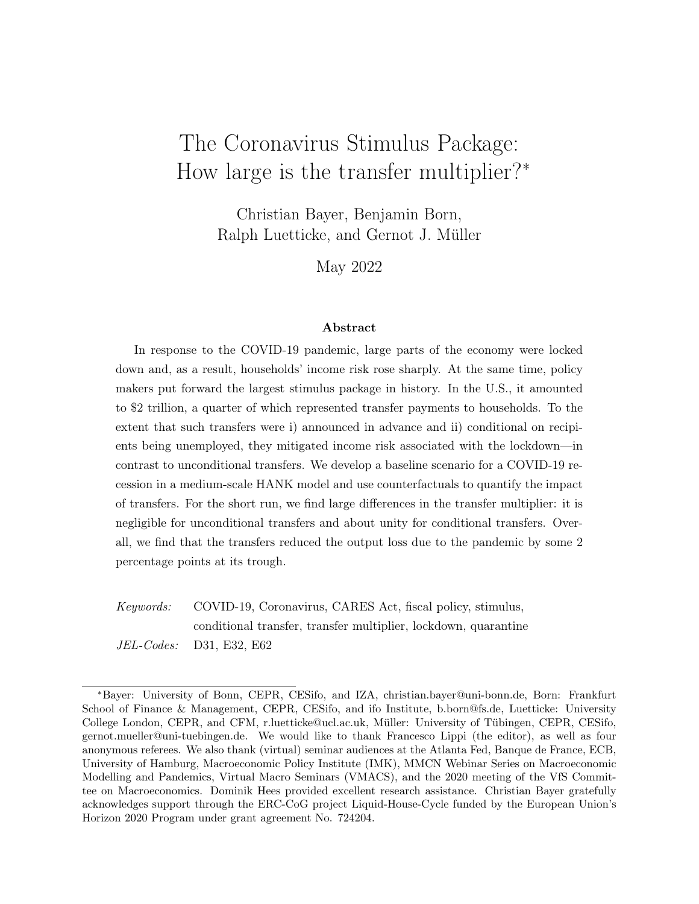# The Coronavirus Stimulus Package: How large is the transfer multiplier?[*]

Christian Bayer, Benjamin Born, Ralph Luetticke, and Gernot J. Müller

May 2022

### Abstract

In response to the COVID-19 pandemic, large parts of the economy were locked down and, as a result, households' income risk rose sharply. At the same time, policy makers put forward the largest stimulus package in history. In the U.S., it amounted to $2 trillion, a quarter of which represented transfer payments to households. To the extent that such transfers were i) announced in advance and ii) conditional on recipients being unemployed, they mitigated income risk associated with the lockdown—in contrast to unconditional transfers. We develop a baseline scenario for a COVID-19 recession in a medium-scale HANK model and use counterfactuals to quantify the impact of transfers. For the short run, we find large differences in the transfer multiplier: it is negligible for unconditional transfers and about unity for conditional transfers. Overall, we find that the transfers reduced the output loss due to the pandemic by some 2 percentage points at its trough.

*Keywords:* COVID-19, Coronavirus, CARES Act, fiscal policy, stimulus, conditional transfer, transfer multiplier, lockdown, quarantine

*JEL-Codes:* D31, E32, E62

---

[*] Bayer: University of Bonn, CEPR, CESifo, and IZA, christian.bayer@uni-bonn.de, Born: Frankfurt School of Finance & Management, CEPR, CESifo, and ifo Institute, b.born@fs.de, Luetticke: University College London, CEPR, and CFM, r.luetticke@ucl.ac.uk, Müller: University of Tübingen, CEPR, CESifo, gernot.mueller@uni-tuebingen.de. We would like to thank Francesco Lippi (the editor), as well as four anonymous referees. We also thank (virtual) seminar audiences at the Atlanta Fed, Banque de France, ECB, University of Hamburg, Macroeconomic Policy Institute (IMK), MMCN Webinar Series on Macroeconomic Modelling and Pandemics, Virtual Macro Seminars (VMACS), and the 2020 meeting of the VfS Committee on Macroeconomics. Dominik Hees provided excellent research assistance. Christian Bayer gratefully acknowledges support through the ERC-CoG project Liquid-House-Cycle funded by the European Union's Horizon 2020 Program under grant agreement No. 724204.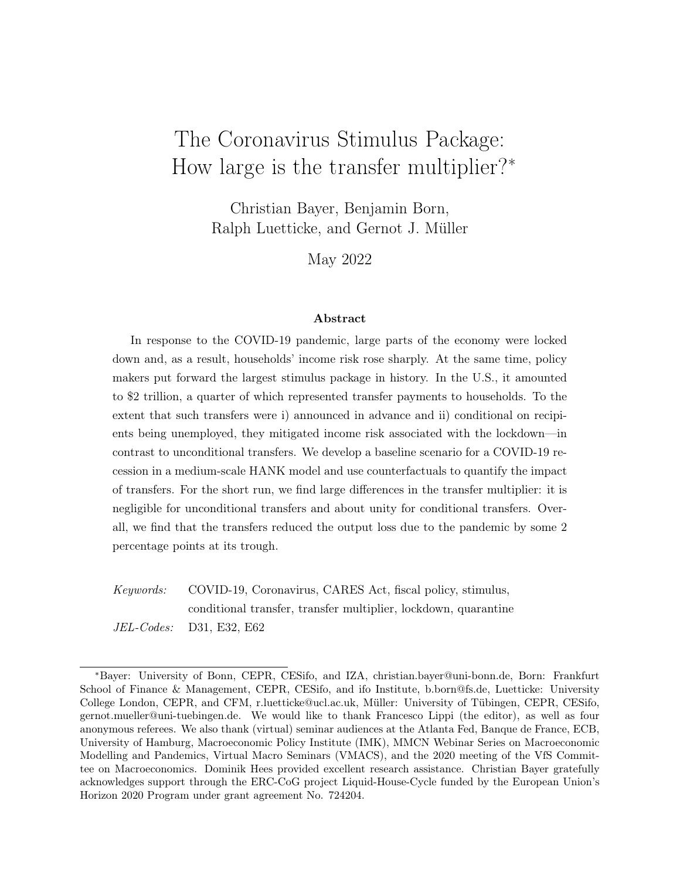# The Coronavirus Stimulus Package: How large is the transfer multiplier?*

Christian Bayer, Benjamin Born, Ralph Luetticke, and Gernot J. Müller

May 2022

### Abstract

In response to the COVID-19 pandemic, large parts of the economy were locked down and, as a result, households' income risk rose sharply. At the same time, policy makers put forward the largest stimulus package in history. In the U.S., it amounted to $2 trillion, a quarter of which represented transfer payments to households. To the extent that such transfers were i) announced in advance and ii) conditional on recipients being unemployed, they mitigated income risk associated with the lockdown—in contrast to unconditional transfers. We develop a baseline scenario for a COVID-19 recession in a medium-scale HANK model and use counterfactuals to quantify the impact of transfers. For the short run, we find large differences in the transfer multiplier: it is negligible for unconditional transfers and about unity for conditional transfers. Overall, we find that the transfers reduced the output loss due to the pandemic by some 2 percentage points at its trough.

*Keywords:* COVID-19, Coronavirus, CARES Act, fiscal policy, stimulus, conditional transfer, transfer multiplier, lockdown, quarantine

*JEL-Codes:* D31, E32, E62

---

*Bayer: University of Bonn, CEPR, CESifo, and IZA, christian.bayer@uni-bonn.de, Born: Frankfurt School of Finance & Management, CEPR, CESifo, and ifo Institute, b.born@fs.de, Luetticke: University College London, CEPR, and CFM, r.luetticke@ucl.ac.uk, Müller: University of Tübingen, CEPR, CESifo, gernot.mueller@uni-tuebingen.de. We would like to thank Francesco Lippi (the editor), as well as four anonymous referees. We also thank (virtual) seminar audiences at the Atlanta Fed, Banque de France, ECB, University of Hamburg, Macroeconomic Policy Institute (IMK), MMCN Webinar Series on Macroeconomic Modelling and Pandemics, Virtual Macro Seminars (VMACS), and the 2020 meeting of the VfS Committee on Macroeconomics. Dominik Hees provided excellent research assistance. Christian Bayer gratefully acknowledges support through the ERC-CoG project Liquid-House-Cycle funded by the European Union's Horizon 2020 Program under grant agreement No. 724204.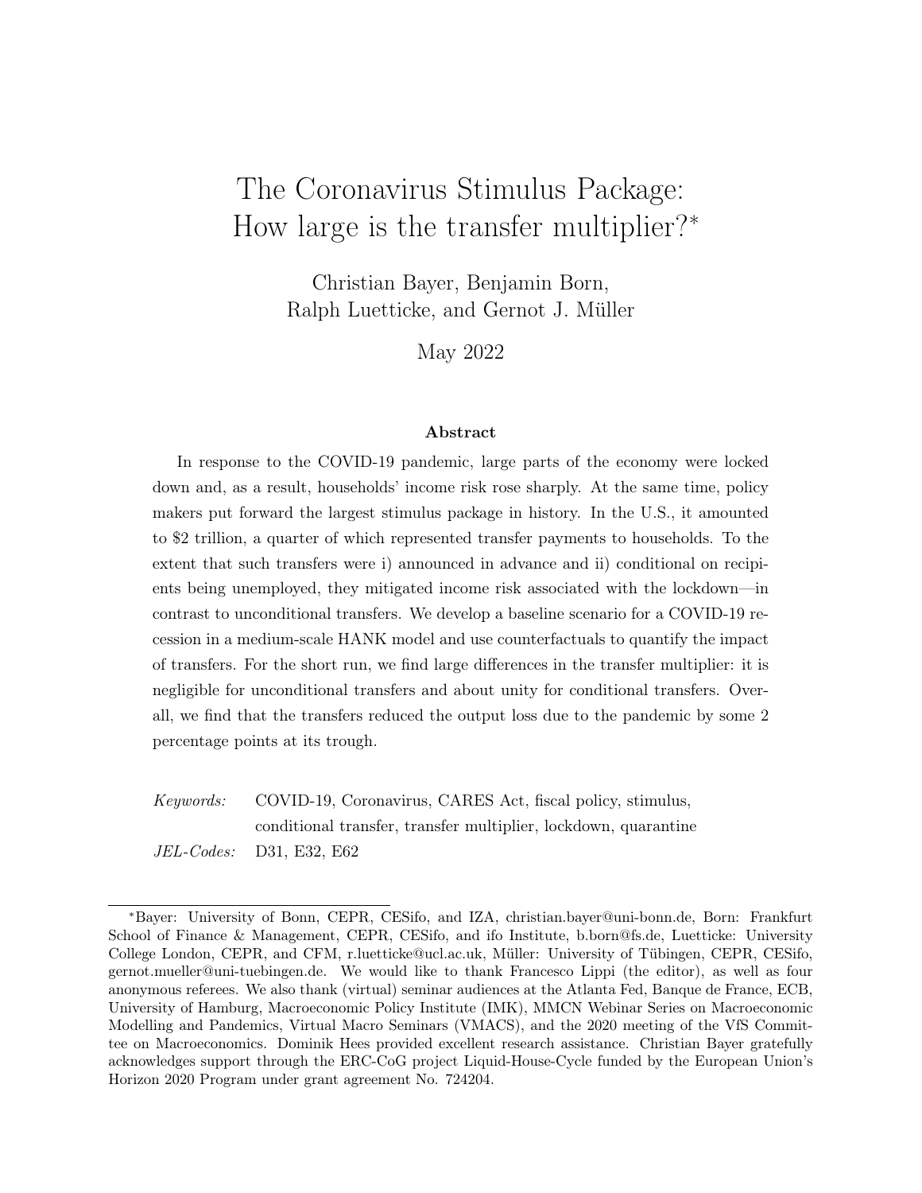# The Coronavirus Stimulus Package: How large is the transfer multiplier?*

Christian Bayer, Benjamin Born, Ralph Luetticke, and Gernot J. Müller

May 2022

### Abstract

In response to the COVID-19 pandemic, large parts of the economy were locked down and, as a result, households' income risk rose sharply. At the same time, policy makers put forward the largest stimulus package in history. In the U.S., it amounted to $2 trillion, a quarter of which represented transfer payments to households. To the extent that such transfers were i) announced in advance and ii) conditional on recipients being unemployed, they mitigated income risk associated with the lockdown—in contrast to unconditional transfers. We develop a baseline scenario for a COVID-19 recession in a medium-scale HANK model and use counterfactuals to quantify the impact of transfers. For the short run, we find large differences in the transfer multiplier: it is negligible for unconditional transfers and about unity for conditional transfers. Overall, we find that the transfers reduced the output loss due to the pandemic by some 2 percentage points at its trough.

*Keywords:* COVID-19, Coronavirus, CARES Act, fiscal policy, stimulus, conditional transfer, transfer multiplier, lockdown, quarantine

*JEL-Codes:* D31, E32, E62

---

*Bayer: University of Bonn, CEPR, CESifo, and IZA, christian.bayer@uni-bonn.de, Born: Frankfurt School of Finance & Management, CEPR, CESifo, and ifo Institute, b.born@fs.de, Luetticke: University College London, CEPR, and CFM, r.luetticke@ucl.ac.uk, Müller: University of Tübingen, CEPR, CESifo, gernot.mueller@uni-tuebingen.de. We would like to thank Francesco Lippi (the editor), as well as four anonymous referees. We also thank (virtual) seminar audiences at the Atlanta Fed, Banque de France, ECB, University of Hamburg, Macroeconomic Policy Institute (IMK), MMCN Webinar Series on Macroeconomic Modelling and Pandemics, Virtual Macro Seminars (VMACS), and the 2020 meeting of the VfS Committee on Macroeconomics. Dominik Hees provided excellent research assistance. Christian Bayer gratefully acknowledges support through the ERC-CoG project Liquid-House-Cycle funded by the European Union's Horizon 2020 Program under grant agreement No. 724204.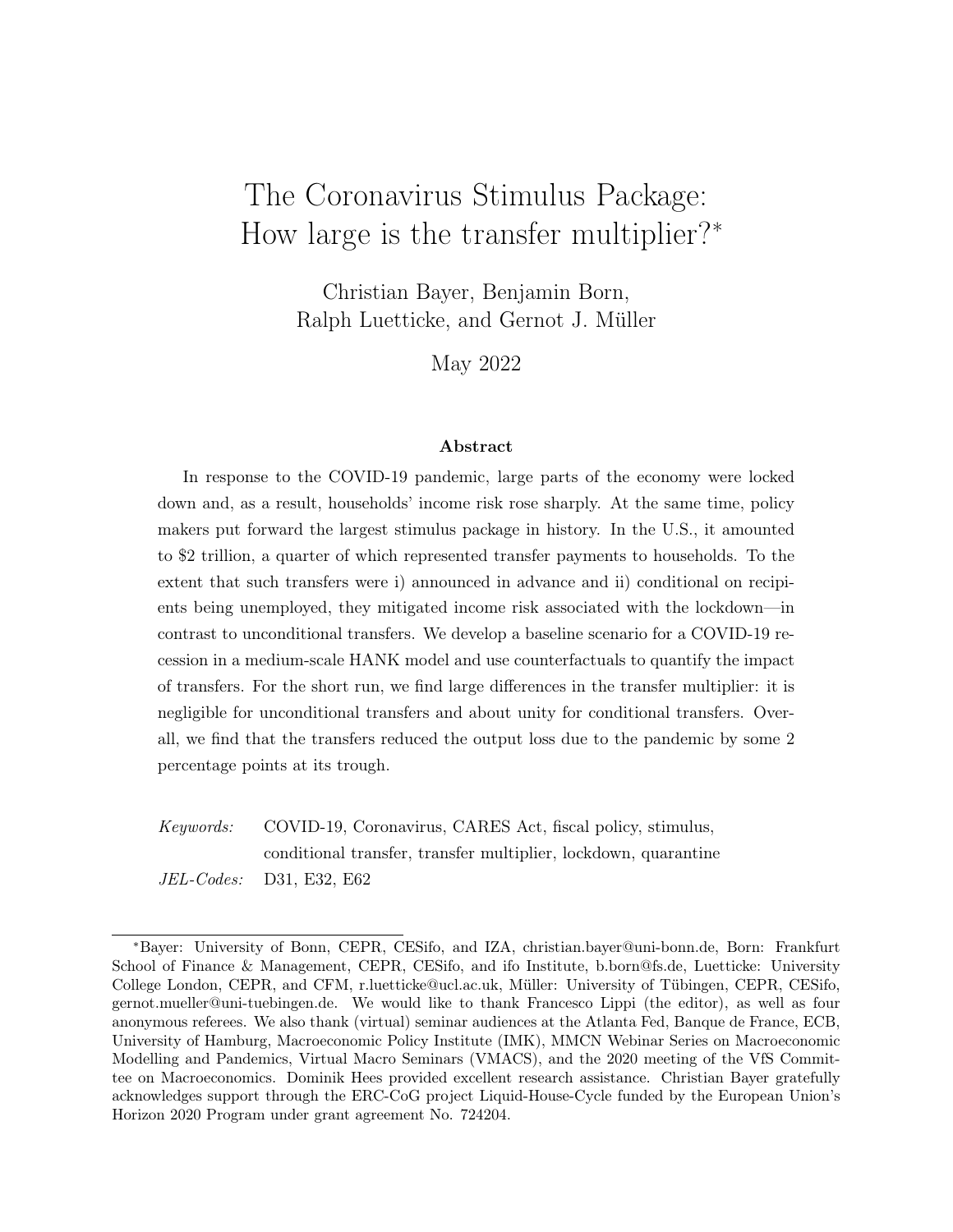# The Coronavirus Stimulus Package: How large is the transfer multiplier?*

Christian Bayer, Benjamin Born, Ralph Luetticke, and Gernot J. Müller

May 2022

### Abstract

In response to the COVID-19 pandemic, large parts of the economy were locked down and, as a result, households' income risk rose sharply. At the same time, policy makers put forward the largest stimulus package in history. In the U.S., it amounted to $2 trillion, a quarter of which represented transfer payments to households. To the extent that such transfers were i) announced in advance and ii) conditional on recipients being unemployed, they mitigated income risk associated with the lockdown—in contrast to unconditional transfers. We develop a baseline scenario for a COVID-19 recession in a medium-scale HANK model and use counterfactuals to quantify the impact of transfers. For the short run, we find large differences in the transfer multiplier: it is negligible for unconditional transfers and about unity for conditional transfers. Overall, we find that the transfers reduced the output loss due to the pandemic by some 2 percentage points at its trough.

*Keywords:* COVID-19, Coronavirus, CARES Act, fiscal policy, stimulus, conditional transfer, transfer multiplier, lockdown, quarantine

*JEL-Codes:* D31, E32, E62

---

*Bayer: University of Bonn, CEPR, CESifo, and IZA, christian.bayer@uni-bonn.de, Born: Frankfurt School of Finance & Management, CEPR, CESifo, and ifo Institute, b.born@fs.de, Luetticke: University College London, CEPR, and CFM, r.luetticke@ucl.ac.uk, Müller: University of Tübingen, CEPR, CESifo, gernot.mueller@uni-tuebingen.de. We would like to thank Francesco Lippi (the editor), as well as four anonymous referees. We also thank (virtual) seminar audiences at the Atlanta Fed, Banque de France, ECB, University of Hamburg, Macroeconomic Policy Institute (IMK), MMCN Webinar Series on Macroeconomic Modelling and Pandemics, Virtual Macro Seminars (VMACS), and the 2020 meeting of the VfS Committee on Macroeconomics. Dominik Hees provided excellent research assistance. Christian Bayer gratefully acknowledges support through the ERC-CoG project Liquid-House-Cycle funded by the European Union's Horizon 2020 Program under grant agreement No. 724204.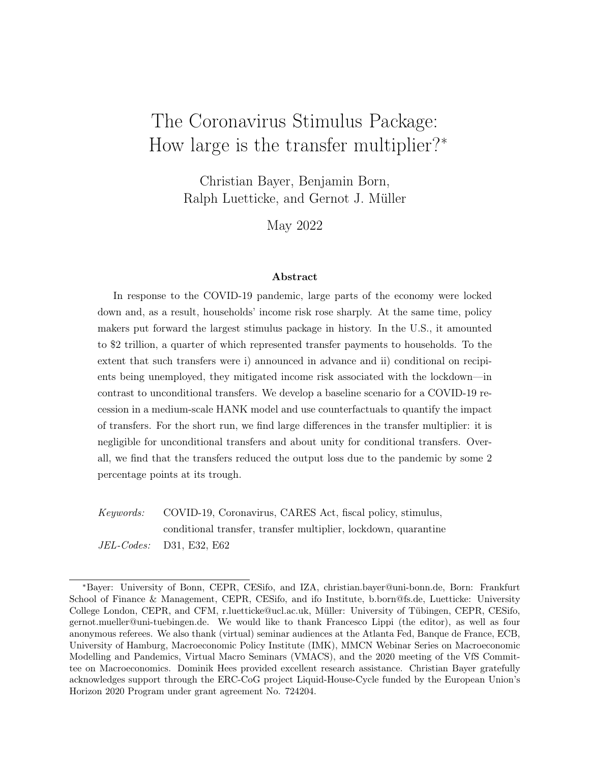# The Coronavirus Stimulus Package: How large is the transfer multiplier?*

Christian Bayer, Benjamin Born, Ralph Luetticke, and Gernot J. Müller

May 2022

### Abstract

In response to the COVID-19 pandemic, large parts of the economy were locked down and, as a result, households' income risk rose sharply. At the same time, policy makers put forward the largest stimulus package in history. In the U.S., it amounted to \$2 trillion, a quarter of which represented transfer payments to households. To the extent that such transfers were i) announced in advance and ii) conditional on recipients being unemployed, they mitigated income risk associated with the lockdown—in contrast to unconditional transfers. We develop a baseline scenario for a COVID-19 recession in a medium-scale HANK model and use counterfactuals to quantify the impact of transfers. For the short run, we find large differences in the transfer multiplier: it is negligible for unconditional transfers and about unity for conditional transfers. Overall, we find that the transfers reduced the output loss due to the pandemic by some 2 percentage points at its trough.

*Keywords:* COVID-19, Coronavirus, CARES Act, fiscal policy, stimulus, conditional transfer, transfer multiplier, lockdown, quarantine

*JEL-Codes:* D31, E32, E62

---

*Bayer: University of Bonn, CEPR, CESifo, and IZA, christian.bayer@uni-bonn.de, Born: Frankfurt School of Finance & Management, CEPR, CESifo, and ifo Institute, b.born@fs.de, Luetticke: University College London, CEPR, and CFM, r.luetticke@ucl.ac.uk, Müller: University of Tübingen, CEPR, CESifo, gernot.mueller@uni-tuebingen.de. We would like to thank Francesco Lippi (the editor), as well as four anonymous referees. We also thank (virtual) seminar audiences at the Atlanta Fed, Banque de France, ECB, University of Hamburg, Macroeconomic Policy Institute (IMK), MMCN Webinar Series on Macroeconomic Modelling and Pandemics, Virtual Macro Seminars (VMACS), and the 2020 meeting of the VfS Committee on Macroeconomics. Dominik Hees provided excellent research assistance. Christian Bayer gratefully acknowledges support through the ERC-CoG project Liquid-House-Cycle funded by the European Union's Horizon 2020 Program under grant agreement No. 724204.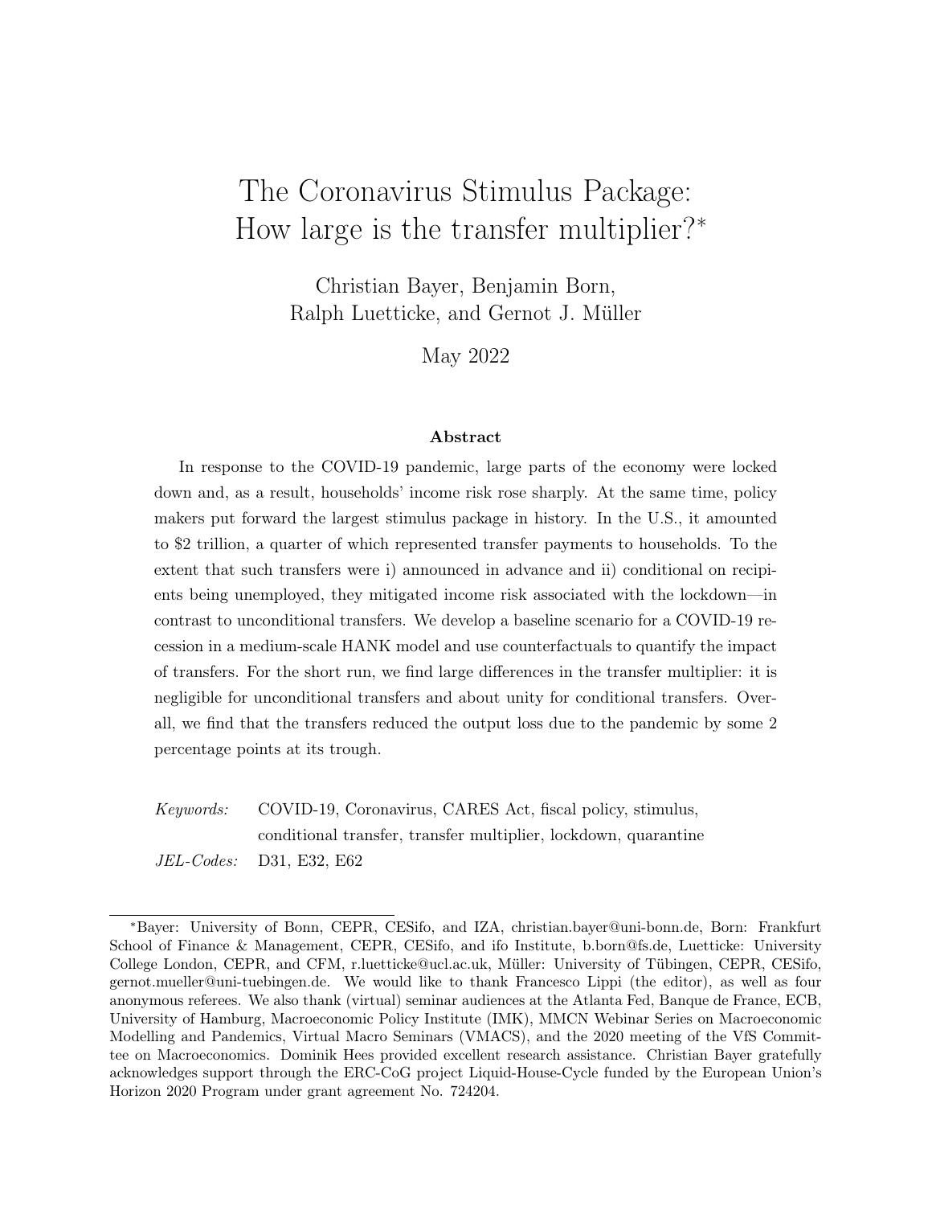# The Coronavirus Stimulus Package: How large is the transfer multiplier?*

Christian Bayer, Benjamin Born, Ralph Luetticke, and Gernot J. Müller

May 2022

### Abstract

In response to the COVID-19 pandemic, large parts of the economy were locked down and, as a result, households' income risk rose sharply. At the same time, policy makers put forward the largest stimulus package in history. In the U.S., it amounted to \$2 trillion, a quarter of which represented transfer payments to households. To the extent that such transfers were i) announced in advance and ii) conditional on recipients being unemployed, they mitigated income risk associated with the lockdown—in contrast to unconditional transfers. We develop a baseline scenario for a COVID-19 recession in a medium-scale HANK model and use counterfactuals to quantify the impact of transfers. For the short run, we find large differences in the transfer multiplier: it is negligible for unconditional transfers and about unity for conditional transfers. Overall, we find that the transfers reduced the output loss due to the pandemic by some 2 percentage points at its trough.

*Keywords:* COVID-19, Coronavirus, CARES Act, fiscal policy, stimulus, conditional transfer, transfer multiplier, lockdown, quarantine

*JEL-Codes:* D31, E32, E62

---

*Bayer: University of Bonn, CEPR, CESifo, and IZA, christian.bayer@uni-bonn.de, Born: Frankfurt School of Finance & Management, CEPR, CESifo, and ifo Institute, b.born@fs.de, Luetticke: University College London, CEPR, and CFM, r.luetticke@ucl.ac.uk, Müller: University of Tübingen, CEPR, CESifo, gernot.mueller@uni-tuebingen.de. We would like to thank Francesco Lippi (the editor), as well as four anonymous referees. We also thank (virtual) seminar audiences at the Atlanta Fed, Banque de France, ECB, University of Hamburg, Macroeconomic Policy Institute (IMK), MMCN Webinar Series on Macroeconomic Modelling and Pandemics, Virtual Macro Seminars (VMACS), and the 2020 meeting of the VfS Committee on Macroeconomics. Dominik Hees provided excellent research assistance. Christian Bayer gratefully acknowledges support through the ERC-CoG project Liquid-House-Cycle funded by the European Union's Horizon 2020 Program under grant agreement No. 724204.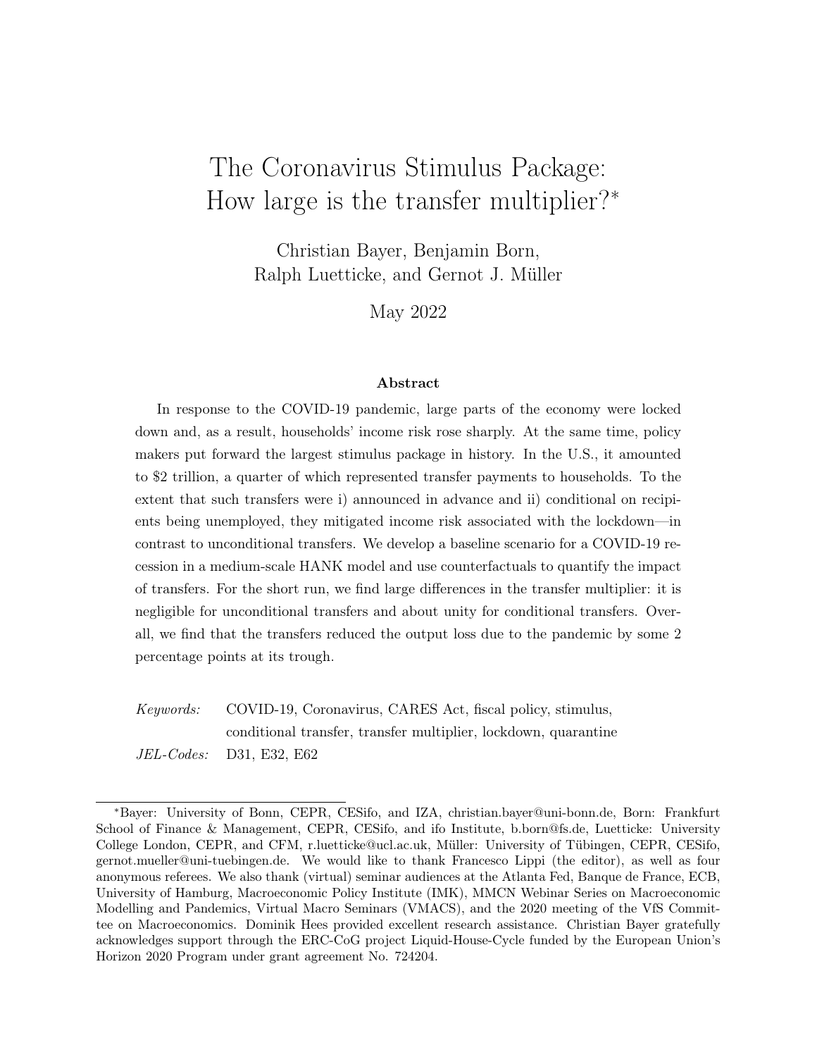# The Coronavirus Stimulus Package: How large is the transfer multiplier?*

Christian Bayer, Benjamin Born, Ralph Luetticke, and Gernot J. Müller

May 2022

### Abstract

In response to the COVID-19 pandemic, large parts of the economy were locked down and, as a result, households' income risk rose sharply. At the same time, policy makers put forward the largest stimulus package in history. In the U.S., it amounted to \$2 trillion, a quarter of which represented transfer payments to households. To the extent that such transfers were i) announced in advance and ii) conditional on recipients being unemployed, they mitigated income risk associated with the lockdown—in contrast to unconditional transfers. We develop a baseline scenario for a COVID-19 recession in a medium-scale HANK model and use counterfactuals to quantify the impact of transfers. For the short run, we find large differences in the transfer multiplier: it is negligible for unconditional transfers and about unity for conditional transfers. Overall, we find that the transfers reduced the output loss due to the pandemic by some 2 percentage points at its trough.

*Keywords:* COVID-19, Coronavirus, CARES Act, fiscal policy, stimulus, conditional transfer, transfer multiplier, lockdown, quarantine

*JEL-Codes:* D31, E32, E62

---

*Bayer: University of Bonn, CEPR, CESifo, and IZA, christian.bayer@uni-bonn.de, Born: Frankfurt School of Finance & Management, CEPR, CESifo, and ifo Institute, b.born@fs.de, Luetticke: University College London, CEPR, and CFM, r.luetticke@ucl.ac.uk, Müller: University of Tübingen, CEPR, CESifo, gernot.mueller@uni-tuebingen.de. We would like to thank Francesco Lippi (the editor), as well as four anonymous referees. We also thank (virtual) seminar audiences at the Atlanta Fed, Banque de France, ECB, University of Hamburg, Macroeconomic Policy Institute (IMK), MMCN Webinar Series on Macroeconomic Modelling and Pandemics, Virtual Macro Seminars (VMACS), and the 2020 meeting of the VfS Committee on Macroeconomics. Dominik Hees provided excellent research assistance. Christian Bayer gratefully acknowledges support through the ERC-CoG project Liquid-House-Cycle funded by the European Union's Horizon 2020 Program under grant agreement No. 724204.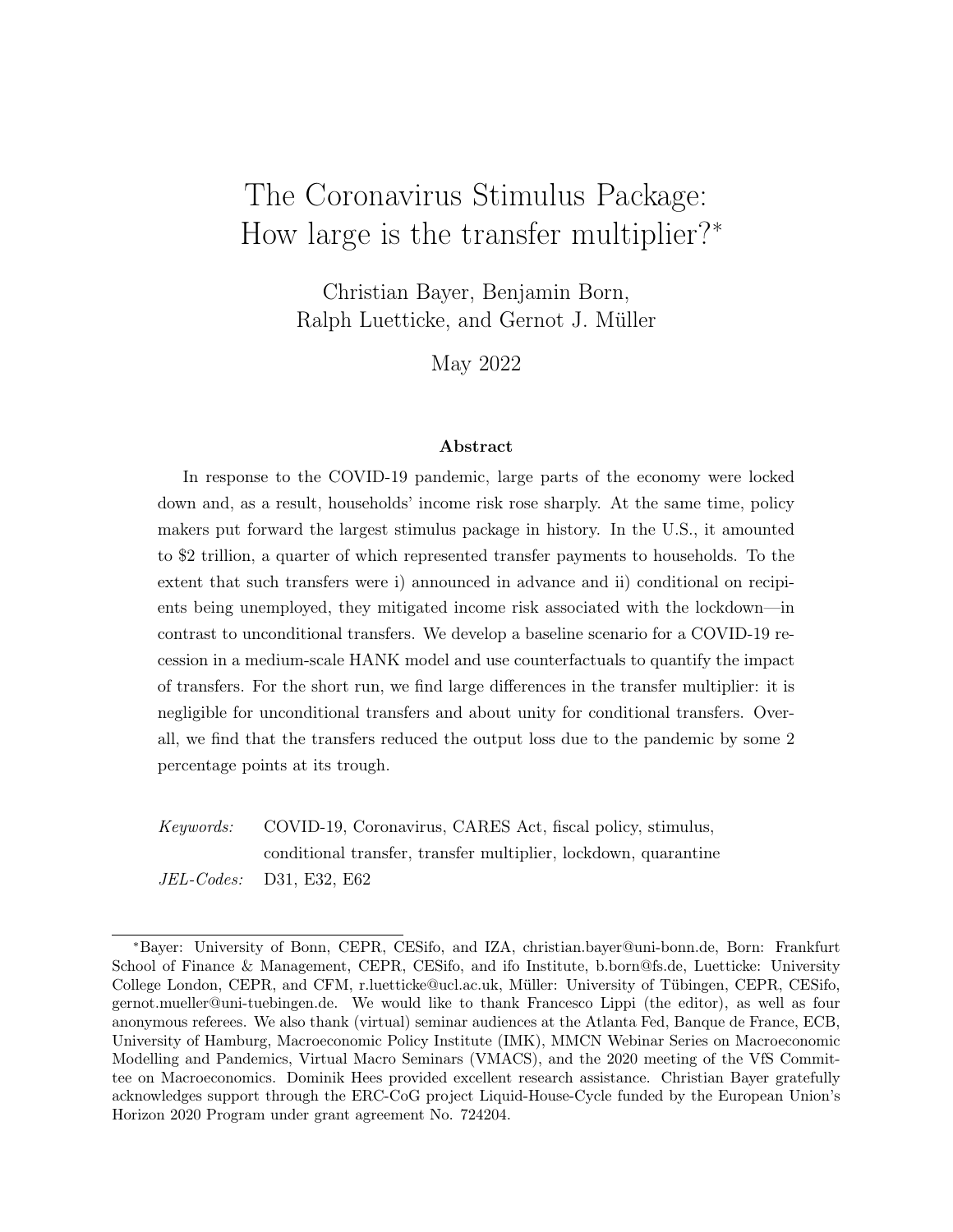# The Coronavirus Stimulus Package: How large is the transfer multiplier?*

Christian Bayer, Benjamin Born, Ralph Luetticke, and Gernot J. Müller

May 2022

### Abstract

In response to the COVID-19 pandemic, large parts of the economy were locked down and, as a result, households' income risk rose sharply. At the same time, policy makers put forward the largest stimulus package in history. In the U.S., it amounted to \$2 trillion, a quarter of which represented transfer payments to households. To the extent that such transfers were i) announced in advance and ii) conditional on recipients being unemployed, they mitigated income risk associated with the lockdown—in contrast to unconditional transfers. We develop a baseline scenario for a COVID-19 recession in a medium-scale HANK model and use counterfactuals to quantify the impact of transfers. For the short run, we find large differences in the transfer multiplier: it is negligible for unconditional transfers and about unity for conditional transfers. Overall, we find that the transfers reduced the output loss due to the pandemic by some 2 percentage points at its trough.

*Keywords:* COVID-19, Coronavirus, CARES Act, fiscal policy, stimulus, conditional transfer, transfer multiplier, lockdown, quarantine

*JEL-Codes:* D31, E32, E62

---

*Bayer: University of Bonn, CEPR, CESifo, and IZA, christian.bayer@uni-bonn.de, Born: Frankfurt School of Finance & Management, CEPR, CESifo, and ifo Institute, b.born@fs.de, Luetticke: University College London, CEPR, and CFM, r.luetticke@ucl.ac.uk, Müller: University of Tübingen, CEPR, CESifo, gernot.mueller@uni-tuebingen.de. We would like to thank Francesco Lippi (the editor), as well as four anonymous referees. We also thank (virtual) seminar audiences at the Atlanta Fed, Banque de France, ECB, University of Hamburg, Macroeconomic Policy Institute (IMK), MMCN Webinar Series on Macroeconomic Modelling and Pandemics, Virtual Macro Seminars (VMACS), and the 2020 meeting of the VfS Committee on Macroeconomics. Dominik Hees provided excellent research assistance. Christian Bayer gratefully acknowledges support through the ERC-CoG project Liquid-House-Cycle funded by the European Union's Horizon 2020 Program under grant agreement No. 724204.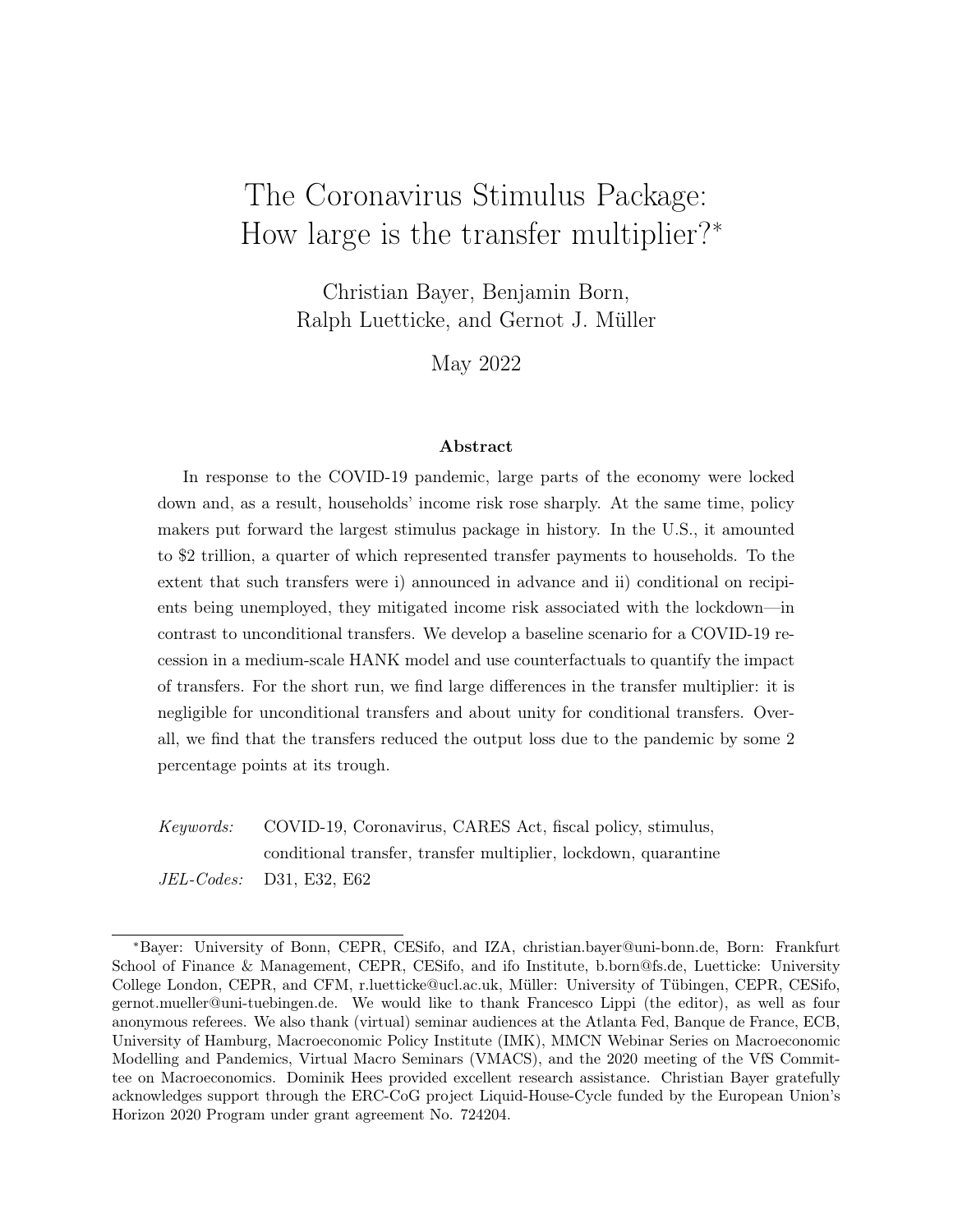# The Coronavirus Stimulus Package: How large is the transfer multiplier?*

Christian Bayer, Benjamin Born, Ralph Luetticke, and Gernot J. Müller

May 2022

### Abstract

In response to the COVID-19 pandemic, large parts of the economy were locked down and, as a result, households' income risk rose sharply. At the same time, policy makers put forward the largest stimulus package in history. In the U.S., it amounted to $2 trillion, a quarter of which represented transfer payments to households. To the extent that such transfers were i) announced in advance and ii) conditional on recipients being unemployed, they mitigated income risk associated with the lockdown—in contrast to unconditional transfers. We develop a baseline scenario for a COVID-19 recession in a medium-scale HANK model and use counterfactuals to quantify the impact of transfers. For the short run, we find large differences in the transfer multiplier: it is negligible for unconditional transfers and about unity for conditional transfers. Overall, we find that the transfers reduced the output loss due to the pandemic by some 2 percentage points at its trough.

*Keywords:* COVID-19, Coronavirus, CARES Act, fiscal policy, stimulus, conditional transfer, transfer multiplier, lockdown, quarantine

*JEL-Codes:* D31, E32, E62

---

*Bayer: University of Bonn, CEPR, CESifo, and IZA, christian.bayer@uni-bonn.de, Born: Frankfurt School of Finance & Management, CEPR, CESifo, and ifo Institute, b.born@fs.de, Luetticke: University College London, CEPR, and CFM, r.luetticke@ucl.ac.uk, Müller: University of Tübingen, CEPR, CESifo, gernot.mueller@uni-tuebingen.de. We would like to thank Francesco Lippi (the editor), as well as four anonymous referees. We also thank (virtual) seminar audiences at the Atlanta Fed, Banque de France, ECB, University of Hamburg, Macroeconomic Policy Institute (IMK), MMCN Webinar Series on Macroeconomic Modelling and Pandemics, Virtual Macro Seminars (VMACS), and the 2020 meeting of the VfS Committee on Macroeconomics. Dominik Hees provided excellent research assistance. Christian Bayer gratefully acknowledges support through the ERC-CoG project Liquid-House-Cycle funded by the European Union's Horizon 2020 Program under grant agreement No. 724204.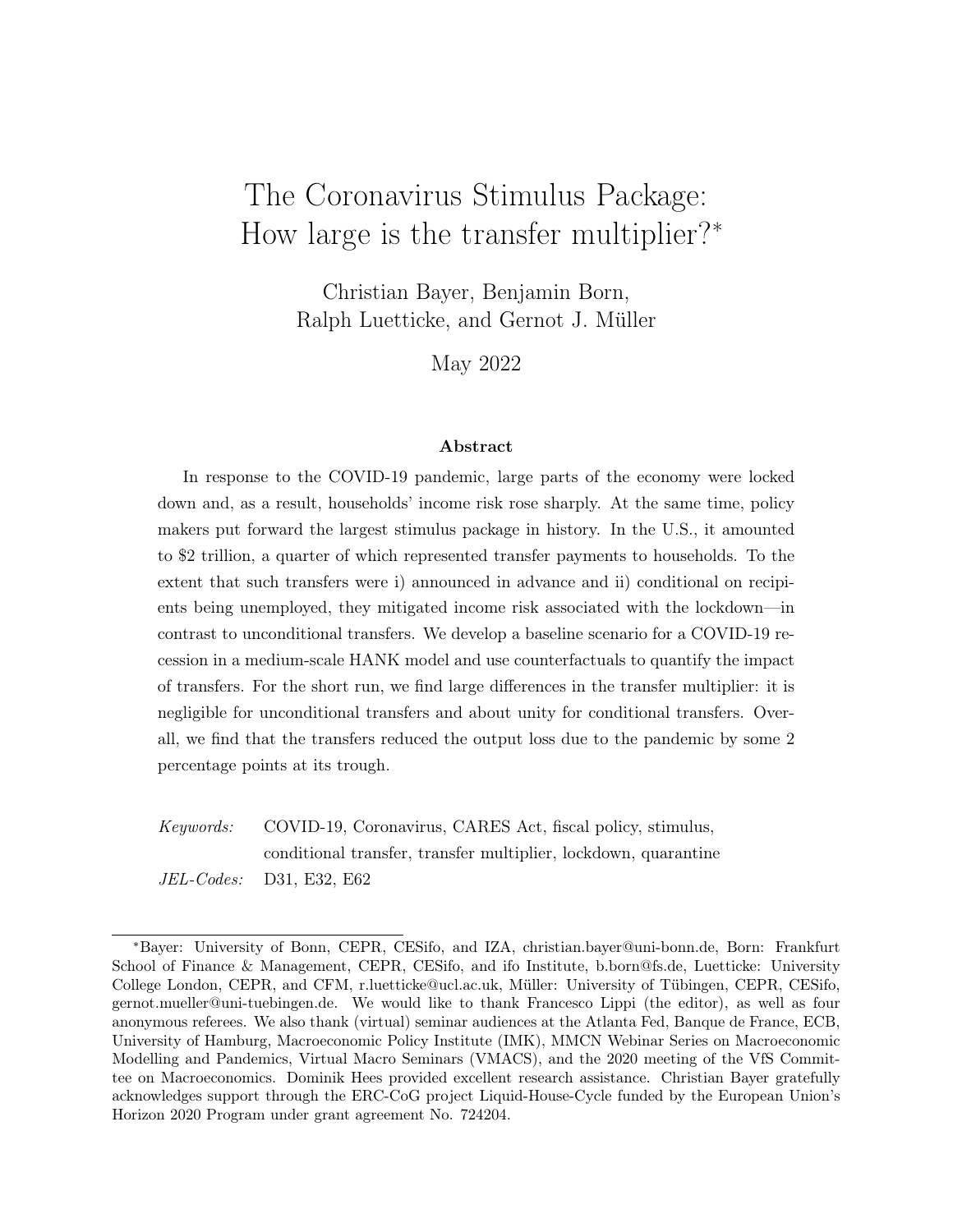# The Coronavirus Stimulus Package: How large is the transfer multiplier?*

Christian Bayer, Benjamin Born, Ralph Luetticke, and Gernot J. Müller

May 2022

### Abstract

In response to the COVID-19 pandemic, large parts of the economy were locked down and, as a result, households' income risk rose sharply. At the same time, policy makers put forward the largest stimulus package in history. In the U.S., it amounted to \$2 trillion, a quarter of which represented transfer payments to households. To the extent that such transfers were i) announced in advance and ii) conditional on recipients being unemployed, they mitigated income risk associated with the lockdown—in contrast to unconditional transfers. We develop a baseline scenario for a COVID-19 recession in a medium-scale HANK model and use counterfactuals to quantify the impact of transfers. For the short run, we find large differences in the transfer multiplier: it is negligible for unconditional transfers and about unity for conditional transfers. Overall, we find that the transfers reduced the output loss due to the pandemic by some 2 percentage points at its trough.

*Keywords:* COVID-19, Coronavirus, CARES Act, fiscal policy, stimulus, conditional transfer, transfer multiplier, lockdown, quarantine

*JEL-Codes:* D31, E32, E62

---

*Bayer: University of Bonn, CEPR, CESifo, and IZA, christian.bayer@uni-bonn.de, Born: Frankfurt School of Finance & Management, CEPR, CESifo, and ifo Institute, b.born@fs.de, Luetticke: University College London, CEPR, and CFM, r.luetticke@ucl.ac.uk, Müller: University of Tübingen, CEPR, CESifo, gernot.mueller@uni-tuebingen.de. We would like to thank Francesco Lippi (the editor), as well as four anonymous referees. We also thank (virtual) seminar audiences at the Atlanta Fed, Banque de France, ECB, University of Hamburg, Macroeconomic Policy Institute (IMK), MMCN Webinar Series on Macroeconomic Modelling and Pandemics, Virtual Macro Seminars (VMACS), and the 2020 meeting of the VfS Committee on Macroeconomics. Dominik Hees provided excellent research assistance. Christian Bayer gratefully acknowledges support through the ERC-CoG project Liquid-House-Cycle funded by the European Union's Horizon 2020 Program under grant agreement No. 724204.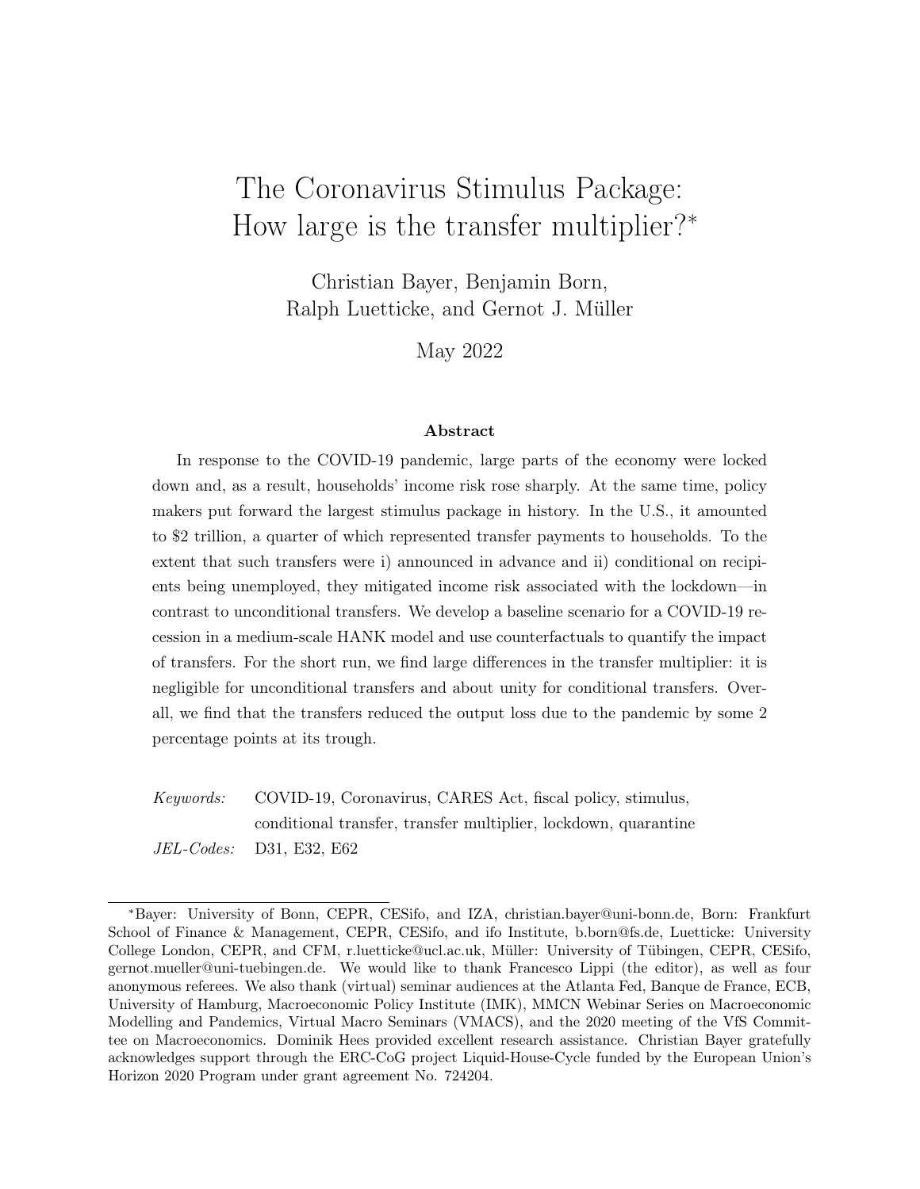# The Coronavirus Stimulus Package: How large is the transfer multiplier?*

Christian Bayer, Benjamin Born, Ralph Luetticke, and Gernot J. Müller

May 2022

### Abstract

In response to the COVID-19 pandemic, large parts of the economy were locked down and, as a result, households' income risk rose sharply. At the same time, policy makers put forward the largest stimulus package in history. In the U.S., it amounted to \$2 trillion, a quarter of which represented transfer payments to households. To the extent that such transfers were i) announced in advance and ii) conditional on recipients being unemployed, they mitigated income risk associated with the lockdown—in contrast to unconditional transfers. We develop a baseline scenario for a COVID-19 recession in a medium-scale HANK model and use counterfactuals to quantify the impact of transfers. For the short run, we find large differences in the transfer multiplier: it is negligible for unconditional transfers and about unity for conditional transfers. Overall, we find that the transfers reduced the output loss due to the pandemic by some 2 percentage points at its trough.

*Keywords:* COVID-19, Coronavirus, CARES Act, fiscal policy, stimulus, conditional transfer, transfer multiplier, lockdown, quarantine

*JEL-Codes:* D31, E32, E62

---

*Bayer: University of Bonn, CEPR, CESifo, and IZA, christian.bayer@uni-bonn.de, Born: Frankfurt School of Finance & Management, CEPR, CESifo, and ifo Institute, b.born@fs.de, Luetticke: University College London, CEPR, and CFM, r.luetticke@ucl.ac.uk, Müller: University of Tübingen, CEPR, CESifo, gernot.mueller@uni-tuebingen.de. We would like to thank Francesco Lippi (the editor), as well as four anonymous referees. We also thank (virtual) seminar audiences at the Atlanta Fed, Banque de France, ECB, University of Hamburg, Macroeconomic Policy Institute (IMK), MMCN Webinar Series on Macroeconomic Modelling and Pandemics, Virtual Macro Seminars (VMACS), and the 2020 meeting of the VfS Committee on Macroeconomics. Dominik Hees provided excellent research assistance. Christian Bayer gratefully acknowledges support through the ERC-CoG project Liquid-House-Cycle funded by the European Union's Horizon 2020 Program under grant agreement No. 724204.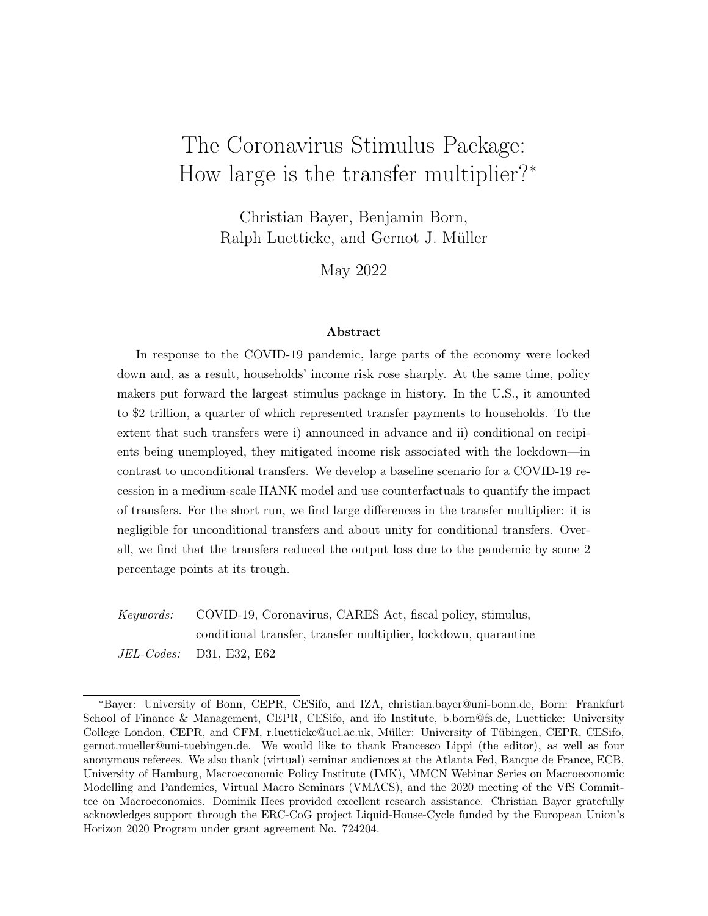# The Coronavirus Stimulus Package: How large is the transfer multiplier?*

Christian Bayer, Benjamin Born, Ralph Luetticke, and Gernot J. Müller

May 2022

### Abstract

In response to the COVID-19 pandemic, large parts of the economy were locked down and, as a result, households' income risk rose sharply. At the same time, policy makers put forward the largest stimulus package in history. In the U.S., it amounted to $2 trillion, a quarter of which represented transfer payments to households. To the extent that such transfers were i) announced in advance and ii) conditional on recipients being unemployed, they mitigated income risk associated with the lockdown—in contrast to unconditional transfers. We develop a baseline scenario for a COVID-19 recession in a medium-scale HANK model and use counterfactuals to quantify the impact of transfers. For the short run, we find large differences in the transfer multiplier: it is negligible for unconditional transfers and about unity for conditional transfers. Overall, we find that the transfers reduced the output loss due to the pandemic by some 2 percentage points at its trough.

*Keywords:* COVID-19, Coronavirus, CARES Act, fiscal policy, stimulus, conditional transfer, transfer multiplier, lockdown, quarantine

*JEL-Codes:* D31, E32, E62

---

*Bayer: University of Bonn, CEPR, CESifo, and IZA, christian.bayer@uni-bonn.de, Born: Frankfurt School of Finance & Management, CEPR, CESifo, and ifo Institute, b.born@fs.de, Luetticke: University College London, CEPR, and CFM, r.luetticke@ucl.ac.uk, Müller: University of Tübingen, CEPR, CESifo, gernot.mueller@uni-tuebingen.de. We would like to thank Francesco Lippi (the editor), as well as four anonymous referees. We also thank (virtual) seminar audiences at the Atlanta Fed, Banque de France, ECB, University of Hamburg, Macroeconomic Policy Institute (IMK), MMCN Webinar Series on Macroeconomic Modelling and Pandemics, Virtual Macro Seminars (VMACS), and the 2020 meeting of the VfS Committee on Macroeconomics. Dominik Hees provided excellent research assistance. Christian Bayer gratefully acknowledges support through the ERC-CoG project Liquid-House-Cycle funded by the European Union's Horizon 2020 Program under grant agreement No. 724204.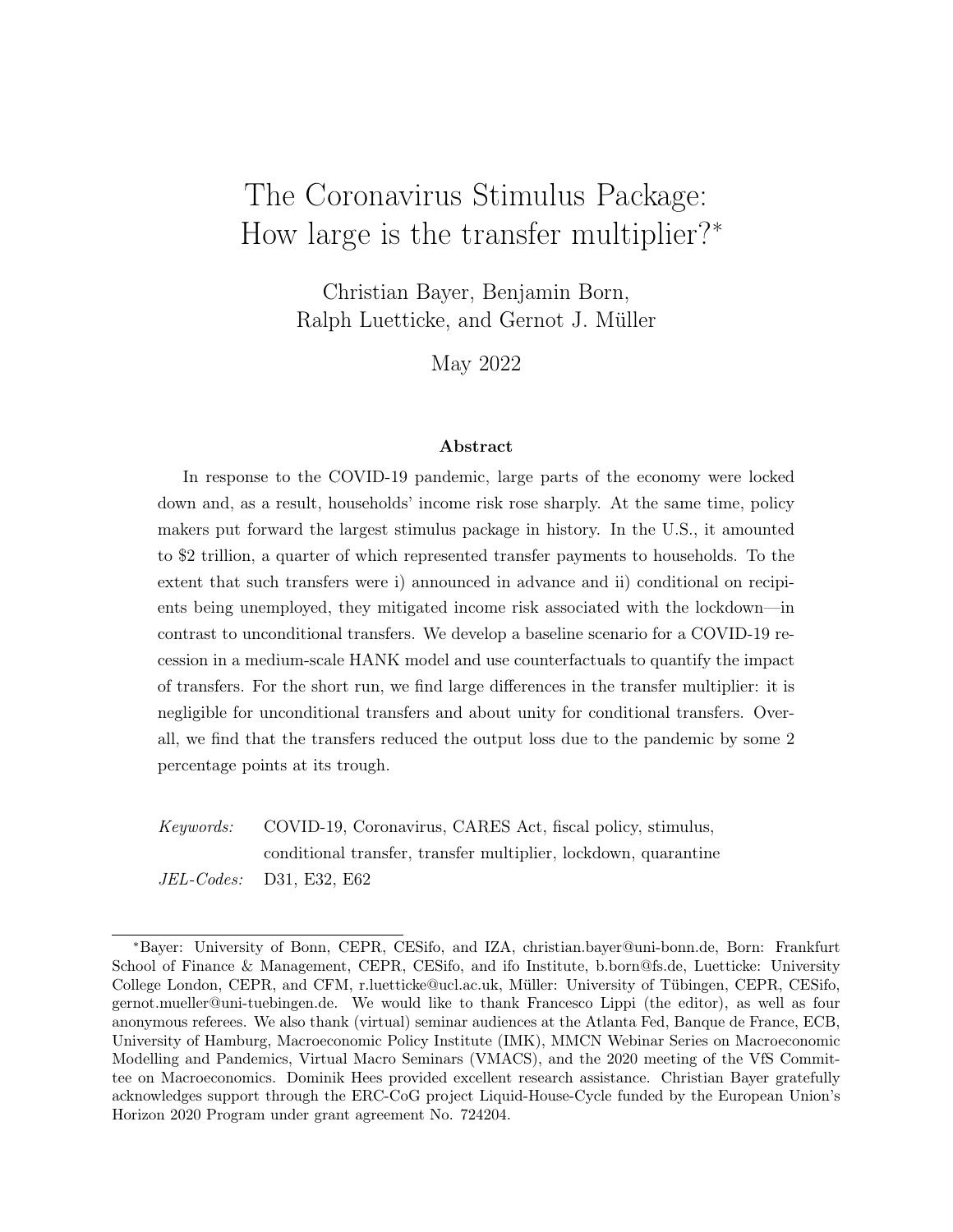# The Coronavirus Stimulus Package: How large is the transfer multiplier?*

Christian Bayer, Benjamin Born, Ralph Luetticke, and Gernot J. Müller

May 2022

### Abstract

In response to the COVID-19 pandemic, large parts of the economy were locked down and, as a result, households' income risk rose sharply. At the same time, policy makers put forward the largest stimulus package in history. In the U.S., it amounted to $2 trillion, a quarter of which represented transfer payments to households. To the extent that such transfers were i) announced in advance and ii) conditional on recipients being unemployed, they mitigated income risk associated with the lockdown—in contrast to unconditional transfers. We develop a baseline scenario for a COVID-19 recession in a medium-scale HANK model and use counterfactuals to quantify the impact of transfers. For the short run, we find large differences in the transfer multiplier: it is negligible for unconditional transfers and about unity for conditional transfers. Overall, we find that the transfers reduced the output loss due to the pandemic by some 2 percentage points at its trough.

*Keywords:* COVID-19, Coronavirus, CARES Act, fiscal policy, stimulus, conditional transfer, transfer multiplier, lockdown, quarantine

*JEL-Codes:* D31, E32, E62

---

*Bayer: University of Bonn, CEPR, CESifo, and IZA, christian.bayer@uni-bonn.de, Born: Frankfurt School of Finance & Management, CEPR, CESifo, and ifo Institute, b.born@fs.de, Luetticke: University College London, CEPR, and CFM, r.luetticke@ucl.ac.uk, Müller: University of Tübingen, CEPR, CESifo, gernot.mueller@uni-tuebingen.de. We would like to thank Francesco Lippi (the editor), as well as four anonymous referees. We also thank (virtual) seminar audiences at the Atlanta Fed, Banque de France, ECB, University of Hamburg, Macroeconomic Policy Institute (IMK), MMCN Webinar Series on Macroeconomic Modelling and Pandemics, Virtual Macro Seminars (VMACS), and the 2020 meeting of the VfS Committee on Macroeconomics. Dominik Hees provided excellent research assistance. Christian Bayer gratefully acknowledges support through the ERC-CoG project Liquid-House-Cycle funded by the European Union's Horizon 2020 Program under grant agreement No. 724204.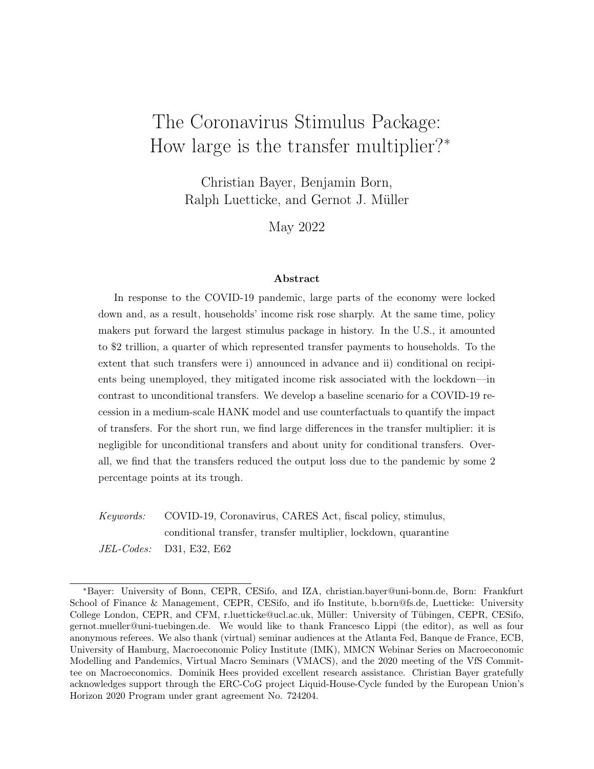// The Coronavirus Stimulus Package: How large is the transfer multiplier?*

Christian Bayer, Benjamin Born, Ralph Luetticke, and Gernot J. Müller

May 2022

### Abstract

In response to the COVID-19 pandemic, large parts of the economy were locked down and, as a result, households' income risk rose sharply. At the same time, policy makers put forward the largest stimulus package in history. In the U.S., it amounted to $2 trillion, a quarter of which represented transfer payments to households. To the extent that such transfers were i) announced in advance and ii) conditional on recipients being unemployed, they mitigated income risk associated with the lockdown—in contrast to unconditional transfers. We develop a baseline scenario for a COVID-19 recession in a medium-scale HANK model and use counterfactuals to quantify the impact of transfers. For the short run, we find large differences in the transfer multiplier: it is negligible for unconditional transfers and about unity for conditional transfers. Overall, we find that the transfers reduced the output loss due to the pandemic by some 2 percentage points at its trough.

| | |
|---|---|
| *Keywords:* | COVID-19, Coronavirus, CARES Act, fiscal policy, stimulus, conditional transfer, transfer multiplier, lockdown, quarantine |
| *JEL-Codes:* | D31, E32, E62 |

*Bayer: University of Bonn, CEPR, CESifo, and IZA, christian.bayer@uni-bonn.de, Born: Frankfurt School of Finance & Management, CEPR, CESifo, and ifo Institute, b.born@fs.de, Luetticke: University College London, CEPR, and CFM, r.luetticke@ucl.ac.uk, Müller: University of Tübingen, CEPR, CESifo, gernot.mueller@uni-tuebingen.de. We would like to thank Francesco Lippi (the editor), as well as four anonymous referees. We also thank (virtual) seminar audiences at the Atlanta Fed, Banque de France, ECB, University of Hamburg, Macroeconomic Policy Institute (IMK), MMCN Webinar Series on Macroeconomic Modelling and Pandemics, Virtual Macro Seminars (VMACS), and the 2020 meeting of the VfS Committee on Macroeconomics. Dominik Hees provided excellent research assistance. Christian Bayer gratefully acknowledges support through the ERC-CoG project Liquid-House-Cycle funded by the European Union's Horizon 2020 Program under grant agreement No. 724204.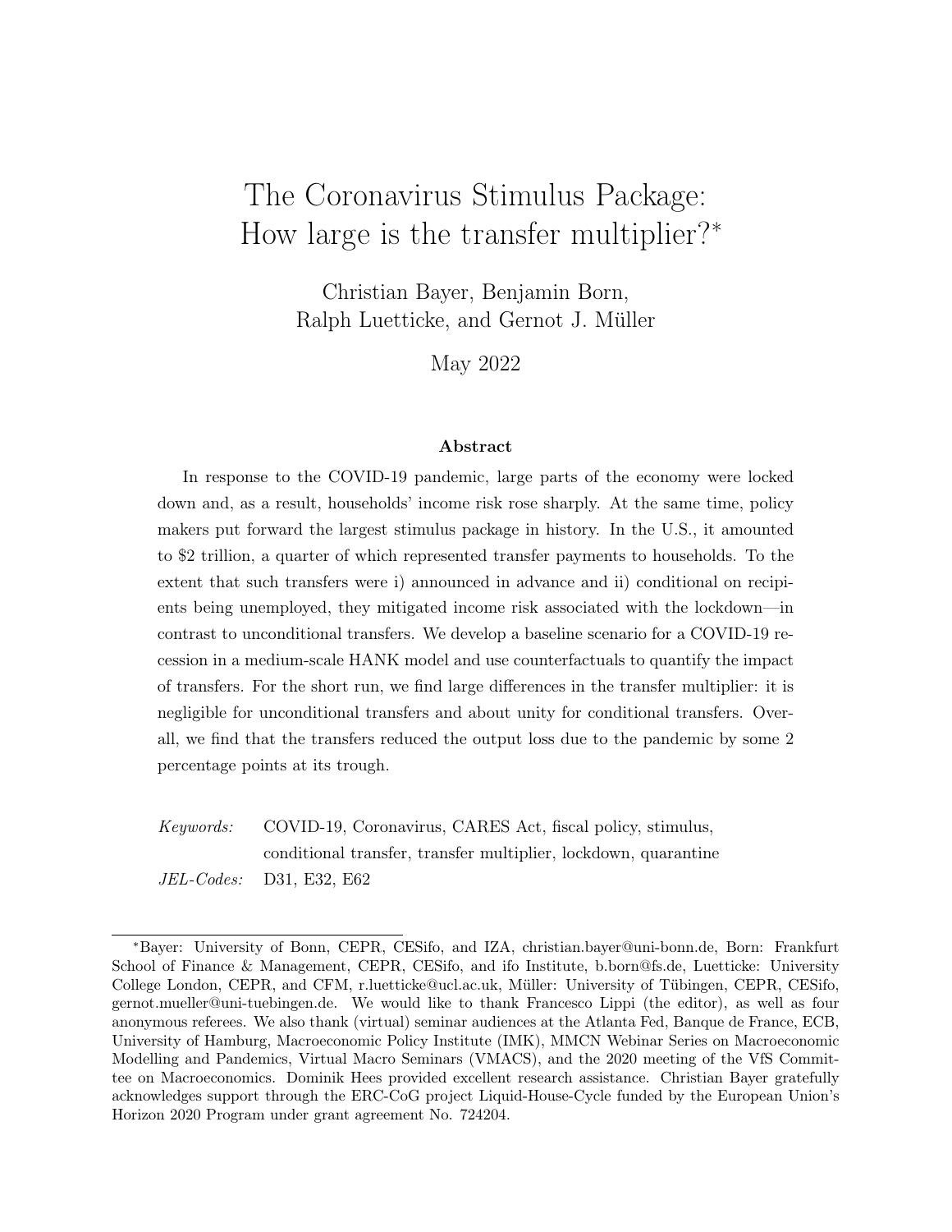# The Coronavirus Stimulus Package: How large is the transfer multiplier?*

Christian Bayer, Benjamin Born, Ralph Luetticke, and Gernot J. Müller

May 2022

### Abstract

In response to the COVID-19 pandemic, large parts of the economy were locked down and, as a result, households' income risk rose sharply. At the same time, policy makers put forward the largest stimulus package in history. In the U.S., it amounted to \$2 trillion, a quarter of which represented transfer payments to households. To the extent that such transfers were i) announced in advance and ii) conditional on recipients being unemployed, they mitigated income risk associated with the lockdown—in contrast to unconditional transfers. We develop a baseline scenario for a COVID-19 recession in a medium-scale HANK model and use counterfactuals to quantify the impact of transfers. For the short run, we find large differences in the transfer multiplier: it is negligible for unconditional transfers and about unity for conditional transfers. Overall, we find that the transfers reduced the output loss due to the pandemic by some 2 percentage points at its trough.

*Keywords:* COVID-19, Coronavirus, CARES Act, fiscal policy, stimulus, conditional transfer, transfer multiplier, lockdown, quarantine

*JEL-Codes:* D31, E32, E62

---

*Bayer: University of Bonn, CEPR, CESifo, and IZA, christian.bayer@uni-bonn.de, Born: Frankfurt School of Finance & Management, CEPR, CESifo, and ifo Institute, b.born@fs.de, Luetticke: University College London, CEPR, and CFM, r.luetticke@ucl.ac.uk, Müller: University of Tübingen, CEPR, CESifo, gernot.mueller@uni-tuebingen.de. We would like to thank Francesco Lippi (the editor), as well as four anonymous referees. We also thank (virtual) seminar audiences at the Atlanta Fed, Banque de France, ECB, University of Hamburg, Macroeconomic Policy Institute (IMK), MMCN Webinar Series on Macroeconomic Modelling and Pandemics, Virtual Macro Seminars (VMACS), and the 2020 meeting of the VfS Committee on Macroeconomics. Dominik Hees provided excellent research assistance. Christian Bayer gratefully acknowledges support through the ERC-CoG project Liquid-House-Cycle funded by the European Union's Horizon 2020 Program under grant agreement No. 724204.